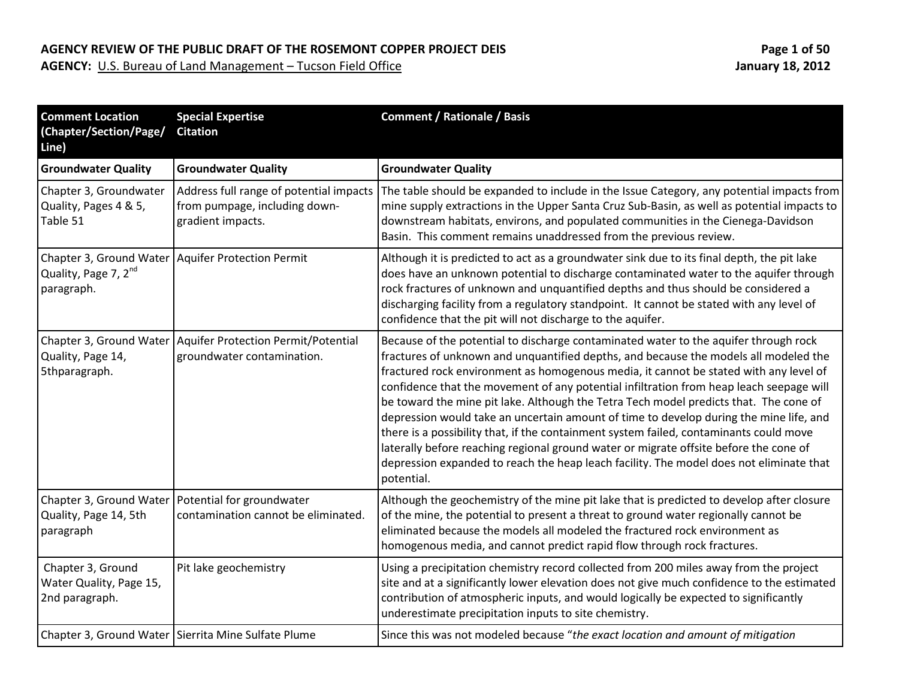**AGENCY REVIEW OF THE PUBLIC DRAFT OF THE ROSEMONT COPPER PROJECT DEIS**

**AGENCY:** U.S. Bureau of Land Management – Tucson Field Office

**January 18, 2012**

| Comment Location (Chapter/Section/Page/ Line) | Special Expertise Citation | Comment / Rationale / Basis |
|---|---|---|
| **Groundwater Quality** | **Groundwater Quality** | **Groundwater Quality** |
| Chapter 3, Groundwater Quality, Pages 4 & 5, Table 51 | Address full range of potential impacts from pumpage, including down-gradient impacts. | The table should be expanded to include in the Issue Category, any potential impacts from mine supply extractions in the Upper Santa Cruz Sub-Basin, as well as potential impacts to downstream habitats, environs, and populated communities in the Cienega-Davidson Basin. This comment remains unaddressed from the previous review. |
| Chapter 3, Ground Water Quality, Page 7, 2nd paragraph. | Aquifer Protection Permit | Although it is predicted to act as a groundwater sink due to its final depth, the pit lake does have an unknown potential to discharge contaminated water to the aquifer through rock fractures of unknown and unquantified depths and thus should be considered a discharging facility from a regulatory standpoint. It cannot be stated with any level of confidence that the pit will not discharge to the aquifer. |
| Chapter 3, Ground Water Quality, Page 14, 5thparagraph. | Aquifer Protection Permit/Potential groundwater contamination. | Because of the potential to discharge contaminated water to the aquifer through rock fractures of unknown and unquantified depths, and because the models all modeled the fractured rock environment as homogenous media, it cannot be stated with any level of confidence that the movement of any potential infiltration from heap leach seepage will be toward the mine pit lake. Although the Tetra Tech model predicts that. The cone of depression would take an uncertain amount of time to develop during the mine life, and there is a possibility that, if the containment system failed, contaminants could move laterally before reaching regional ground water or migrate offsite before the cone of depression expanded to reach the heap leach facility. The model does not eliminate that potential. |
| Chapter 3, Ground Water Quality, Page 14, 5th paragraph | Potential for groundwater contamination cannot be eliminated. | Although the geochemistry of the mine pit lake that is predicted to develop after closure of the mine, the potential to present a threat to ground water regionally cannot be eliminated because the models all modeled the fractured rock environment as homogenous media, and cannot predict rapid flow through rock fractures. |
| Chapter 3, Ground Water Quality, Page 15, 2nd paragraph. | Pit lake geochemistry | Using a precipitation chemistry record collected from 200 miles away from the project site and at a significantly lower elevation does not give much confidence to the estimated contribution of atmospheric inputs, and would logically be expected to significantly underestimate precipitation inputs to site chemistry. |
| Chapter 3, Ground Water | Sierrita Mine Sulfate Plume | Since this was not modeled because "*the exact location and amount of mitigation* |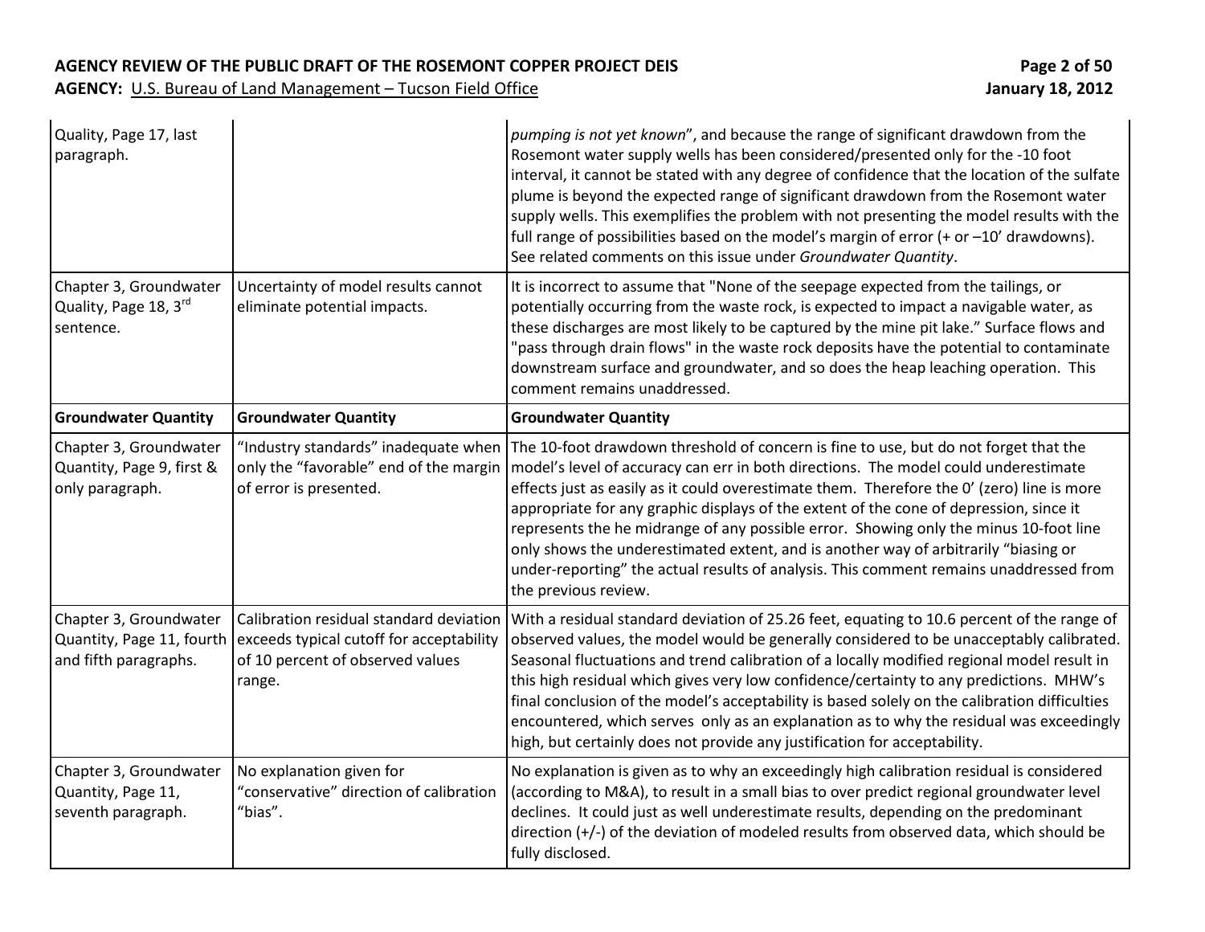| | | |
|---|---|---|
| Quality, Page 17, last paragraph. | | *pumping is not yet known*", and because the range of significant drawdown from the Rosemont water supply wells has been considered/presented only for the -10 foot interval, it cannot be stated with any degree of confidence that the location of the sulfate plume is beyond the expected range of significant drawdown from the Rosemont water supply wells. This exemplifies the problem with not presenting the model results with the full range of possibilities based on the model's margin of error (+ or –10' drawdowns). See related comments on this issue under *Groundwater Quantity*. |
| Chapter 3, Groundwater Quality, Page 18, 3rd sentence. | Uncertainty of model results cannot eliminate potential impacts. | It is incorrect to assume that "None of the seepage expected from the tailings, or potentially occurring from the waste rock, is expected to impact a navigable water, as these discharges are most likely to be captured by the mine pit lake." Surface flows and "pass through drain flows" in the waste rock deposits have the potential to contaminate downstream surface and groundwater, and so does the heap leaching operation. This comment remains unaddressed. |
| **Groundwater Quantity** | **Groundwater Quantity** | **Groundwater Quantity** |
| Chapter 3, Groundwater Quantity, Page 9, first & only paragraph. | "Industry standards" inadequate when only the "favorable" end of the margin of error is presented. | The 10-foot drawdown threshold of concern is fine to use, but do not forget that the model's level of accuracy can err in both directions. The model could underestimate effects just as easily as it could overestimate them. Therefore the 0' (zero) line is more appropriate for any graphic displays of the extent of the cone of depression, since it represents the he midrange of any possible error. Showing only the minus 10-foot line only shows the underestimated extent, and is another way of arbitrarily "biasing or under-reporting" the actual results of analysis. This comment remains unaddressed from the previous review. |
| Chapter 3, Groundwater Quantity, Page 11, fourth and fifth paragraphs. | Calibration residual standard deviation exceeds typical cutoff for acceptability of 10 percent of observed values range. | With a residual standard deviation of 25.26 feet, equating to 10.6 percent of the range of observed values, the model would be generally considered to be unacceptably calibrated. Seasonal fluctuations and trend calibration of a locally modified regional model result in this high residual which gives very low confidence/certainty to any predictions. MHW's final conclusion of the model's acceptability is based solely on the calibration difficulties encountered, which serves only as an explanation as to why the residual was exceedingly high, but certainly does not provide any justification for acceptability. |
| Chapter 3, Groundwater Quantity, Page 11, seventh paragraph. | No explanation given for "conservative" direction of calibration "bias". | No explanation is given as to why an exceedingly high calibration residual is considered (according to M&A), to result in a small bias to over predict regional groundwater level declines. It could just as well underestimate results, depending on the predominant direction (+/-) of the deviation of modeled results from observed data, which should be fully disclosed. |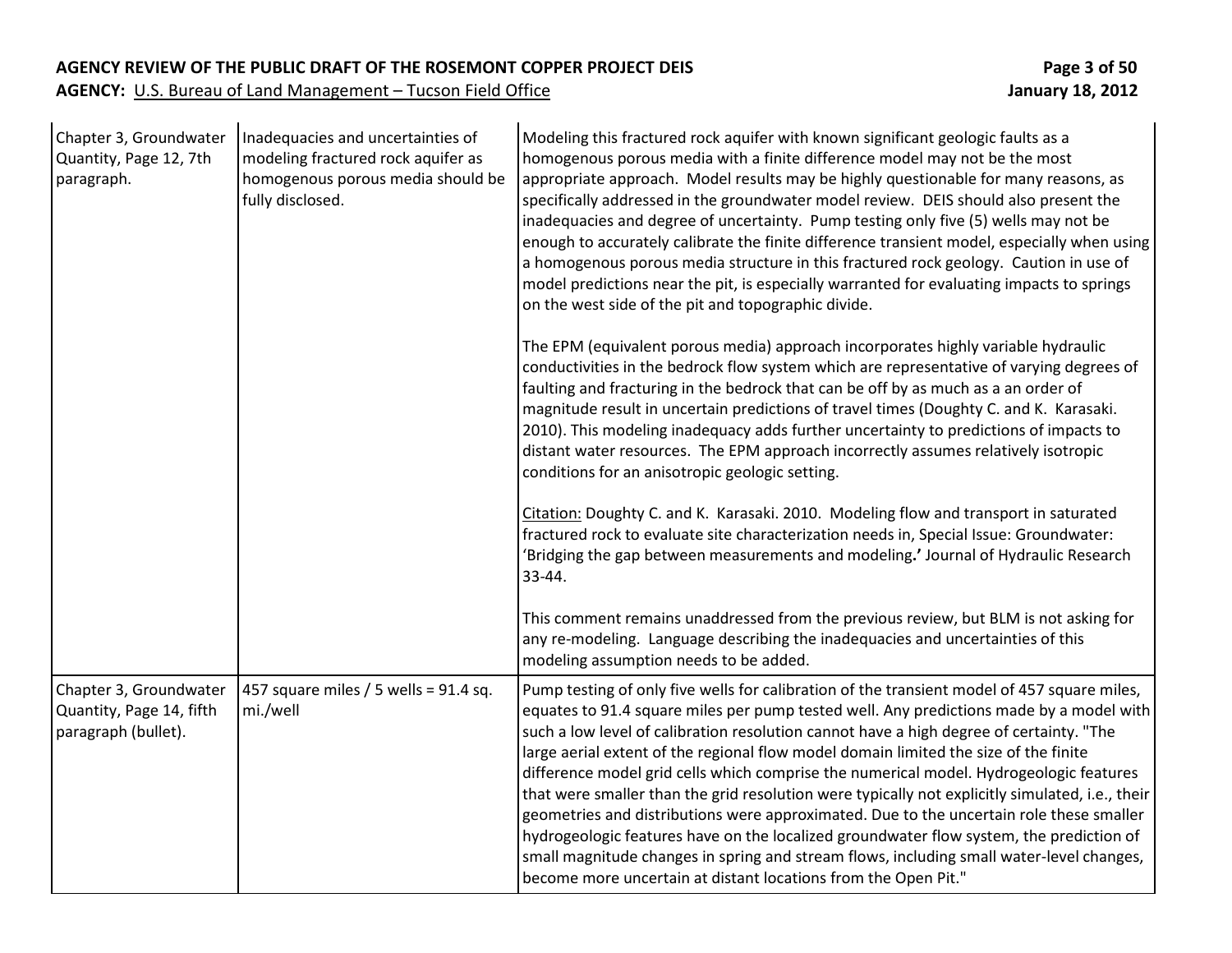| | | |
|---|---|---|
| Chapter 3, Groundwater Quantity, Page 12, 7th paragraph. | Inadequacies and uncertainties of modeling fractured rock aquifer as homogenous porous media should be fully disclosed. | Modeling this fractured rock aquifer with known significant geologic faults as a homogenous porous media with a finite difference model may not be the most appropriate approach. Model results may be highly questionable for many reasons, as specifically addressed in the groundwater model review. DEIS should also present the inadequacies and degree of uncertainty. Pump testing only five (5) wells may not be enough to accurately calibrate the finite difference transient model, especially when using a homogenous porous media structure in this fractured rock geology. Caution in use of model predictions near the pit, is especially warranted for evaluating impacts to springs on the west side of the pit and topographic divide.<br><br>The EPM (equivalent porous media) approach incorporates highly variable hydraulic conductivities in the bedrock flow system which are representative of varying degrees of faulting and fracturing in the bedrock that can be off by as much as a an order of magnitude result in uncertain predictions of travel times (Doughty C. and K. Karasaki. 2010). This modeling inadequacy adds further uncertainty to predictions of impacts to distant water resources. The EPM approach incorrectly assumes relatively isotropic conditions for an anisotropic geologic setting.<br><br><u>Citation:</u> Doughty C. and K. Karasaki. 2010. Modeling flow and transport in saturated fractured rock to evaluate site characterization needs in, Special Issue: Groundwater: 'Bridging the gap between measurements and modeling**.'** Journal of Hydraulic Research 33-44.<br><br>This comment remains unaddressed from the previous review, but BLM is not asking for any re-modeling. Language describing the inadequacies and uncertainties of this modeling assumption needs to be added. |
| Chapter 3, Groundwater Quantity, Page 14, fifth paragraph (bullet). | 457 square miles / 5 wells = 91.4 sq. mi./well | Pump testing of only five wells for calibration of the transient model of 457 square miles, equates to 91.4 square miles per pump tested well. Any predictions made by a model with such a low level of calibration resolution cannot have a high degree of certainty. "The large aerial extent of the regional flow model domain limited the size of the finite difference model grid cells which comprise the numerical model. Hydrogeologic features that were smaller than the grid resolution were typically not explicitly simulated, i.e., their geometries and distributions were approximated. Due to the uncertain role these smaller hydrogeologic features have on the localized groundwater flow system, the prediction of small magnitude changes in spring and stream flows, including small water-level changes, become more uncertain at distant locations from the Open Pit." |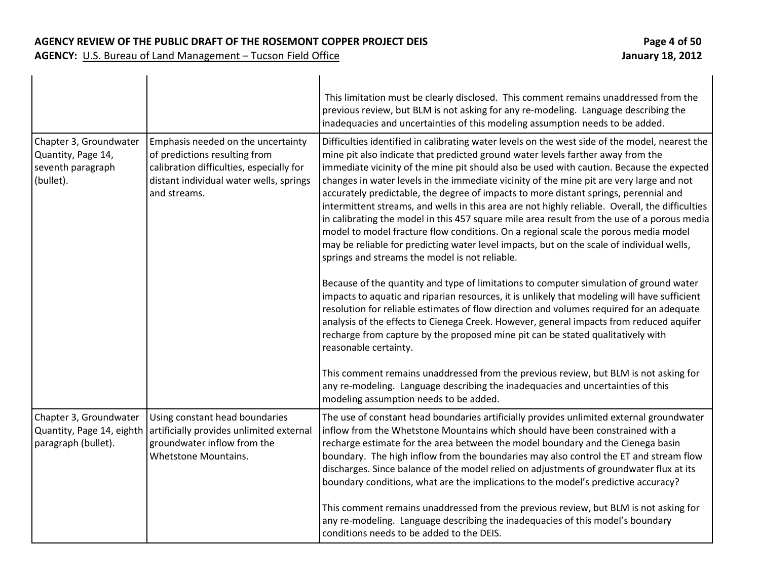|  |  |  |
| --- | --- | --- |
|  |  | This limitation must be clearly disclosed. This comment remains unaddressed from the previous review, but BLM is not asking for any re-modeling. Language describing the inadequacies and uncertainties of this modeling assumption needs to be added. |
| Chapter 3, Groundwater Quantity, Page 14, seventh paragraph (bullet). | Emphasis needed on the uncertainty of predictions resulting from calibration difficulties, especially for distant individual water wells, springs and streams. | Difficulties identified in calibrating water levels on the west side of the model, nearest the mine pit also indicate that predicted ground water levels farther away from the immediate vicinity of the mine pit should also be used with caution. Because the expected changes in water levels in the immediate vicinity of the mine pit are very large and not accurately predictable, the degree of impacts to more distant springs, perennial and intermittent streams, and wells in this area are not highly reliable. Overall, the difficulties in calibrating the model in this 457 square mile area result from the use of a porous media model to model fracture flow conditions. On a regional scale the porous media model may be reliable for predicting water level impacts, but on the scale of individual wells, springs and streams the model is not reliable.<br><br>Because of the quantity and type of limitations to computer simulation of ground water impacts to aquatic and riparian resources, it is unlikely that modeling will have sufficient resolution for reliable estimates of flow direction and volumes required for an adequate analysis of the effects to Cienega Creek. However, general impacts from reduced aquifer recharge from capture by the proposed mine pit can be stated qualitatively with reasonable certainty.<br><br>This comment remains unaddressed from the previous review, but BLM is not asking for any re-modeling. Language describing the inadequacies and uncertainties of this modeling assumption needs to be added. |
| Chapter 3, Groundwater Quantity, Page 14, eighth paragraph (bullet). | Using constant head boundaries artificially provides unlimited external groundwater inflow from the Whetstone Mountains. | The use of constant head boundaries artificially provides unlimited external groundwater inflow from the Whetstone Mountains which should have been constrained with a recharge estimate for the area between the model boundary and the Cienega basin boundary. The high inflow from the boundaries may also control the ET and stream flow discharges. Since balance of the model relied on adjustments of groundwater flux at its boundary conditions, what are the implications to the model's predictive accuracy?<br><br>This comment remains unaddressed from the previous review, but BLM is not asking for any re-modeling. Language describing the inadequacies of this model's boundary conditions needs to be added to the DEIS. |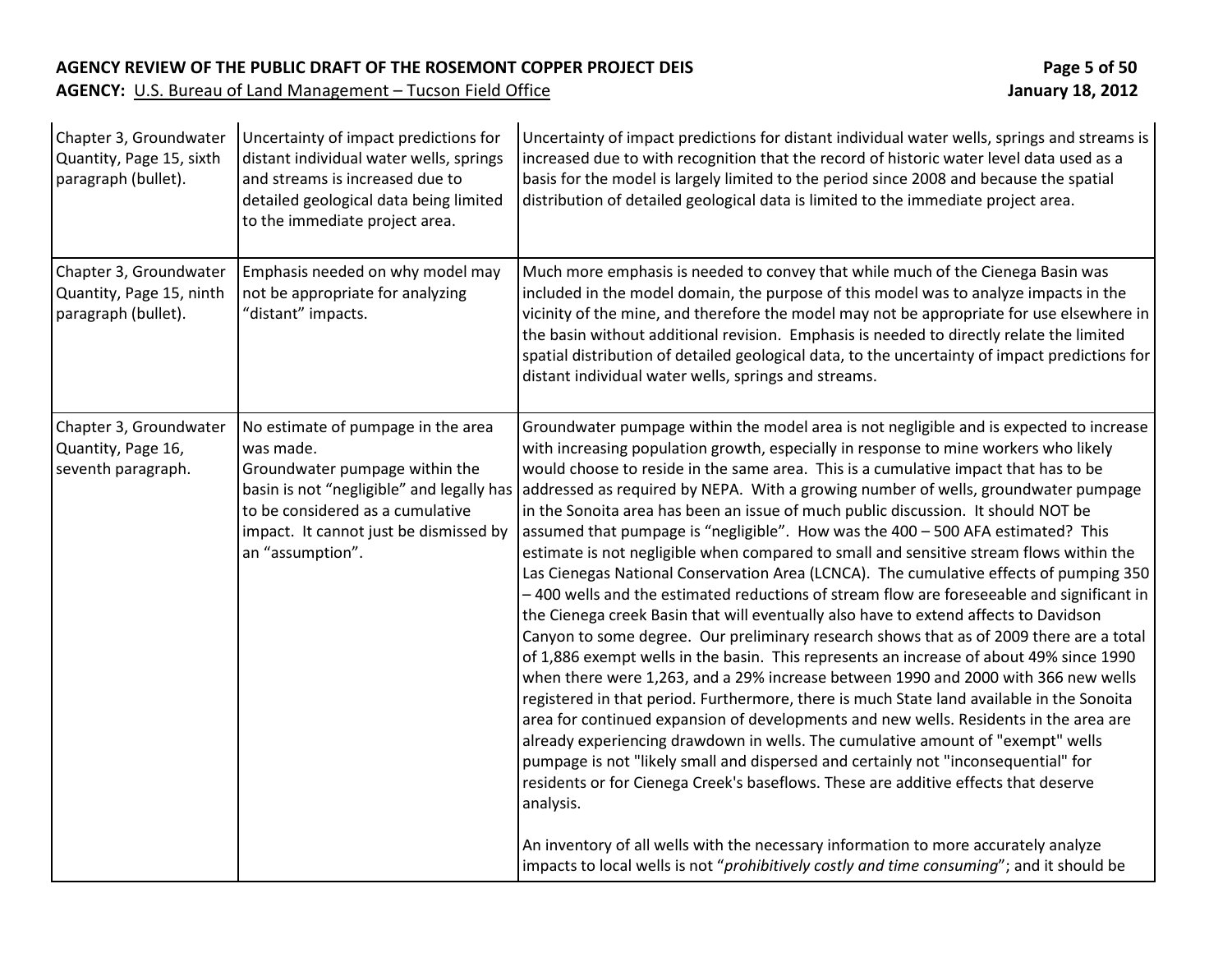| | | |
|---|---|---|
| Chapter 3, Groundwater Quantity, Page 15, sixth paragraph (bullet). | Uncertainty of impact predictions for distant individual water wells, springs and streams is increased due to detailed geological data being limited to the immediate project area. | Uncertainty of impact predictions for distant individual water wells, springs and streams is increased due to with recognition that the record of historic water level data used as a basis for the model is largely limited to the period since 2008 and because the spatial distribution of detailed geological data is limited to the immediate project area. |
| Chapter 3, Groundwater Quantity, Page 15, ninth paragraph (bullet). | Emphasis needed on why model may not be appropriate for analyzing "distant" impacts. | Much more emphasis is needed to convey that while much of the Cienega Basin was included in the model domain, the purpose of this model was to analyze impacts in the vicinity of the mine, and therefore the model may not be appropriate for use elsewhere in the basin without additional revision. Emphasis is needed to directly relate the limited spatial distribution of detailed geological data, to the uncertainty of impact predictions for distant individual water wells, springs and streams. |
| Chapter 3, Groundwater Quantity, Page 16, seventh paragraph. | No estimate of pumpage in the area was made.<br>Groundwater pumpage within the basin is not "negligible" and legally has to be considered as a cumulative impact. It cannot just be dismissed by an "assumption". | Groundwater pumpage within the model area is not negligible and is expected to increase with increasing population growth, especially in response to mine workers who likely would choose to reside in the same area. This is a cumulative impact that has to be addressed as required by NEPA. With a growing number of wells, groundwater pumpage in the Sonoita area has been an issue of much public discussion. It should NOT be assumed that pumpage is "negligible". How was the 400 – 500 AFA estimated? This estimate is not negligible when compared to small and sensitive stream flows within the Las Cienegas National Conservation Area (LCNCA). The cumulative effects of pumping 350 – 400 wells and the estimated reductions of stream flow are foreseeable and significant in the Cienega creek Basin that will eventually also have to extend affects to Davidson Canyon to some degree. Our preliminary research shows that as of 2009 there are a total of 1,886 exempt wells in the basin. This represents an increase of about 49% since 1990 when there were 1,263, and a 29% increase between 1990 and 2000 with 366 new wells registered in that period. Furthermore, there is much State land available in the Sonoita area for continued expansion of developments and new wells. Residents in the area are already experiencing drawdown in wells. The cumulative amount of "exempt" wells pumpage is not "likely small and dispersed and certainly not "inconsequential" for residents or for Cienega Creek's baseflows. These are additive effects that deserve analysis.<br><br>An inventory of all wells with the necessary information to more accurately analyze impacts to local wells is not "*prohibitively costly and time consuming*"; and it should be |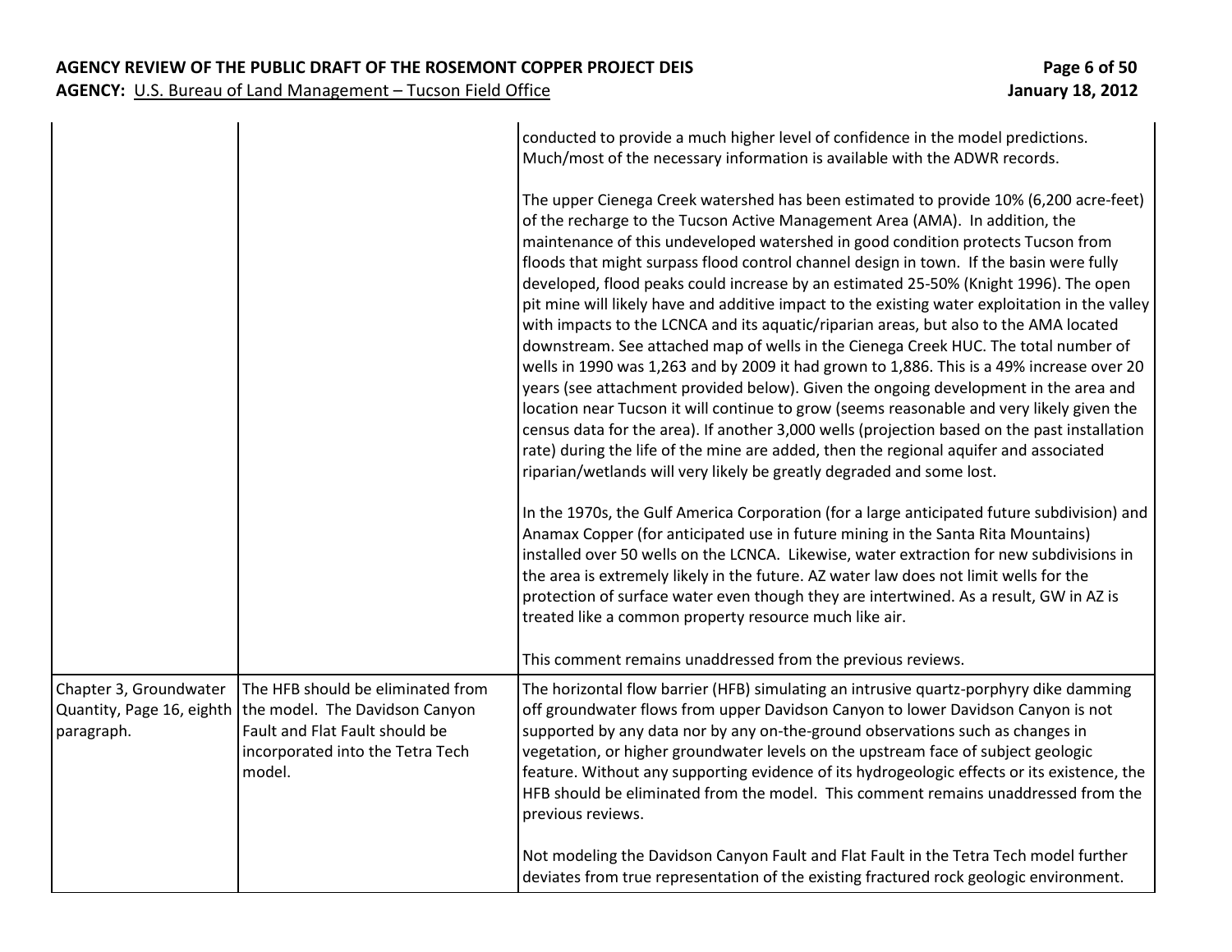| | | |
|---|---|---|
| | | conducted to provide a much higher level of confidence in the model predictions. Much/most of the necessary information is available with the ADWR records.<br><br>The upper Cienega Creek watershed has been estimated to provide 10% (6,200 acre-feet) of the recharge to the Tucson Active Management Area (AMA). In addition, the maintenance of this undeveloped watershed in good condition protects Tucson from floods that might surpass flood control channel design in town. If the basin were fully developed, flood peaks could increase by an estimated 25-50% (Knight 1996). The open pit mine will likely have and additive impact to the existing water exploitation in the valley with impacts to the LCNCA and its aquatic/riparian areas, but also to the AMA located downstream. See attached map of wells in the Cienega Creek HUC. The total number of wells in 1990 was 1,263 and by 2009 it had grown to 1,886. This is a 49% increase over 20 years (see attachment provided below). Given the ongoing development in the area and location near Tucson it will continue to grow (seems reasonable and very likely given the census data for the area). If another 3,000 wells (projection based on the past installation rate) during the life of the mine are added, then the regional aquifer and associated riparian/wetlands will very likely be greatly degraded and some lost.<br><br>In the 1970s, the Gulf America Corporation (for a large anticipated future subdivision) and Anamax Copper (for anticipated use in future mining in the Santa Rita Mountains) installed over 50 wells on the LCNCA. Likewise, water extraction for new subdivisions in the area is extremely likely in the future. AZ water law does not limit wells for the protection of surface water even though they are intertwined. As a result, GW in AZ is treated like a common property resource much like air.<br><br>This comment remains unaddressed from the previous reviews. |
| Chapter 3, Groundwater Quantity, Page 16, eighth paragraph. | The HFB should be eliminated from the model. The Davidson Canyon Fault and Flat Fault should be incorporated into the Tetra Tech model. | The horizontal flow barrier (HFB) simulating an intrusive quartz-porphyry dike damming off groundwater flows from upper Davidson Canyon to lower Davidson Canyon is not supported by any data nor by any on-the-ground observations such as changes in vegetation, or higher groundwater levels on the upstream face of subject geologic feature. Without any supporting evidence of its hydrogeologic effects or its existence, the HFB should be eliminated from the model. This comment remains unaddressed from the previous reviews.<br><br>Not modeling the Davidson Canyon Fault and Flat Fault in the Tetra Tech model further deviates from true representation of the existing fractured rock geologic environment. |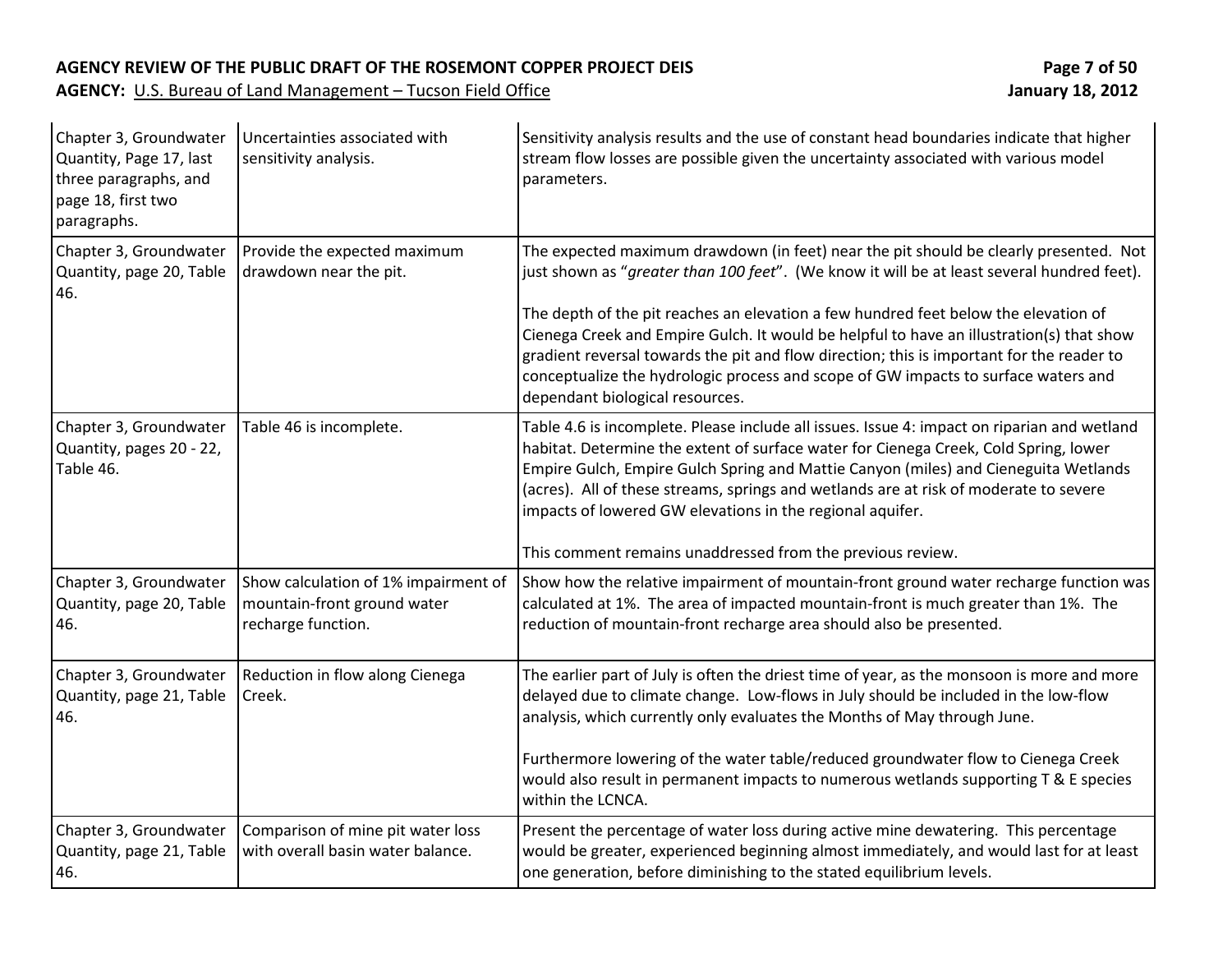| | | |
|---|---|---|
| Chapter 3, Groundwater Quantity, Page 17, last three paragraphs, and page 18, first two paragraphs. | Uncertainties associated with sensitivity analysis. | Sensitivity analysis results and the use of constant head boundaries indicate that higher stream flow losses are possible given the uncertainty associated with various model parameters. |
| Chapter 3, Groundwater Quantity, page 20, Table 46. | Provide the expected maximum drawdown near the pit. | The expected maximum drawdown (in feet) near the pit should be clearly presented. Not just shown as "*greater than 100 feet*". (We know it will be at least several hundred feet).<br><br>The depth of the pit reaches an elevation a few hundred feet below the elevation of Cienega Creek and Empire Gulch. It would be helpful to have an illustration(s) that show gradient reversal towards the pit and flow direction; this is important for the reader to conceptualize the hydrologic process and scope of GW impacts to surface waters and dependant biological resources. |
| Chapter 3, Groundwater Quantity, pages 20 - 22, Table 46. | Table 46 is incomplete. | Table 4.6 is incomplete. Please include all issues. Issue 4: impact on riparian and wetland habitat. Determine the extent of surface water for Cienega Creek, Cold Spring, lower Empire Gulch, Empire Gulch Spring and Mattie Canyon (miles) and Cieneguita Wetlands (acres). All of these streams, springs and wetlands are at risk of moderate to severe impacts of lowered GW elevations in the regional aquifer.<br><br>This comment remains unaddressed from the previous review. |
| Chapter 3, Groundwater Quantity, page 20, Table 46. | Show calculation of 1% impairment of mountain-front ground water recharge function. | Show how the relative impairment of mountain-front ground water recharge function was calculated at 1%. The area of impacted mountain-front is much greater than 1%. The reduction of mountain-front recharge area should also be presented. |
| Chapter 3, Groundwater Quantity, page 21, Table 46. | Reduction in flow along Cienega Creek. | The earlier part of July is often the driest time of year, as the monsoon is more and more delayed due to climate change. Low-flows in July should be included in the low-flow analysis, which currently only evaluates the Months of May through June.<br><br>Furthermore lowering of the water table/reduced groundwater flow to Cienega Creek would also result in permanent impacts to numerous wetlands supporting T & E species within the LCNCA. |
| Chapter 3, Groundwater Quantity, page 21, Table 46. | Comparison of mine pit water loss with overall basin water balance. | Present the percentage of water loss during active mine dewatering. This percentage would be greater, experienced beginning almost immediately, and would last for at least one generation, before diminishing to the stated equilibrium levels. |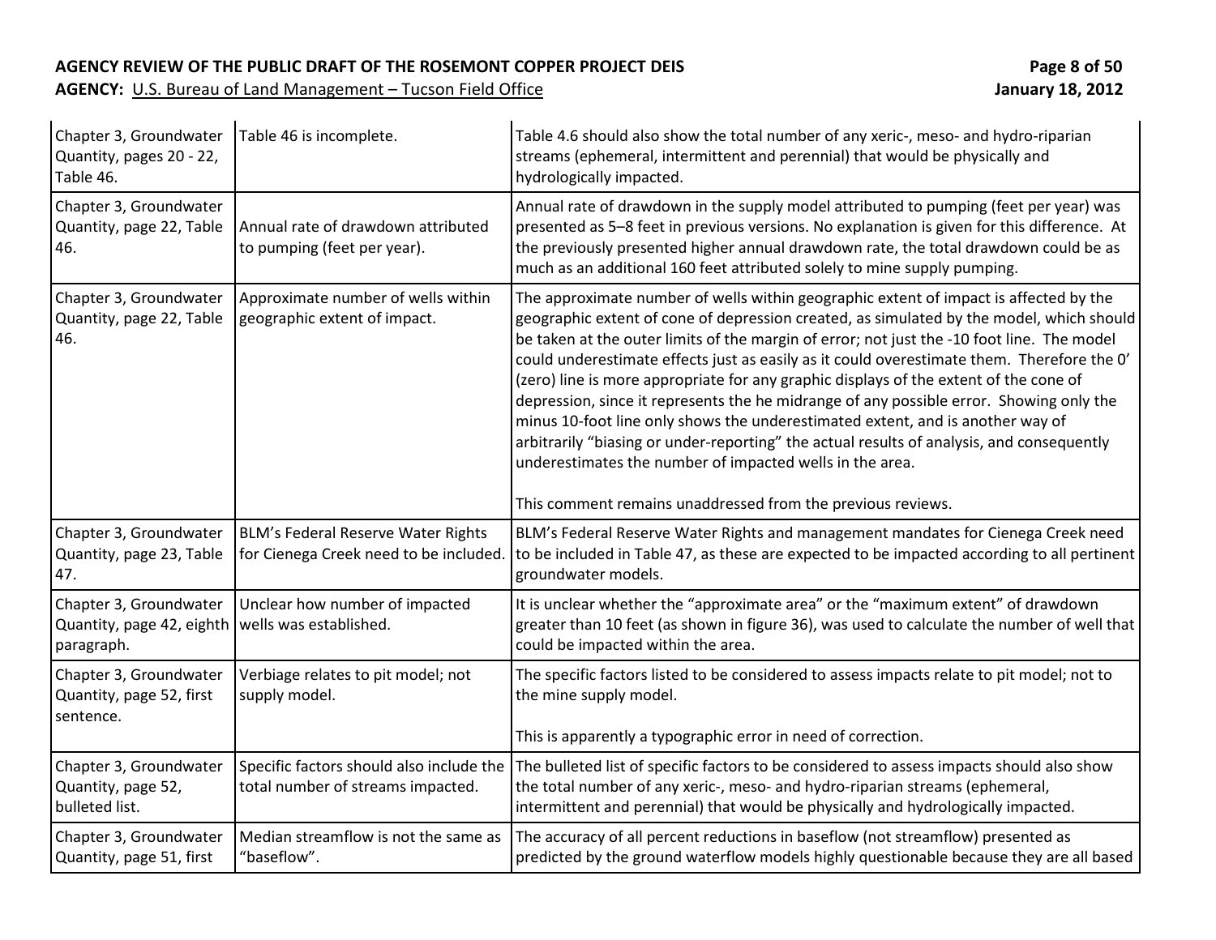| | | |
|---|---|---|
| Chapter 3, Groundwater Quantity, pages 20 - 22, Table 46. | Table 46 is incomplete. | Table 4.6 should also show the total number of any xeric-, meso- and hydro-riparian streams (ephemeral, intermittent and perennial) that would be physically and hydrologically impacted. |
| Chapter 3, Groundwater Quantity, page 22, Table 46. | Annual rate of drawdown attributed to pumping (feet per year). | Annual rate of drawdown in the supply model attributed to pumping (feet per year) was presented as 5–8 feet in previous versions. No explanation is given for this difference. At the previously presented higher annual drawdown rate, the total drawdown could be as much as an additional 160 feet attributed solely to mine supply pumping. |
| Chapter 3, Groundwater Quantity, page 22, Table 46. | Approximate number of wells within geographic extent of impact. | The approximate number of wells within geographic extent of impact is affected by the geographic extent of cone of depression created, as simulated by the model, which should be taken at the outer limits of the margin of error; not just the -10 foot line. The model could underestimate effects just as easily as it could overestimate them. Therefore the 0' (zero) line is more appropriate for any graphic displays of the extent of the cone of depression, since it represents the he midrange of any possible error. Showing only the minus 10-foot line only shows the underestimated extent, and is another way of arbitrarily "biasing or under-reporting" the actual results of analysis, and consequently underestimates the number of impacted wells in the area.<br><br>This comment remains unaddressed from the previous reviews. |
| Chapter 3, Groundwater Quantity, page 23, Table 47. | BLM's Federal Reserve Water Rights for Cienega Creek need to be included. | BLM's Federal Reserve Water Rights and management mandates for Cienega Creek need to be included in Table 47, as these are expected to be impacted according to all pertinent groundwater models. |
| Chapter 3, Groundwater Quantity, page 42, eighth paragraph. | Unclear how number of impacted wells was established. | It is unclear whether the "approximate area" or the "maximum extent" of drawdown greater than 10 feet (as shown in figure 36), was used to calculate the number of well that could be impacted within the area. |
| Chapter 3, Groundwater Quantity, page 52, first sentence. | Verbiage relates to pit model; not supply model. | The specific factors listed to be considered to assess impacts relate to pit model; not to the mine supply model.<br><br>This is apparently a typographic error in need of correction. |
| Chapter 3, Groundwater Quantity, page 52, bulleted list. | Specific factors should also include the total number of streams impacted. | The bulleted list of specific factors to be considered to assess impacts should also show the total number of any xeric-, meso- and hydro-riparian streams (ephemeral, intermittent and perennial) that would be physically and hydrologically impacted. |
| Chapter 3, Groundwater Quantity, page 51, first | Median streamflow is not the same as "baseflow". | The accuracy of all percent reductions in baseflow (not streamflow) presented as predicted by the ground waterflow models highly questionable because they are all based |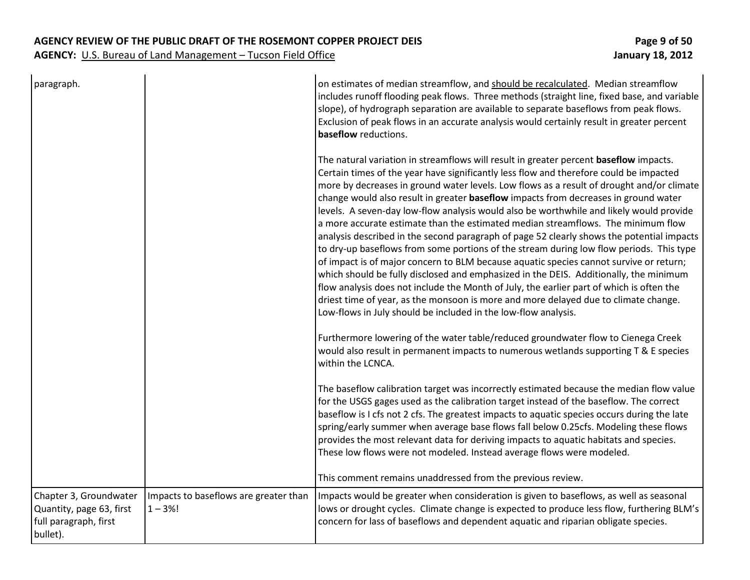| | | |
|---|---|---|
| paragraph. | | on estimates of median streamflow, and should be recalculated. Median streamflow includes runoff flooding peak flows. Three methods (straight line, fixed base, and variable slope), of hydrograph separation are available to separate baseflows from peak flows. Exclusion of peak flows in an accurate analysis would certainly result in greater percent **baseflow** reductions.<br><br>The natural variation in streamflows will result in greater percent **baseflow** impacts. Certain times of the year have significantly less flow and therefore could be impacted more by decreases in ground water levels. Low flows as a result of drought and/or climate change would also result in greater **baseflow** impacts from decreases in ground water levels. A seven-day low-flow analysis would also be worthwhile and likely would provide a more accurate estimate than the estimated median streamflows. The minimum flow analysis described in the second paragraph of page 52 clearly shows the potential impacts to dry-up baseflows from some portions of the stream during low flow periods. This type of impact is of major concern to BLM because aquatic species cannot survive or return; which should be fully disclosed and emphasized in the DEIS. Additionally, the minimum flow analysis does not include the Month of July, the earlier part of which is often the driest time of year, as the monsoon is more and more delayed due to climate change. Low-flows in July should be included in the low-flow analysis.<br><br>Furthermore lowering of the water table/reduced groundwater flow to Cienega Creek would also result in permanent impacts to numerous wetlands supporting T & E species within the LCNCA.<br><br>The baseflow calibration target was incorrectly estimated because the median flow value for the USGS gages used as the calibration target instead of the baseflow. The correct baseflow is I cfs not 2 cfs. The greatest impacts to aquatic species occurs during the late spring/early summer when average base flows fall below 0.25cfs. Modeling these flows provides the most relevant data for deriving impacts to aquatic habitats and species. These low flows were not modeled. Instead average flows were modeled.<br><br>This comment remains unaddressed from the previous review. |
| Chapter 3, Groundwater Quantity, page 63, first full paragraph, first bullet). | Impacts to baseflows are greater than 1 – 3%! | Impacts would be greater when consideration is given to baseflows, as well as seasonal lows or drought cycles. Climate change is expected to produce less flow, furthering BLM's concern for lass of baseflows and dependent aquatic and riparian obligate species. |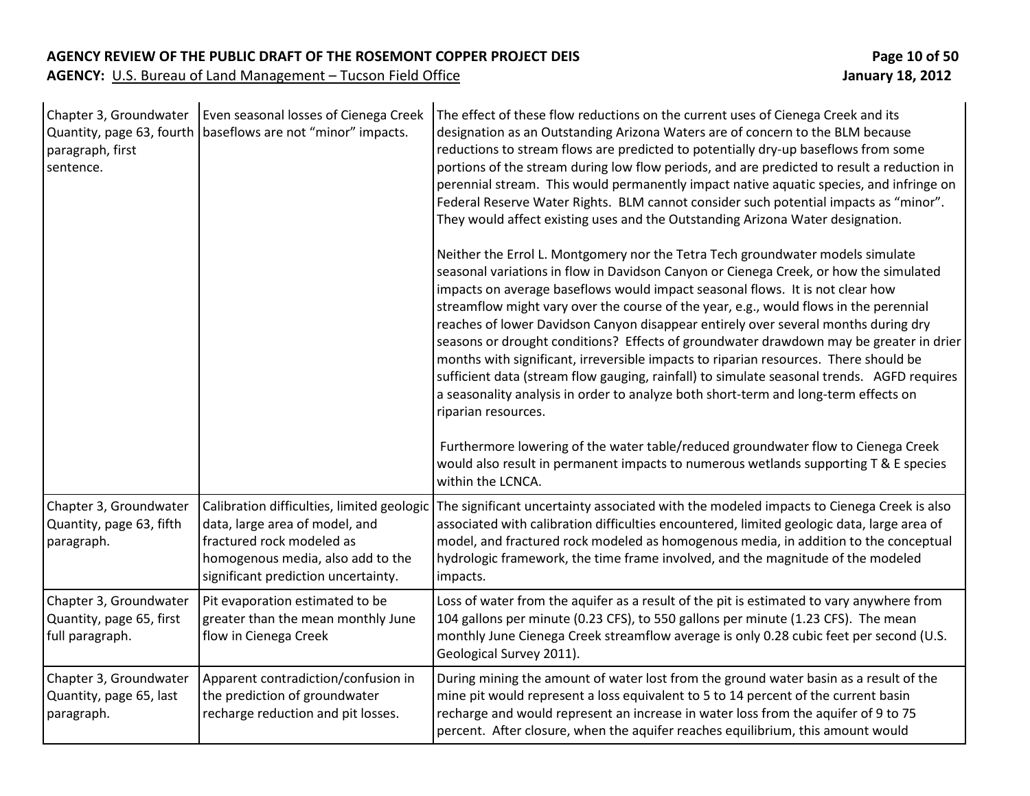| | | |
|---|---|---|
| Chapter 3, Groundwater Quantity, page 63, fourth paragraph, first sentence. | Even seasonal losses of Cienega Creek baseflows are not "minor" impacts. | The effect of these flow reductions on the current uses of Cienega Creek and its designation as an Outstanding Arizona Waters are of concern to the BLM because reductions to stream flows are predicted to potentially dry-up baseflows from some portions of the stream during low flow periods, and are predicted to result a reduction in perennial stream. This would permanently impact native aquatic species, and infringe on Federal Reserve Water Rights. BLM cannot consider such potential impacts as "minor". They would affect existing uses and the Outstanding Arizona Water designation.<br><br>Neither the Errol L. Montgomery nor the Tetra Tech groundwater models simulate seasonal variations in flow in Davidson Canyon or Cienega Creek, or how the simulated impacts on average baseflows would impact seasonal flows. It is not clear how streamflow might vary over the course of the year, e.g., would flows in the perennial reaches of lower Davidson Canyon disappear entirely over several months during dry seasons or drought conditions? Effects of groundwater drawdown may be greater in drier months with significant, irreversible impacts to riparian resources. There should be sufficient data (stream flow gauging, rainfall) to simulate seasonal trends. AGFD requires a seasonality analysis in order to analyze both short-term and long-term effects on riparian resources.<br><br>Furthermore lowering of the water table/reduced groundwater flow to Cienega Creek would also result in permanent impacts to numerous wetlands supporting T & E species within the LCNCA. |
| Chapter 3, Groundwater Quantity, page 63, fifth paragraph. | Calibration difficulties, limited geologic data, large area of model, and fractured rock modeled as homogenous media, also add to the significant prediction uncertainty. | The significant uncertainty associated with the modeled impacts to Cienega Creek is also associated with calibration difficulties encountered, limited geologic data, large area of model, and fractured rock modeled as homogenous media, in addition to the conceptual hydrologic framework, the time frame involved, and the magnitude of the modeled impacts. |
| Chapter 3, Groundwater Quantity, page 65, first full paragraph. | Pit evaporation estimated to be greater than the mean monthly June flow in Cienega Creek | Loss of water from the aquifer as a result of the pit is estimated to vary anywhere from 104 gallons per minute (0.23 CFS), to 550 gallons per minute (1.23 CFS). The mean monthly June Cienega Creek streamflow average is only 0.28 cubic feet per second (U.S. Geological Survey 2011). |
| Chapter 3, Groundwater Quantity, page 65, last paragraph. | Apparent contradiction/confusion in the prediction of groundwater recharge reduction and pit losses. | During mining the amount of water lost from the ground water basin as a result of the mine pit would represent a loss equivalent to 5 to 14 percent of the current basin recharge and would represent an increase in water loss from the aquifer of 9 to 75 percent. After closure, when the aquifer reaches equilibrium, this amount would |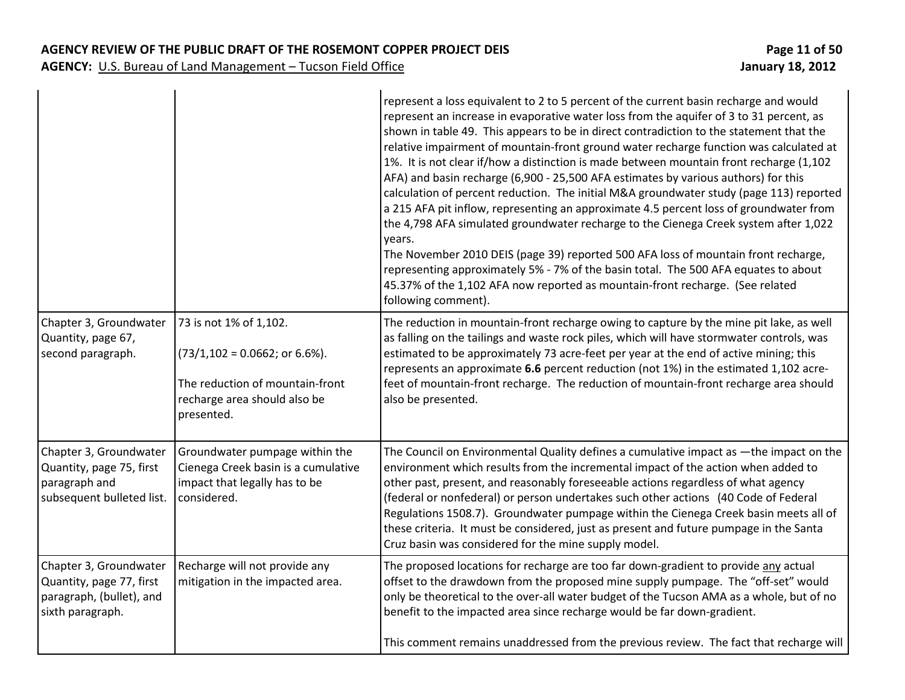| | | |
|---|---|---|
| | | represent a loss equivalent to 2 to 5 percent of the current basin recharge and would represent an increase in evaporative water loss from the aquifer of 3 to 31 percent, as shown in table 49. This appears to be in direct contradiction to the statement that the relative impairment of mountain-front ground water recharge function was calculated at 1%. It is not clear if/how a distinction is made between mountain front recharge (1,102 AFA) and basin recharge (6,900 - 25,500 AFA estimates by various authors) for this calculation of percent reduction. The initial M&A groundwater study (page 113) reported a 215 AFA pit inflow, representing an approximate 4.5 percent loss of groundwater from the 4,798 AFA simulated groundwater recharge to the Cienega Creek system after 1,022 years.<br>The November 2010 DEIS (page 39) reported 500 AFA loss of mountain front recharge, representing approximately 5% - 7% of the basin total. The 500 AFA equates to about 45.37% of the 1,102 AFA now reported as mountain-front recharge. (See related following comment). |
| Chapter 3, Groundwater Quantity, page 67, second paragraph. | 73 is not 1% of 1,102.<br><br>(73/1,102 = 0.0662; or 6.6%).<br><br>The reduction of mountain-front recharge area should also be presented. | The reduction in mountain-front recharge owing to capture by the mine pit lake, as well as falling on the tailings and waste rock piles, which will have stormwater controls, was estimated to be approximately 73 acre-feet per year at the end of active mining; this represents an approximate **6.6** percent reduction (not 1%) in the estimated 1,102 acre-feet of mountain-front recharge. The reduction of mountain-front recharge area should also be presented. |
| Chapter 3, Groundwater Quantity, page 75, first paragraph and subsequent bulleted list. | Groundwater pumpage within the Cienega Creek basin is a cumulative impact that legally has to be considered. | The Council on Environmental Quality defines a cumulative impact as —the impact on the environment which results from the incremental impact of the action when added to other past, present, and reasonably foreseeable actions regardless of what agency (federal or nonfederal) or person undertakes such other actions (40 Code of Federal Regulations 1508.7). Groundwater pumpage within the Cienega Creek basin meets all of these criteria. It must be considered, just as present and future pumpage in the Santa Cruz basin was considered for the mine supply model. |
| Chapter 3, Groundwater Quantity, page 77, first paragraph, (bullet), and sixth paragraph. | Recharge will not provide any mitigation in the impacted area. | The proposed locations for recharge are too far down-gradient to provide <u>any</u> actual offset to the drawdown from the proposed mine supply pumpage. The "off-set" would only be theoretical to the over-all water budget of the Tucson AMA as a whole, but of no benefit to the impacted area since recharge would be far down-gradient.<br><br>This comment remains unaddressed from the previous review. The fact that recharge will |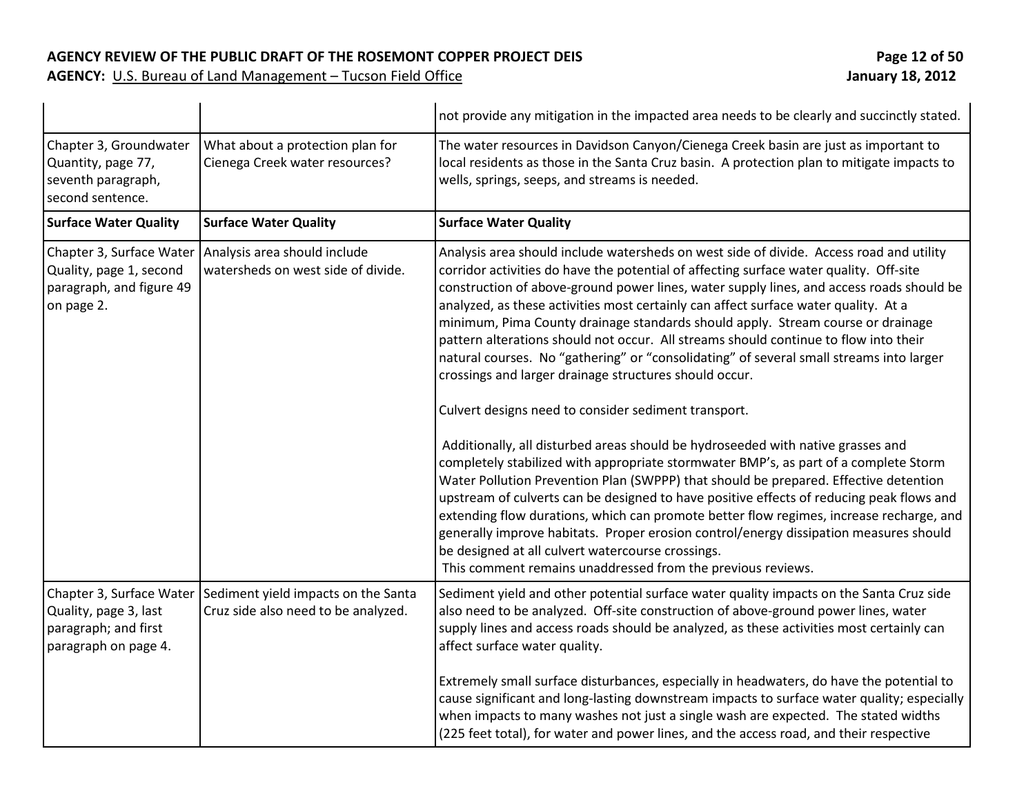| | | |
|---|---|---|
| | | not provide any mitigation in the impacted area needs to be clearly and succinctly stated. |
| Chapter 3, Groundwater Quantity, page 77, seventh paragraph, second sentence. | What about a protection plan for Cienega Creek water resources? | The water resources in Davidson Canyon/Cienega Creek basin are just as important to local residents as those in the Santa Cruz basin. A protection plan to mitigate impacts to wells, springs, seeps, and streams is needed. |
| **Surface Water Quality** | **Surface Water Quality** | **Surface Water Quality** |
| Chapter 3, Surface Water Quality, page 1, second paragraph, and figure 49 on page 2. | Analysis area should include watersheds on west side of divide. | Analysis area should include watersheds on west side of divide. Access road and utility corridor activities do have the potential of affecting surface water quality. Off-site construction of above-ground power lines, water supply lines, and access roads should be analyzed, as these activities most certainly can affect surface water quality. At a minimum, Pima County drainage standards should apply. Stream course or drainage pattern alterations should not occur. All streams should continue to flow into their natural courses. No "gathering" or "consolidating" of several small streams into larger crossings and larger drainage structures should occur.<br><br>Culvert designs need to consider sediment transport.<br><br>Additionally, all disturbed areas should be hydroseeded with native grasses and completely stabilized with appropriate stormwater BMP's, as part of a complete Storm Water Pollution Prevention Plan (SWPPP) that should be prepared. Effective detention upstream of culverts can be designed to have positive effects of reducing peak flows and extending flow durations, which can promote better flow regimes, increase recharge, and generally improve habitats. Proper erosion control/energy dissipation measures should be designed at all culvert watercourse crossings.<br>This comment remains unaddressed from the previous reviews. |
| Chapter 3, Surface Water Quality, page 3, last paragraph; and first paragraph on page 4. | Sediment yield impacts on the Santa Cruz side also need to be analyzed. | Sediment yield and other potential surface water quality impacts on the Santa Cruz side also need to be analyzed. Off-site construction of above-ground power lines, water supply lines and access roads should be analyzed, as these activities most certainly can affect surface water quality.<br><br>Extremely small surface disturbances, especially in headwaters, do have the potential to cause significant and long-lasting downstream impacts to surface water quality; especially when impacts to many washes not just a single wash are expected. The stated widths (225 feet total), for water and power lines, and the access road, and their respective |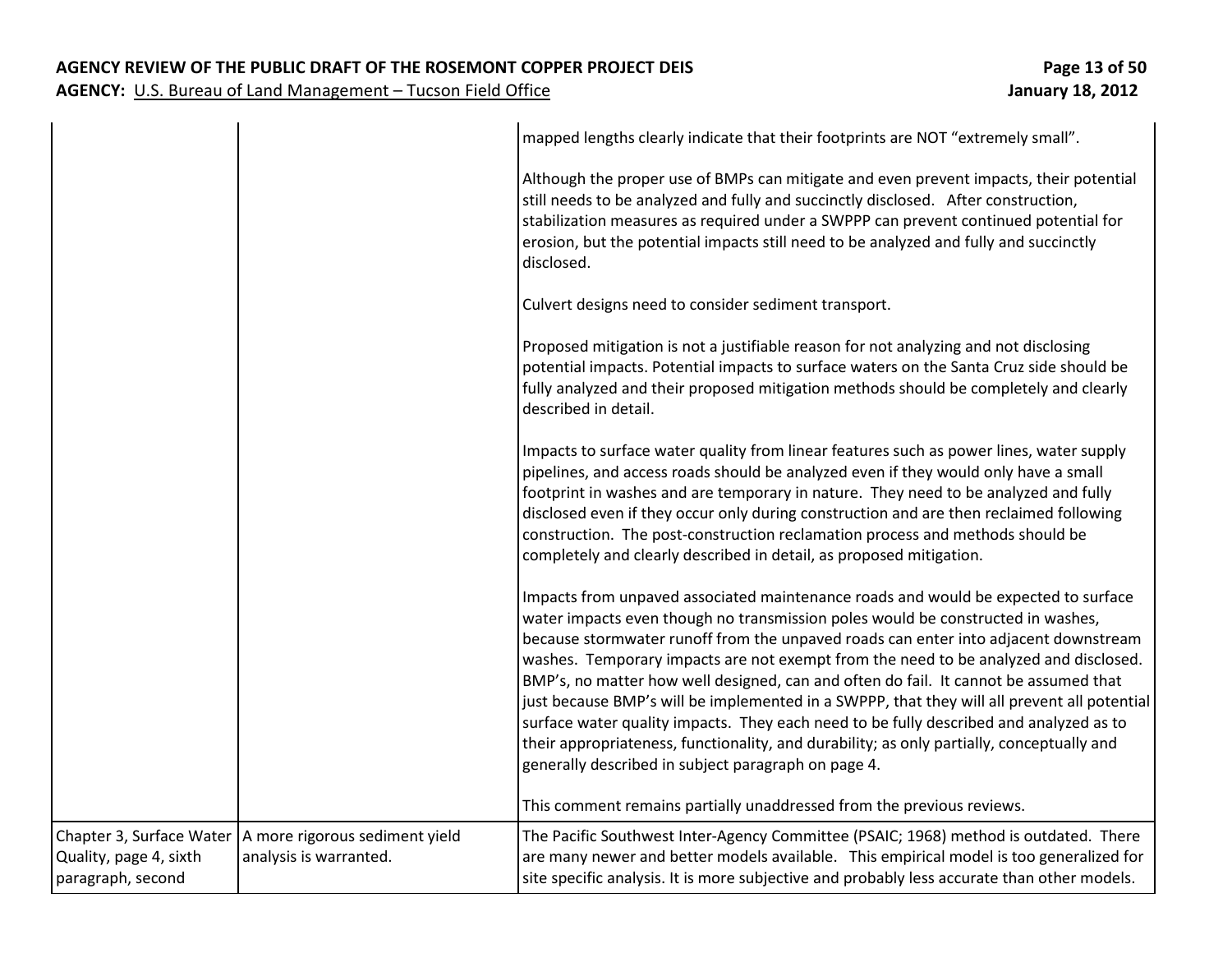| | | |
|---|---|---|
| | | mapped lengths clearly indicate that their footprints are NOT "extremely small".<br><br>Although the proper use of BMPs can mitigate and even prevent impacts, their potential still needs to be analyzed and fully and succinctly disclosed. After construction, stabilization measures as required under a SWPPP can prevent continued potential for erosion, but the potential impacts still need to be analyzed and fully and succinctly disclosed.<br><br>Culvert designs need to consider sediment transport.<br><br>Proposed mitigation is not a justifiable reason for not analyzing and not disclosing potential impacts. Potential impacts to surface waters on the Santa Cruz side should be fully analyzed and their proposed mitigation methods should be completely and clearly described in detail.<br><br>Impacts to surface water quality from linear features such as power lines, water supply pipelines, and access roads should be analyzed even if they would only have a small footprint in washes and are temporary in nature. They need to be analyzed and fully disclosed even if they occur only during construction and are then reclaimed following construction. The post-construction reclamation process and methods should be completely and clearly described in detail, as proposed mitigation.<br><br>Impacts from unpaved associated maintenance roads and would be expected to surface water impacts even though no transmission poles would be constructed in washes, because stormwater runoff from the unpaved roads can enter into adjacent downstream washes. Temporary impacts are not exempt from the need to be analyzed and disclosed. BMP's, no matter how well designed, can and often do fail. It cannot be assumed that just because BMP's will be implemented in a SWPPP, that they will all prevent all potential surface water quality impacts. They each need to be fully described and analyzed as to their appropriateness, functionality, and durability; as only partially, conceptually and generally described in subject paragraph on page 4.<br><br>This comment remains partially unaddressed from the previous reviews. |
| Chapter 3, Surface Water Quality, page 4, sixth paragraph, second | A more rigorous sediment yield analysis is warranted. | The Pacific Southwest Inter-Agency Committee (PSAIC; 1968) method is outdated. There are many newer and better models available. This empirical model is too generalized for site specific analysis. It is more subjective and probably less accurate than other models. |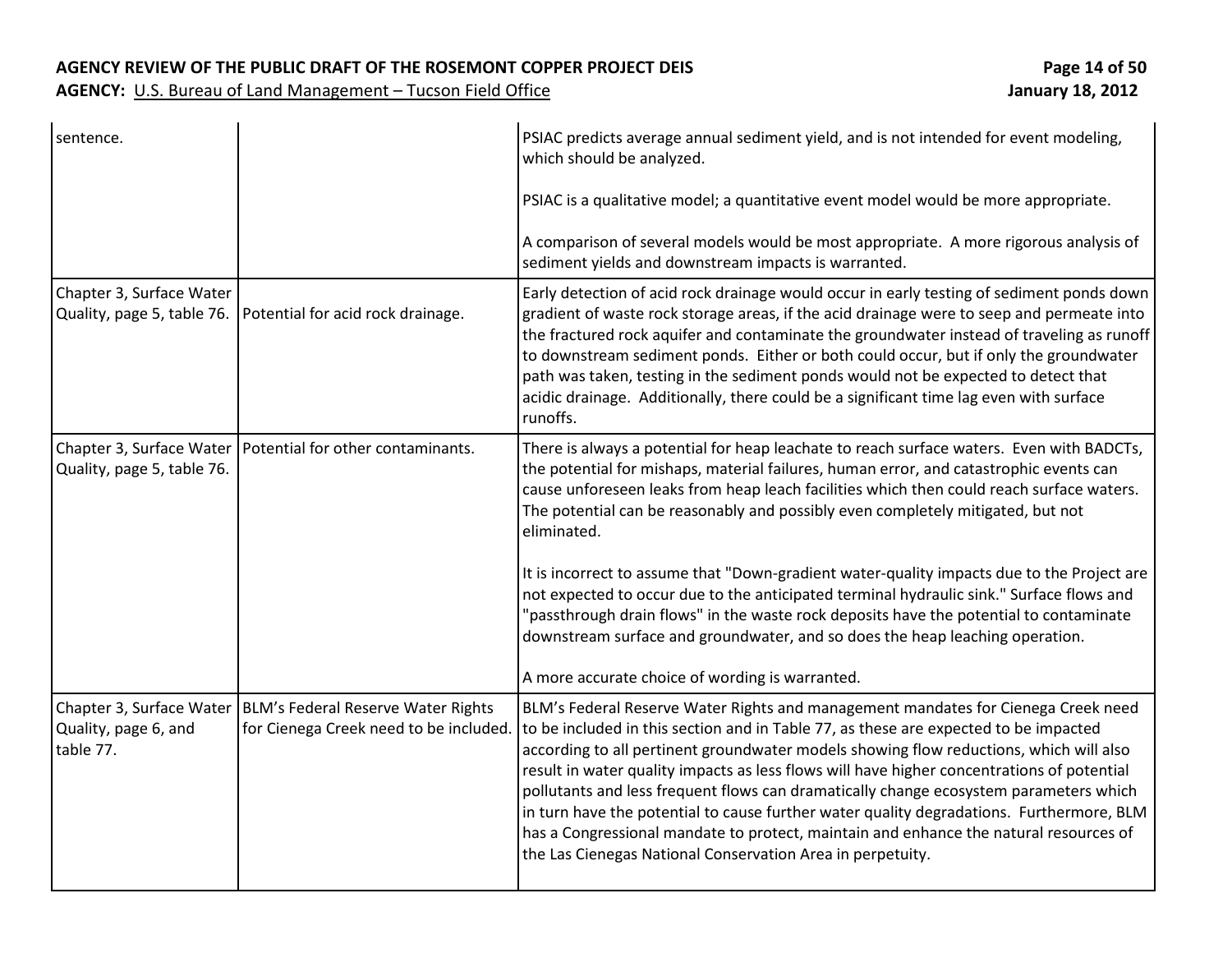| | | |
|---|---|---|
| sentence. | | PSIAC predicts average annual sediment yield, and is not intended for event modeling, which should be analyzed.<br><br>PSIAC is a qualitative model; a quantitative event model would be more appropriate.<br><br>A comparison of several models would be most appropriate. A more rigorous analysis of sediment yields and downstream impacts is warranted. |
| Chapter 3, Surface Water Quality, page 5, table 76. | Potential for acid rock drainage. | Early detection of acid rock drainage would occur in early testing of sediment ponds down gradient of waste rock storage areas, if the acid drainage were to seep and permeate into the fractured rock aquifer and contaminate the groundwater instead of traveling as runoff to downstream sediment ponds. Either or both could occur, but if only the groundwater path was taken, testing in the sediment ponds would not be expected to detect that acidic drainage. Additionally, there could be a significant time lag even with surface runoffs. |
| Chapter 3, Surface Water Quality, page 5, table 76. | Potential for other contaminants. | There is always a potential for heap leachate to reach surface waters. Even with BADCTs, the potential for mishaps, material failures, human error, and catastrophic events can cause unforeseen leaks from heap leach facilities which then could reach surface waters. The potential can be reasonably and possibly even completely mitigated, but not eliminated.<br><br>It is incorrect to assume that "Down-gradient water-quality impacts due to the Project are not expected to occur due to the anticipated terminal hydraulic sink." Surface flows and "passthrough drain flows" in the waste rock deposits have the potential to contaminate downstream surface and groundwater, and so does the heap leaching operation.<br><br>A more accurate choice of wording is warranted. |
| Chapter 3, Surface Water Quality, page 6, and table 77. | BLM's Federal Reserve Water Rights for Cienega Creek need to be included. | BLM's Federal Reserve Water Rights and management mandates for Cienega Creek need to be included in this section and in Table 77, as these are expected to be impacted according to all pertinent groundwater models showing flow reductions, which will also result in water quality impacts as less flows will have higher concentrations of potential pollutants and less frequent flows can dramatically change ecosystem parameters which in turn have the potential to cause further water quality degradations. Furthermore, BLM has a Congressional mandate to protect, maintain and enhance the natural resources of the Las Cienegas National Conservation Area in perpetuity. |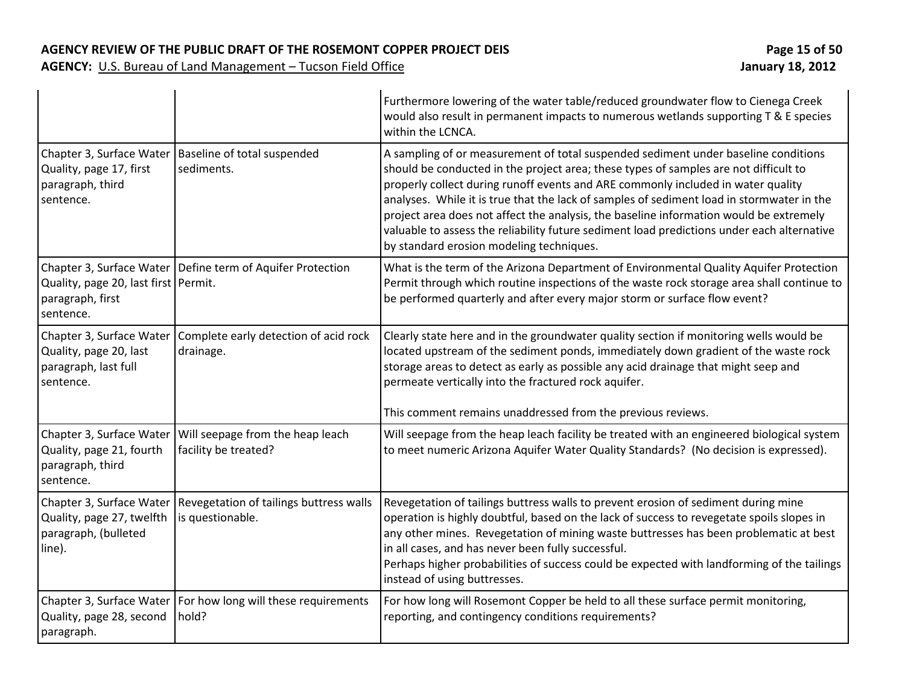| | | |
|---|---|---|
| | | Furthermore lowering of the water table/reduced groundwater flow to Cienega Creek would also result in permanent impacts to numerous wetlands supporting T & E species within the LCNCA. |
| Chapter 3, Surface Water Quality, page 17, first paragraph, third sentence. | Baseline of total suspended sediments. | A sampling of or measurement of total suspended sediment under baseline conditions should be conducted in the project area; these types of samples are not difficult to properly collect during runoff events and ARE commonly included in water quality analyses. While it is true that the lack of samples of sediment load in stormwater in the project area does not affect the analysis, the baseline information would be extremely valuable to assess the reliability future sediment load predictions under each alternative by standard erosion modeling techniques. |
| Chapter 3, Surface Water Quality, page 20, last first paragraph, first sentence. | Define term of Aquifer Protection Permit. | What is the term of the Arizona Department of Environmental Quality Aquifer Protection Permit through which routine inspections of the waste rock storage area shall continue to be performed quarterly and after every major storm or surface flow event? |
| Chapter 3, Surface Water Quality, page 20, last paragraph, last full sentence. | Complete early detection of acid rock drainage. | Clearly state here and in the groundwater quality section if monitoring wells would be located upstream of the sediment ponds, immediately down gradient of the waste rock storage areas to detect as early as possible any acid drainage that might seep and permeate vertically into the fractured rock aquifer.<br><br>This comment remains unaddressed from the previous reviews. |
| Chapter 3, Surface Water Quality, page 21, fourth paragraph, third sentence. | Will seepage from the heap leach facility be treated? | Will seepage from the heap leach facility be treated with an engineered biological system to meet numeric Arizona Aquifer Water Quality Standards? (No decision is expressed). |
| Chapter 3, Surface Water Quality, page 27, twelfth paragraph, (bulleted line). | Revegetation of tailings buttress walls is questionable. | Revegetation of tailings buttress walls to prevent erosion of sediment during mine operation is highly doubtful, based on the lack of success to revegetate spoils slopes in any other mines. Revegetation of mining waste buttresses has been problematic at best in all cases, and has never been fully successful.<br>Perhaps higher probabilities of success could be expected with landforming of the tailings instead of using buttresses. |
| Chapter 3, Surface Water Quality, page 28, second paragraph. | For how long will these requirements hold? | For how long will Rosemont Copper be held to all these surface permit monitoring, reporting, and contingency conditions requirements? |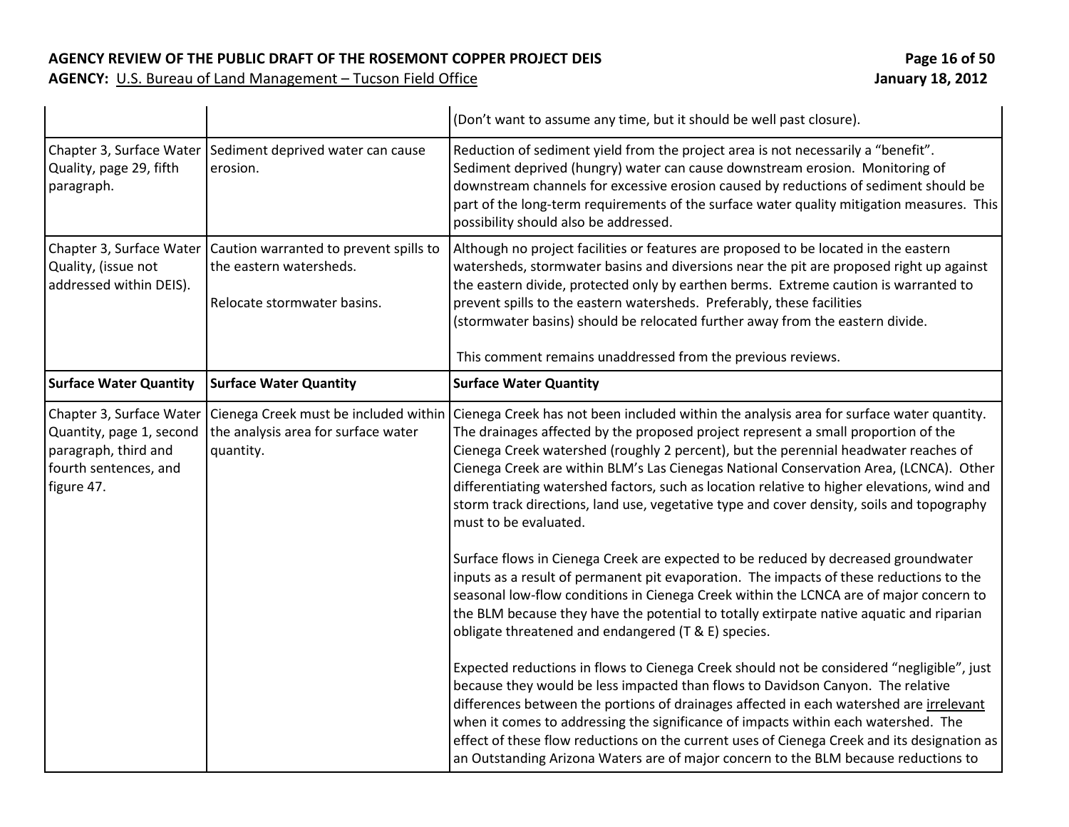| | | |
|---|---|---|
| | | (Don't want to assume any time, but it should be well past closure). |
| Chapter 3, Surface Water Quality, page 29, fifth paragraph. | Sediment deprived water can cause erosion. | Reduction of sediment yield from the project area is not necessarily a "benefit". Sediment deprived (hungry) water can cause downstream erosion. Monitoring of downstream channels for excessive erosion caused by reductions of sediment should be part of the long-term requirements of the surface water quality mitigation measures. This possibility should also be addressed. |
| Chapter 3, Surface Water Quality, (issue not addressed within DEIS). | Caution warranted to prevent spills to the eastern watersheds.<br><br>Relocate stormwater basins. | Although no project facilities or features are proposed to be located in the eastern watersheds, stormwater basins and diversions near the pit are proposed right up against the eastern divide, protected only by earthen berms. Extreme caution is warranted to prevent spills to the eastern watersheds. Preferably, these facilities (stormwater basins) should be relocated further away from the eastern divide.<br><br>This comment remains unaddressed from the previous reviews. |
| **Surface Water Quantity** | **Surface Water Quantity** | **Surface Water Quantity** |
| Chapter 3, Surface Water Quantity, page 1, second paragraph, third and fourth sentences, and figure 47. | Cienega Creek must be included within the analysis area for surface water quantity. | Cienega Creek has not been included within the analysis area for surface water quantity. The drainages affected by the proposed project represent a small proportion of the Cienega Creek watershed (roughly 2 percent), but the perennial headwater reaches of Cienega Creek are within BLM's Las Cienegas National Conservation Area, (LCNCA). Other differentiating watershed factors, such as location relative to higher elevations, wind and storm track directions, land use, vegetative type and cover density, soils and topography must to be evaluated.<br><br>Surface flows in Cienega Creek are expected to be reduced by decreased groundwater inputs as a result of permanent pit evaporation. The impacts of these reductions to the seasonal low-flow conditions in Cienega Creek within the LCNCA are of major concern to the BLM because they have the potential to totally extirpate native aquatic and riparian obligate threatened and endangered (T & E) species.<br><br>Expected reductions in flows to Cienega Creek should not be considered "negligible", just because they would be less impacted than flows to Davidson Canyon. The relative differences between the portions of drainages affected in each watershed are <u>irrelevant</u> when it comes to addressing the significance of impacts within each watershed. The effect of these flow reductions on the current uses of Cienega Creek and its designation as an Outstanding Arizona Waters are of major concern to the BLM because reductions to |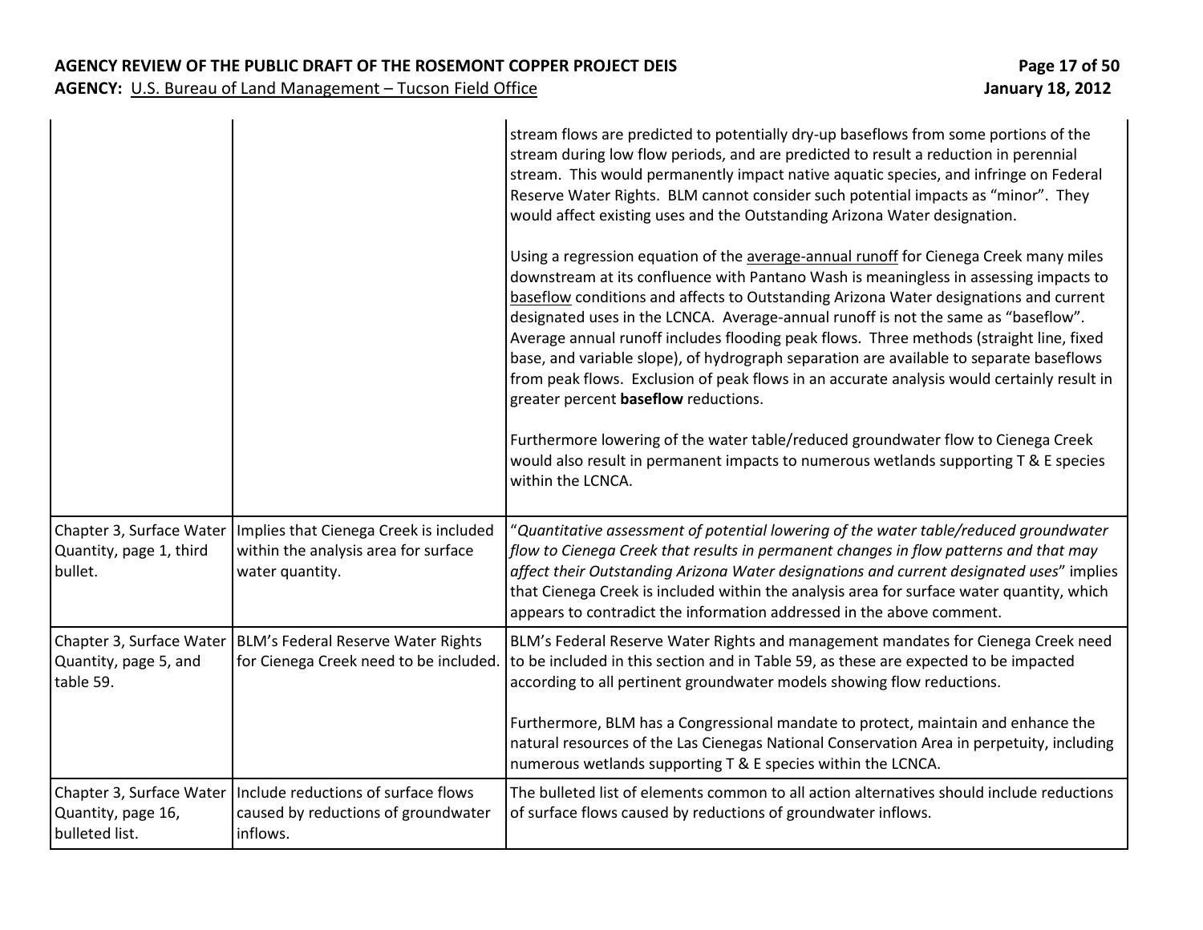| | | |
|---|---|---|
| | | stream flows are predicted to potentially dry-up baseflows from some portions of the stream during low flow periods, and are predicted to result a reduction in perennial stream. This would permanently impact native aquatic species, and infringe on Federal Reserve Water Rights. BLM cannot consider such potential impacts as "minor". They would affect existing uses and the Outstanding Arizona Water designation.<br><br>Using a regression equation of the <u>average-annual runoff</u> for Cienega Creek many miles downstream at its confluence with Pantano Wash is meaningless in assessing impacts to <u>baseflow</u> conditions and affects to Outstanding Arizona Water designations and current designated uses in the LCNCA. Average-annual runoff is not the same as "baseflow". Average annual runoff includes flooding peak flows. Three methods (straight line, fixed base, and variable slope), of hydrograph separation are available to separate baseflows from peak flows. Exclusion of peak flows in an accurate analysis would certainly result in greater percent **baseflow** reductions.<br><br>Furthermore lowering of the water table/reduced groundwater flow to Cienega Creek would also result in permanent impacts to numerous wetlands supporting T & E species within the LCNCA. |
| Chapter 3, Surface Water Quantity, page 1, third bullet. | Implies that Cienega Creek is included within the analysis area for surface water quantity. | "*Quantitative assessment of potential lowering of the water table/reduced groundwater flow to Cienega Creek that results in permanent changes in flow patterns and that may affect their Outstanding Arizona Water designations and current designated uses*" implies that Cienega Creek is included within the analysis area for surface water quantity, which appears to contradict the information addressed in the above comment. |
| Chapter 3, Surface Water Quantity, page 5, and table 59. | BLM's Federal Reserve Water Rights for Cienega Creek need to be included. | BLM's Federal Reserve Water Rights and management mandates for Cienega Creek need to be included in this section and in Table 59, as these are expected to be impacted according to all pertinent groundwater models showing flow reductions.<br><br>Furthermore, BLM has a Congressional mandate to protect, maintain and enhance the natural resources of the Las Cienegas National Conservation Area in perpetuity, including numerous wetlands supporting T & E species within the LCNCA. |
| Chapter 3, Surface Water Quantity, page 16, bulleted list. | Include reductions of surface flows caused by reductions of groundwater inflows. | The bulleted list of elements common to all action alternatives should include reductions of surface flows caused by reductions of groundwater inflows. |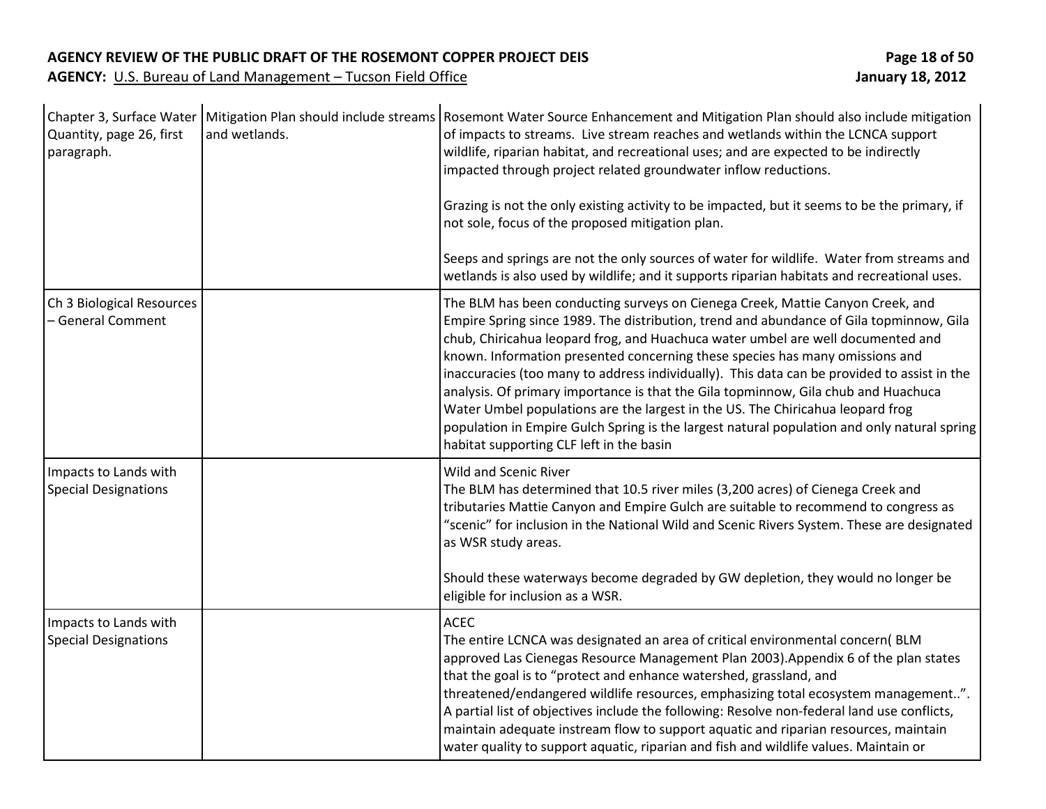| | | |
|---|---|---|
| Chapter 3, Surface Water Quantity, page 26, first paragraph. | Mitigation Plan should include streams and wetlands. | Rosemont Water Source Enhancement and Mitigation Plan should also include mitigation of impacts to streams. Live stream reaches and wetlands within the LCNCA support wildlife, riparian habitat, and recreational uses; and are expected to be indirectly impacted through project related groundwater inflow reductions.<br><br>Grazing is not the only existing activity to be impacted, but it seems to be the primary, if not sole, focus of the proposed mitigation plan.<br><br>Seeps and springs are not the only sources of water for wildlife. Water from streams and wetlands is also used by wildlife; and it supports riparian habitats and recreational uses. |
| Ch 3 Biological Resources – General Comment | | The BLM has been conducting surveys on Cienega Creek, Mattie Canyon Creek, and Empire Spring since 1989. The distribution, trend and abundance of Gila topminnow, Gila chub, Chiricahua leopard frog, and Huachuca water umbel are well documented and known. Information presented concerning these species has many omissions and inaccuracies (too many to address individually). This data can be provided to assist in the analysis. Of primary importance is that the Gila topminnow, Gila chub and Huachuca Water Umbel populations are the largest in the US. The Chiricahua leopard frog population in Empire Gulch Spring is the largest natural population and only natural spring habitat supporting CLF left in the basin |
| Impacts to Lands with Special Designations | | Wild and Scenic River<br>The BLM has determined that 10.5 river miles (3,200 acres) of Cienega Creek and tributaries Mattie Canyon and Empire Gulch are suitable to recommend to congress as "scenic" for inclusion in the National Wild and Scenic Rivers System. These are designated as WSR study areas.<br><br>Should these waterways become degraded by GW depletion, they would no longer be eligible for inclusion as a WSR. |
| Impacts to Lands with Special Designations | | ACEC<br>The entire LCNCA was designated an area of critical environmental concern( BLM approved Las Cienegas Resource Management Plan 2003).Appendix 6 of the plan states that the goal is to "protect and enhance watershed, grassland, and threatened/endangered wildlife resources, emphasizing total ecosystem management..". A partial list of objectives include the following: Resolve non-federal land use conflicts, maintain adequate instream flow to support aquatic and riparian resources, maintain water quality to support aquatic, riparian and fish and wildlife values. Maintain or |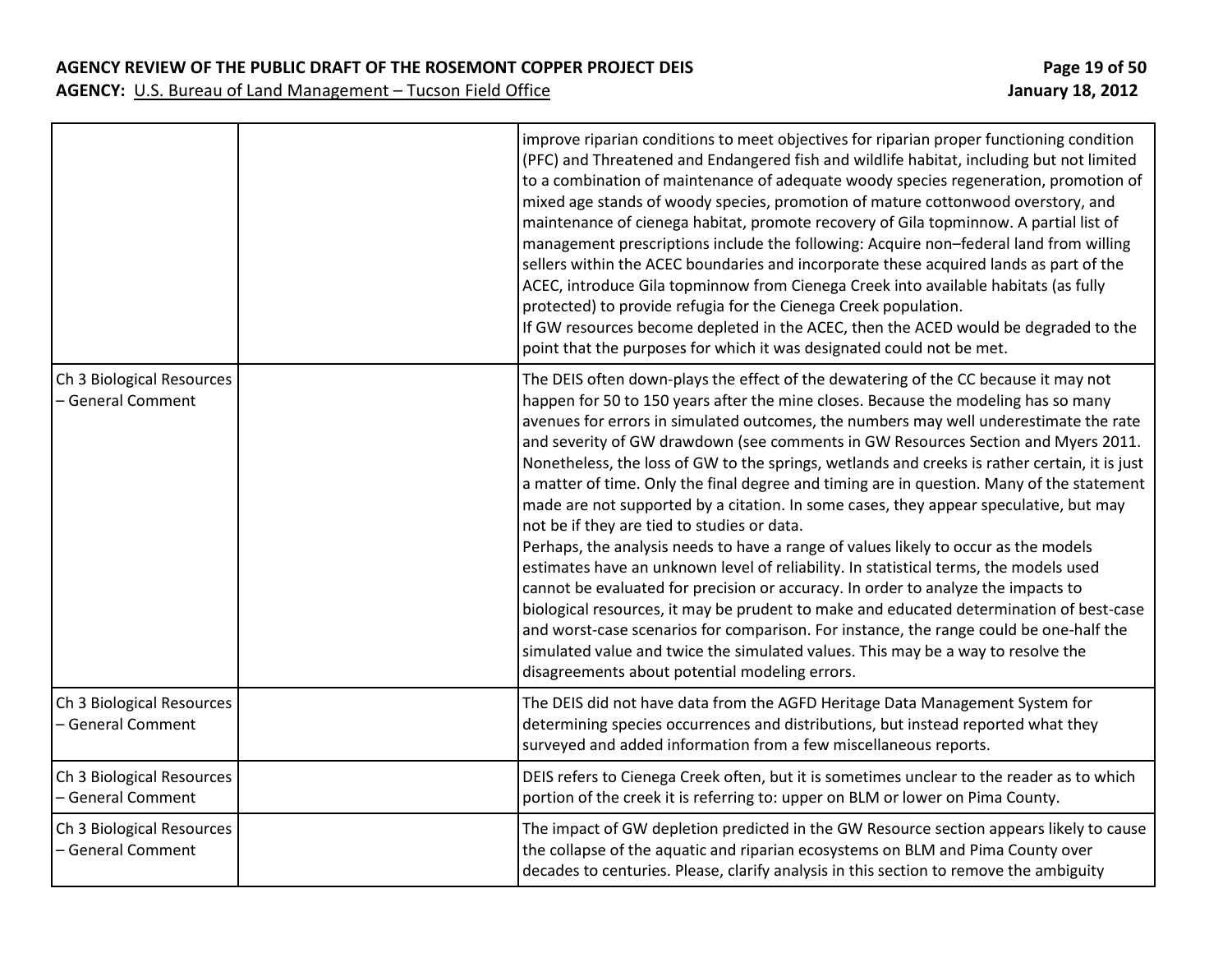| | | |
|---|---|---|
| | | improve riparian conditions to meet objectives for riparian proper functioning condition (PFC) and Threatened and Endangered fish and wildlife habitat, including but not limited to a combination of maintenance of adequate woody species regeneration, promotion of mixed age stands of woody species, promotion of mature cottonwood overstory, and maintenance of cienega habitat, promote recovery of Gila topminnow. A partial list of management prescriptions include the following: Acquire non–federal land from willing sellers within the ACEC boundaries and incorporate these acquired lands as part of the ACEC, introduce Gila topminnow from Cienega Creek into available habitats (as fully protected) to provide refugia for the Cienega Creek population.<br>If GW resources become depleted in the ACEC, then the ACED would be degraded to the point that the purposes for which it was designated could not be met. |
| Ch 3 Biological Resources – General Comment | | The DEIS often down-plays the effect of the dewatering of the CC because it may not happen for 50 to 150 years after the mine closes. Because the modeling has so many avenues for errors in simulated outcomes, the numbers may well underestimate the rate and severity of GW drawdown (see comments in GW Resources Section and Myers 2011. Nonetheless, the loss of GW to the springs, wetlands and creeks is rather certain, it is just a matter of time. Only the final degree and timing are in question. Many of the statement made are not supported by a citation. In some cases, they appear speculative, but may not be if they are tied to studies or data.<br>Perhaps, the analysis needs to have a range of values likely to occur as the models estimates have an unknown level of reliability. In statistical terms, the models used cannot be evaluated for precision or accuracy. In order to analyze the impacts to biological resources, it may be prudent to make and educated determination of best-case and worst-case scenarios for comparison. For instance, the range could be one-half the simulated value and twice the simulated values. This may be a way to resolve the disagreements about potential modeling errors. |
| Ch 3 Biological Resources – General Comment | | The DEIS did not have data from the AGFD Heritage Data Management System for determining species occurrences and distributions, but instead reported what they surveyed and added information from a few miscellaneous reports. |
| Ch 3 Biological Resources – General Comment | | DEIS refers to Cienega Creek often, but it is sometimes unclear to the reader as to which portion of the creek it is referring to: upper on BLM or lower on Pima County. |
| Ch 3 Biological Resources – General Comment | | The impact of GW depletion predicted in the GW Resource section appears likely to cause the collapse of the aquatic and riparian ecosystems on BLM and Pima County over decades to centuries. Please, clarify analysis in this section to remove the ambiguity |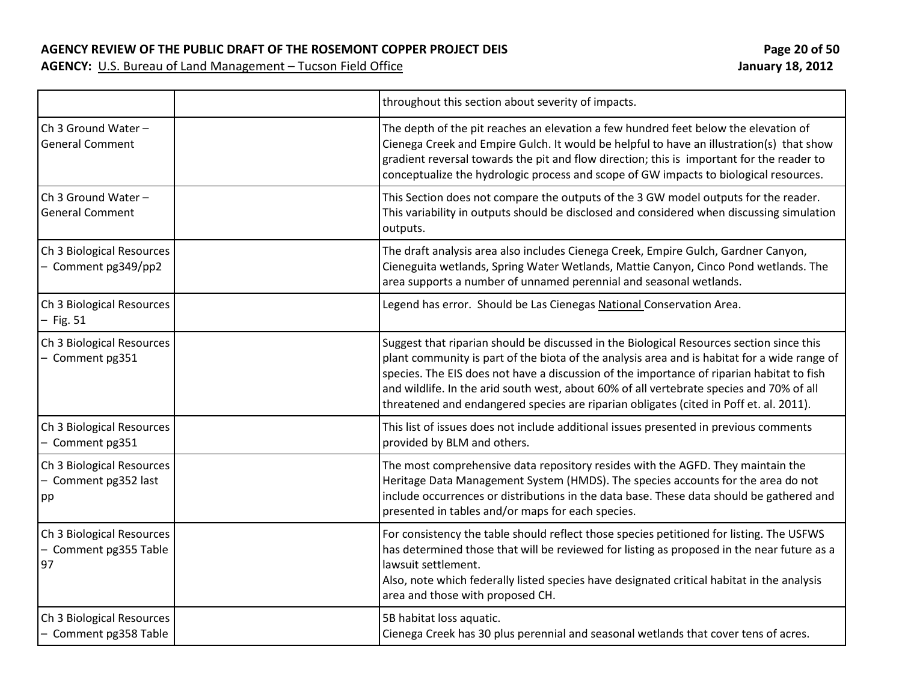| | | |
|---|---|---|
| | | throughout this section about severity of impacts. |
| Ch 3 Ground Water – General Comment | | The depth of the pit reaches an elevation a few hundred feet below the elevation of Cienega Creek and Empire Gulch. It would be helpful to have an illustration(s) that show gradient reversal towards the pit and flow direction; this is important for the reader to conceptualize the hydrologic process and scope of GW impacts to biological resources. |
| Ch 3 Ground Water – General Comment | | This Section does not compare the outputs of the 3 GW model outputs for the reader. This variability in outputs should be disclosed and considered when discussing simulation outputs. |
| Ch 3 Biological Resources – Comment pg349/pp2 | | The draft analysis area also includes Cienega Creek, Empire Gulch, Gardner Canyon, Cieneguita wetlands, Spring Water Wetlands, Mattie Canyon, Cinco Pond wetlands. The area supports a number of unnamed perennial and seasonal wetlands. |
| Ch 3 Biological Resources – Fig. 51 | | Legend has error. Should be Las Cienegas National Conservation Area. |
| Ch 3 Biological Resources – Comment pg351 | | Suggest that riparian should be discussed in the Biological Resources section since this plant community is part of the biota of the analysis area and is habitat for a wide range of species. The EIS does not have a discussion of the importance of riparian habitat to fish and wildlife. In the arid south west, about 60% of all vertebrate species and 70% of all threatened and endangered species are riparian obligates (cited in Poff et. al. 2011). |
| Ch 3 Biological Resources – Comment pg351 | | This list of issues does not include additional issues presented in previous comments provided by BLM and others. |
| Ch 3 Biological Resources – Comment pg352 last pp | | The most comprehensive data repository resides with the AGFD. They maintain the Heritage Data Management System (HMDS). The species accounts for the area do not include occurrences or distributions in the data base. These data should be gathered and presented in tables and/or maps for each species. |
| Ch 3 Biological Resources – Comment pg355 Table 97 | | For consistency the table should reflect those species petitioned for listing. The USFWS has determined those that will be reviewed for listing as proposed in the near future as a lawsuit settlement.<br>Also, note which federally listed species have designated critical habitat in the analysis area and those with proposed CH. |
| Ch 3 Biological Resources – Comment pg358 Table | | 5B habitat loss aquatic.<br>Cienega Creek has 30 plus perennial and seasonal wetlands that cover tens of acres. |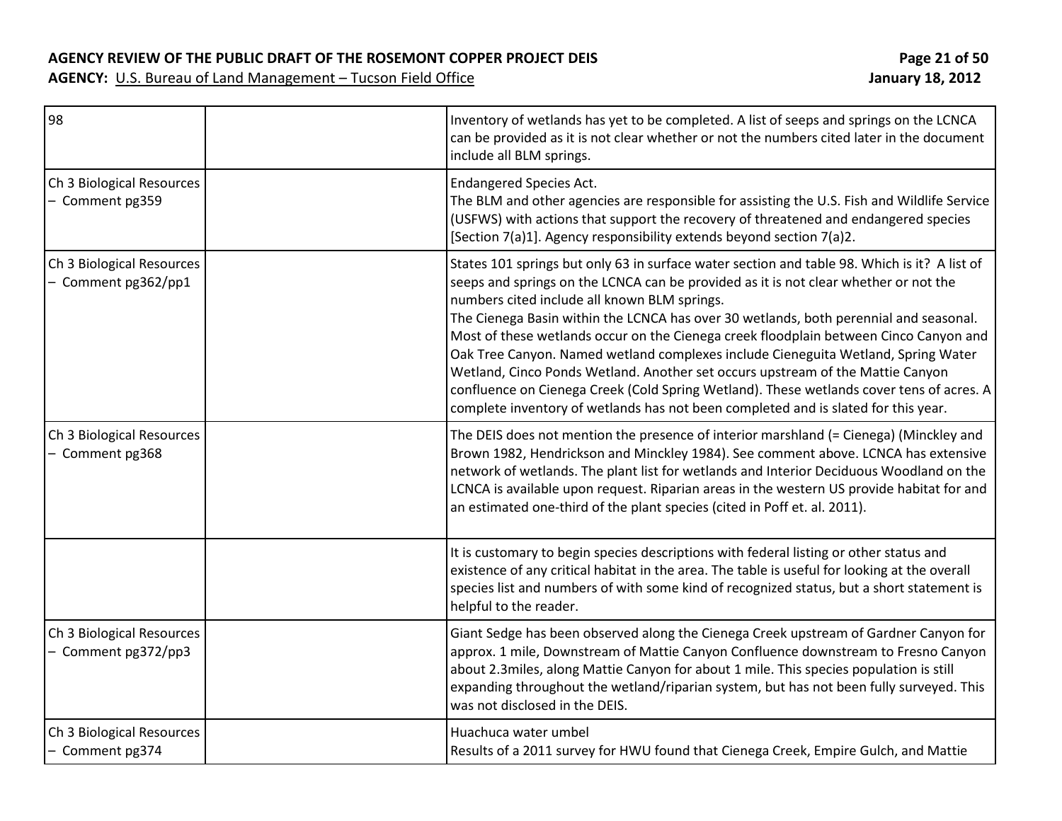| | | |
|---|---|---|
| 98 | | Inventory of wetlands has yet to be completed. A list of seeps and springs on the LCNCA can be provided as it is not clear whether or not the numbers cited later in the document include all BLM springs. |
| Ch 3 Biological Resources – Comment pg359 | | Endangered Species Act.<br>The BLM and other agencies are responsible for assisting the U.S. Fish and Wildlife Service (USFWS) with actions that support the recovery of threatened and endangered species [Section 7(a)1]. Agency responsibility extends beyond section 7(a)2. |
| Ch 3 Biological Resources – Comment pg362/pp1 | | States 101 springs but only 63 in surface water section and table 98. Which is it? A list of seeps and springs on the LCNCA can be provided as it is not clear whether or not the numbers cited include all known BLM springs.<br>The Cienega Basin within the LCNCA has over 30 wetlands, both perennial and seasonal. Most of these wetlands occur on the Cienega creek floodplain between Cinco Canyon and Oak Tree Canyon. Named wetland complexes include Cieneguita Wetland, Spring Water Wetland, Cinco Ponds Wetland. Another set occurs upstream of the Mattie Canyon confluence on Cienega Creek (Cold Spring Wetland). These wetlands cover tens of acres. A complete inventory of wetlands has not been completed and is slated for this year. |
| Ch 3 Biological Resources – Comment pg368 | | The DEIS does not mention the presence of interior marshland (= Cienega) (Minckley and Brown 1982, Hendrickson and Minckley 1984). See comment above. LCNCA has extensive network of wetlands. The plant list for wetlands and Interior Deciduous Woodland on the LCNCA is available upon request. Riparian areas in the western US provide habitat for and an estimated one-third of the plant species (cited in Poff et. al. 2011). |
| | | It is customary to begin species descriptions with federal listing or other status and existence of any critical habitat in the area. The table is useful for looking at the overall species list and numbers of with some kind of recognized status, but a short statement is helpful to the reader. |
| Ch 3 Biological Resources – Comment pg372/pp3 | | Giant Sedge has been observed along the Cienega Creek upstream of Gardner Canyon for approx. 1 mile, Downstream of Mattie Canyon Confluence downstream to Fresno Canyon about 2.3miles, along Mattie Canyon for about 1 mile. This species population is still expanding throughout the wetland/riparian system, but has not been fully surveyed. This was not disclosed in the DEIS. |
| Ch 3 Biological Resources – Comment pg374 | | Huachuca water umbel<br>Results of a 2011 survey for HWU found that Cienega Creek, Empire Gulch, and Mattie |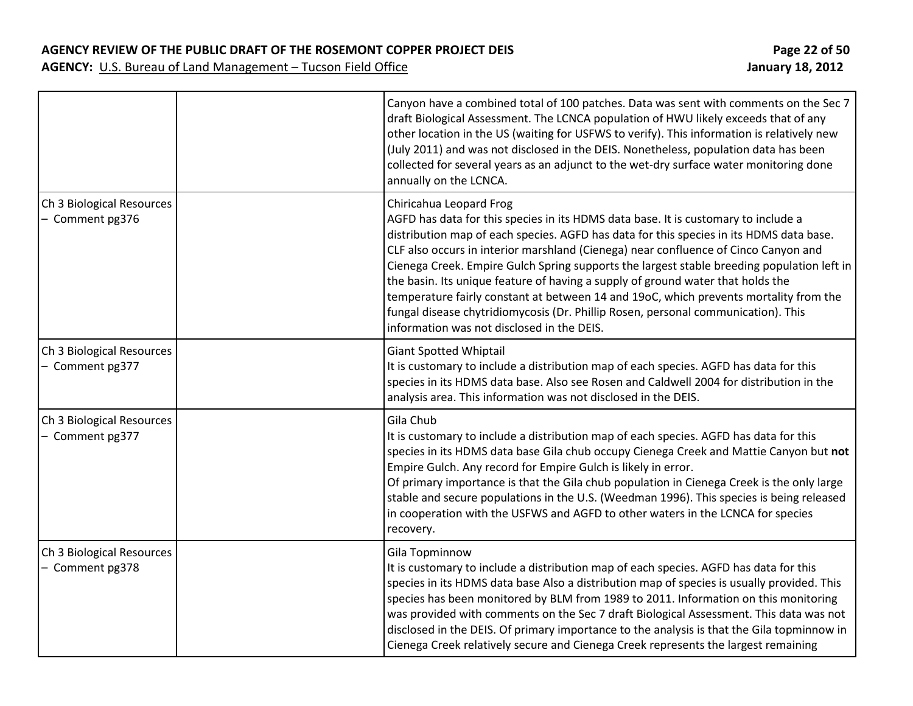| | | |
|---|---|---|
| | | Canyon have a combined total of 100 patches. Data was sent with comments on the Sec 7 draft Biological Assessment. The LCNCA population of HWU likely exceeds that of any other location in the US (waiting for USFWS to verify). This information is relatively new (July 2011) and was not disclosed in the DEIS. Nonetheless, population data has been collected for several years as an adjunct to the wet-dry surface water monitoring done annually on the LCNCA. |
| Ch 3 Biological Resources – Comment pg376 | | Chiricahua Leopard Frog<br>AGFD has data for this species in its HDMS data base. It is customary to include a distribution map of each species. AGFD has data for this species in its HDMS data base. CLF also occurs in interior marshland (Cienega) near confluence of Cinco Canyon and Cienega Creek. Empire Gulch Spring supports the largest stable breeding population left in the basin. Its unique feature of having a supply of ground water that holds the temperature fairly constant at between 14 and 19oC, which prevents mortality from the fungal disease chytridiomycosis (Dr. Phillip Rosen, personal communication). This information was not disclosed in the DEIS. |
| Ch 3 Biological Resources – Comment pg377 | | Giant Spotted Whiptail<br>It is customary to include a distribution map of each species. AGFD has data for this species in its HDMS data base. Also see Rosen and Caldwell 2004 for distribution in the analysis area. This information was not disclosed in the DEIS. |
| Ch 3 Biological Resources – Comment pg377 | | Gila Chub<br>It is customary to include a distribution map of each species. AGFD has data for this species in its HDMS data base Gila chub occupy Cienega Creek and Mattie Canyon but **not** Empire Gulch. Any record for Empire Gulch is likely in error.<br>Of primary importance is that the Gila chub population in Cienega Creek is the only large stable and secure populations in the U.S. (Weedman 1996). This species is being released in cooperation with the USFWS and AGFD to other waters in the LCNCA for species recovery. |
| Ch 3 Biological Resources – Comment pg378 | | Gila Topminnow<br>It is customary to include a distribution map of each species. AGFD has data for this species in its HDMS data base Also a distribution map of species is usually provided. This species has been monitored by BLM from 1989 to 2011. Information on this monitoring was provided with comments on the Sec 7 draft Biological Assessment. This data was not disclosed in the DEIS. Of primary importance to the analysis is that the Gila topminnow in Cienega Creek relatively secure and Cienega Creek represents the largest remaining |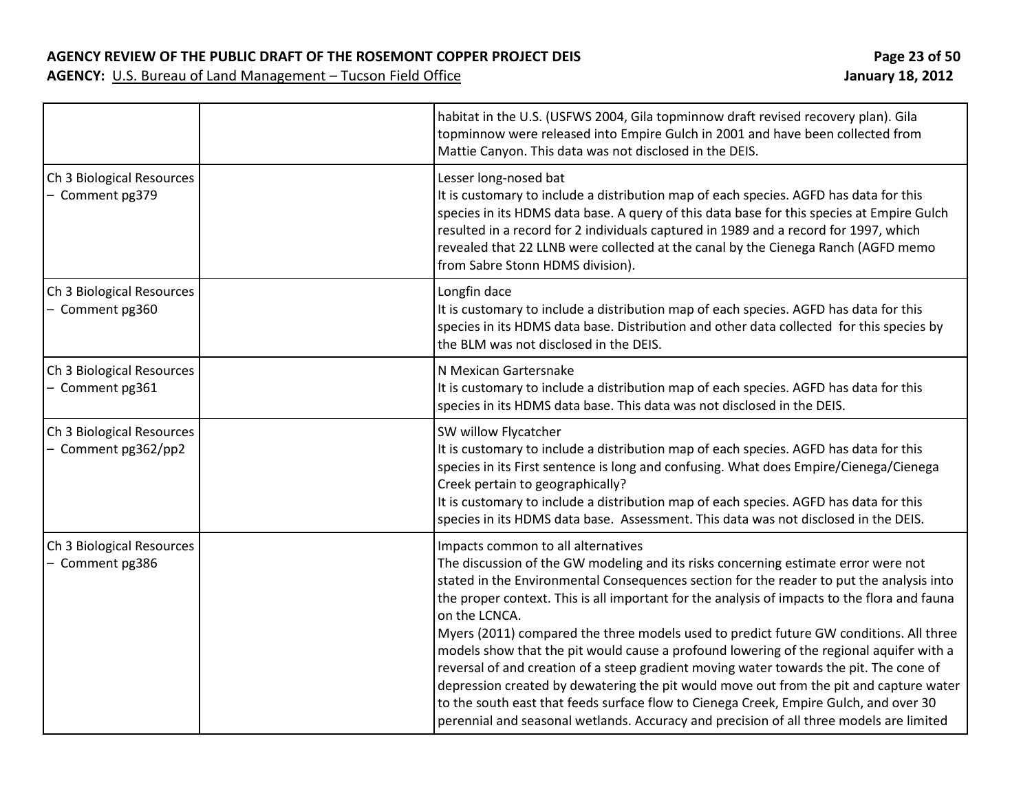| | | |
|---|---|---|
| | | habitat in the U.S. (USFWS 2004, Gila topminnow draft revised recovery plan). Gila topminnow were released into Empire Gulch in 2001 and have been collected from Mattie Canyon. This data was not disclosed in the DEIS. |
| Ch 3 Biological Resources – Comment pg379 | | Lesser long-nosed bat<br>It is customary to include a distribution map of each species. AGFD has data for this species in its HDMS data base. A query of this data base for this species at Empire Gulch resulted in a record for 2 individuals captured in 1989 and a record for 1997, which revealed that 22 LLNB were collected at the canal by the Cienega Ranch (AGFD memo from Sabre Stonn HDMS division). |
| Ch 3 Biological Resources – Comment pg360 | | Longfin dace<br>It is customary to include a distribution map of each species. AGFD has data for this species in its HDMS data base. Distribution and other data collected for this species by the BLM was not disclosed in the DEIS. |
| Ch 3 Biological Resources – Comment pg361 | | N Mexican Gartersnake<br>It is customary to include a distribution map of each species. AGFD has data for this species in its HDMS data base. This data was not disclosed in the DEIS. |
| Ch 3 Biological Resources – Comment pg362/pp2 | | SW willow Flycatcher<br>It is customary to include a distribution map of each species. AGFD has data for this species in its First sentence is long and confusing. What does Empire/Cienega/Cienega Creek pertain to geographically?<br>It is customary to include a distribution map of each species. AGFD has data for this species in its HDMS data base. Assessment. This data was not disclosed in the DEIS. |
| Ch 3 Biological Resources – Comment pg386 | | Impacts common to all alternatives<br>The discussion of the GW modeling and its risks concerning estimate error were not stated in the Environmental Consequences section for the reader to put the analysis into the proper context. This is all important for the analysis of impacts to the flora and fauna on the LCNCA.<br>Myers (2011) compared the three models used to predict future GW conditions. All three models show that the pit would cause a profound lowering of the regional aquifer with a reversal of and creation of a steep gradient moving water towards the pit. The cone of depression created by dewatering the pit would move out from the pit and capture water to the south east that feeds surface flow to Cienega Creek, Empire Gulch, and over 30 perennial and seasonal wetlands. Accuracy and precision of all three models are limited |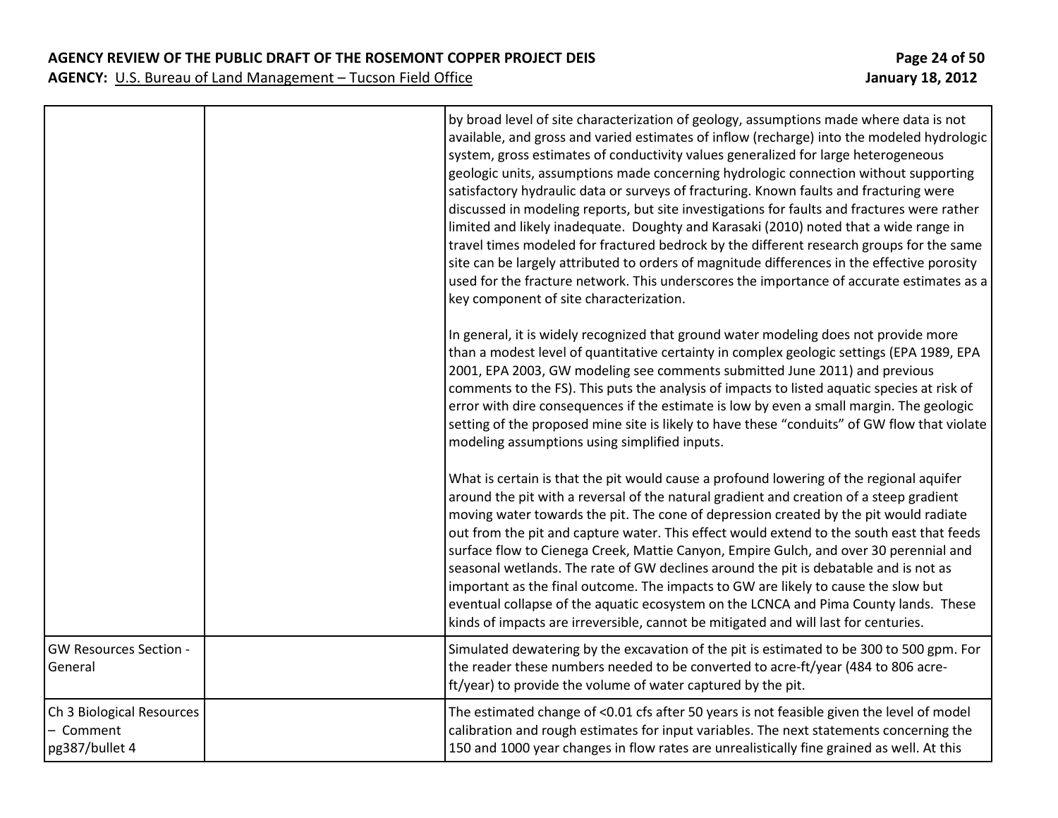| | | |
|---|---|---|
| | | by broad level of site characterization of geology, assumptions made where data is not available, and gross and varied estimates of inflow (recharge) into the modeled hydrologic system, gross estimates of conductivity values generalized for large heterogeneous geologic units, assumptions made concerning hydrologic connection without supporting satisfactory hydraulic data or surveys of fracturing. Known faults and fracturing were discussed in modeling reports, but site investigations for faults and fractures were rather limited and likely inadequate. Doughty and Karasaki (2010) noted that a wide range in travel times modeled for fractured bedrock by the different research groups for the same site can be largely attributed to orders of magnitude differences in the effective porosity used for the fracture network. This underscores the importance of accurate estimates as a key component of site characterization.<br><br>In general, it is widely recognized that ground water modeling does not provide more than a modest level of quantitative certainty in complex geologic settings (EPA 1989, EPA 2001, EPA 2003, GW modeling see comments submitted June 2011) and previous comments to the FS). This puts the analysis of impacts to listed aquatic species at risk of error with dire consequences if the estimate is low by even a small margin. The geologic setting of the proposed mine site is likely to have these "conduits" of GW flow that violate modeling assumptions using simplified inputs.<br><br>What is certain is that the pit would cause a profound lowering of the regional aquifer around the pit with a reversal of the natural gradient and creation of a steep gradient moving water towards the pit. The cone of depression created by the pit would radiate out from the pit and capture water. This effect would extend to the south east that feeds surface flow to Cienega Creek, Mattie Canyon, Empire Gulch, and over 30 perennial and seasonal wetlands. The rate of GW declines around the pit is debatable and is not as important as the final outcome. The impacts to GW are likely to cause the slow but eventual collapse of the aquatic ecosystem on the LCNCA and Pima County lands. These kinds of impacts are irreversible, cannot be mitigated and will last for centuries. |
| GW Resources Section - General | | Simulated dewatering by the excavation of the pit is estimated to be 300 to 500 gpm. For the reader these numbers needed to be converted to acre-ft/year (484 to 806 acre-ft/year) to provide the volume of water captured by the pit. |
| Ch 3 Biological Resources – Comment pg387/bullet 4 | | The estimated change of <0.01 cfs after 50 years is not feasible given the level of model calibration and rough estimates for input variables. The next statements concerning the 150 and 1000 year changes in flow rates are unrealistically fine grained as well. At this |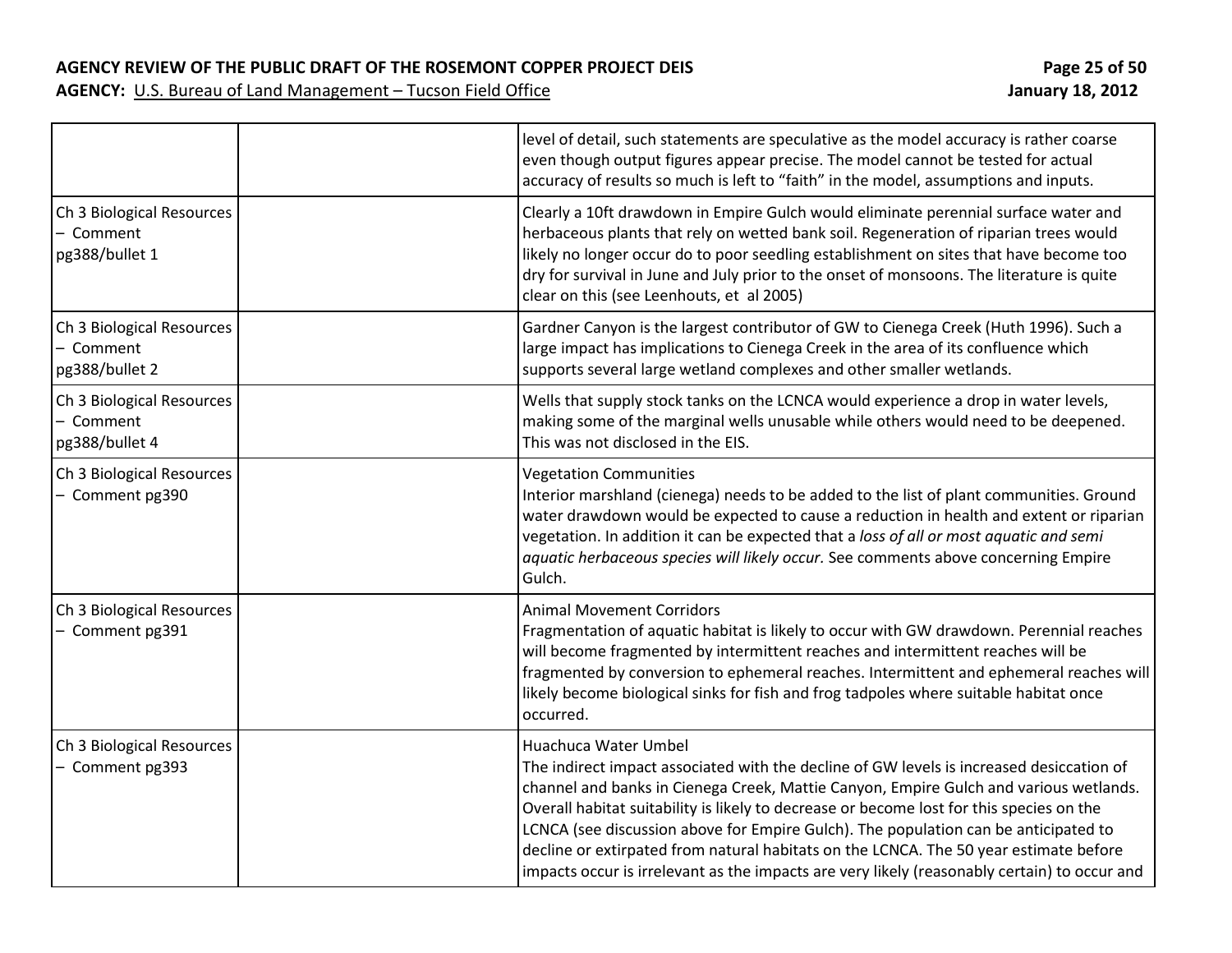| | | |
|---|---|---|
| | | level of detail, such statements are speculative as the model accuracy is rather coarse even though output figures appear precise. The model cannot be tested for actual accuracy of results so much is left to "faith" in the model, assumptions and inputs. |
| Ch 3 Biological Resources – Comment pg388/bullet 1 | | Clearly a 10ft drawdown in Empire Gulch would eliminate perennial surface water and herbaceous plants that rely on wetted bank soil. Regeneration of riparian trees would likely no longer occur do to poor seedling establishment on sites that have become too dry for survival in June and July prior to the onset of monsoons. The literature is quite clear on this (see Leenhouts, et al 2005) |
| Ch 3 Biological Resources – Comment pg388/bullet 2 | | Gardner Canyon is the largest contributor of GW to Cienega Creek (Huth 1996). Such a large impact has implications to Cienega Creek in the area of its confluence which supports several large wetland complexes and other smaller wetlands. |
| Ch 3 Biological Resources – Comment pg388/bullet 4 | | Wells that supply stock tanks on the LCNCA would experience a drop in water levels, making some of the marginal wells unusable while others would need to be deepened. This was not disclosed in the EIS. |
| Ch 3 Biological Resources – Comment pg390 | | Vegetation Communities<br>Interior marshland (cienega) needs to be added to the list of plant communities. Ground water drawdown would be expected to cause a reduction in health and extent or riparian vegetation. In addition it can be expected that a *loss of all or most aquatic and semi aquatic herbaceous species will likely occur.* See comments above concerning Empire Gulch. |
| Ch 3 Biological Resources – Comment pg391 | | Animal Movement Corridors<br>Fragmentation of aquatic habitat is likely to occur with GW drawdown. Perennial reaches will become fragmented by intermittent reaches and intermittent reaches will be fragmented by conversion to ephemeral reaches. Intermittent and ephemeral reaches will likely become biological sinks for fish and frog tadpoles where suitable habitat once occurred. |
| Ch 3 Biological Resources – Comment pg393 | | Huachuca Water Umbel<br>The indirect impact associated with the decline of GW levels is increased desiccation of channel and banks in Cienega Creek, Mattie Canyon, Empire Gulch and various wetlands. Overall habitat suitability is likely to decrease or become lost for this species on the LCNCA (see discussion above for Empire Gulch). The population can be anticipated to decline or extirpated from natural habitats on the LCNCA. The 50 year estimate before impacts occur is irrelevant as the impacts are very likely (reasonably certain) to occur and |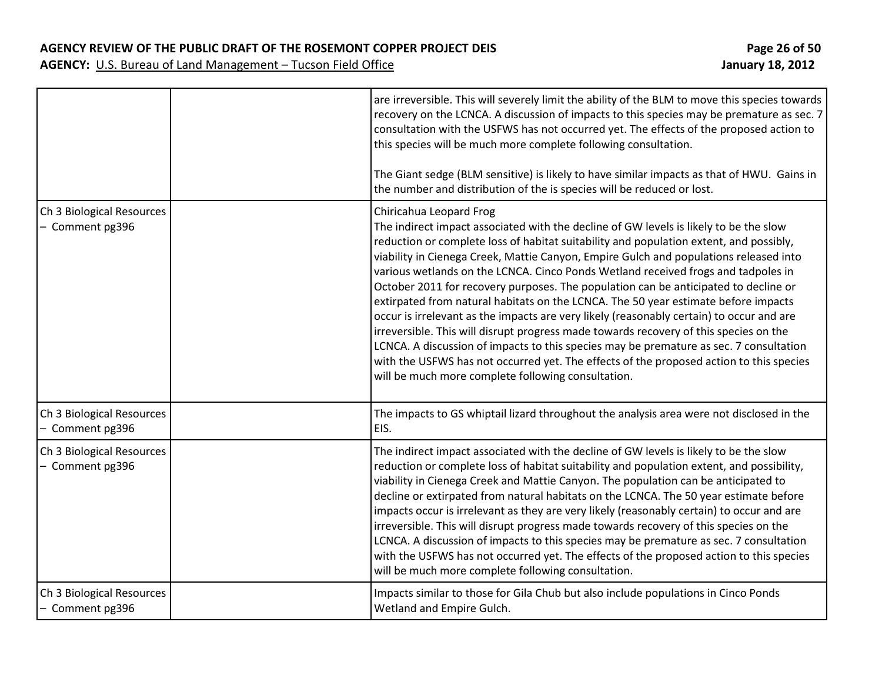| | | |
|---|---|---|
| | | are irreversible. This will severely limit the ability of the BLM to move this species towards recovery on the LCNCA. A discussion of impacts to this species may be premature as sec. 7 consultation with the USFWS has not occurred yet. The effects of the proposed action to this species will be much more complete following consultation.<br><br>The Giant sedge (BLM sensitive) is likely to have similar impacts as that of HWU. Gains in the number and distribution of the is species will be reduced or lost. |
| Ch 3 Biological Resources – Comment pg396 | | Chiricahua Leopard Frog<br>The indirect impact associated with the decline of GW levels is likely to be the slow reduction or complete loss of habitat suitability and population extent, and possibly, viability in Cienega Creek, Mattie Canyon, Empire Gulch and populations released into various wetlands on the LCNCA. Cinco Ponds Wetland received frogs and tadpoles in October 2011 for recovery purposes. The population can be anticipated to decline or extirpated from natural habitats on the LCNCA. The 50 year estimate before impacts occur is irrelevant as the impacts are very likely (reasonably certain) to occur and are irreversible. This will disrupt progress made towards recovery of this species on the LCNCA. A discussion of impacts to this species may be premature as sec. 7 consultation with the USFWS has not occurred yet. The effects of the proposed action to this species will be much more complete following consultation. |
| Ch 3 Biological Resources – Comment pg396 | | The impacts to GS whiptail lizard throughout the analysis area were not disclosed in the EIS. |
| Ch 3 Biological Resources – Comment pg396 | | The indirect impact associated with the decline of GW levels is likely to be the slow reduction or complete loss of habitat suitability and population extent, and possibility, viability in Cienega Creek and Mattie Canyon. The population can be anticipated to decline or extirpated from natural habitats on the LCNCA. The 50 year estimate before impacts occur is irrelevant as they are very likely (reasonably certain) to occur and are irreversible. This will disrupt progress made towards recovery of this species on the LCNCA. A discussion of impacts to this species may be premature as sec. 7 consultation with the USFWS has not occurred yet. The effects of the proposed action to this species will be much more complete following consultation. |
| Ch 3 Biological Resources – Comment pg396 | | Impacts similar to those for Gila Chub but also include populations in Cinco Ponds Wetland and Empire Gulch. |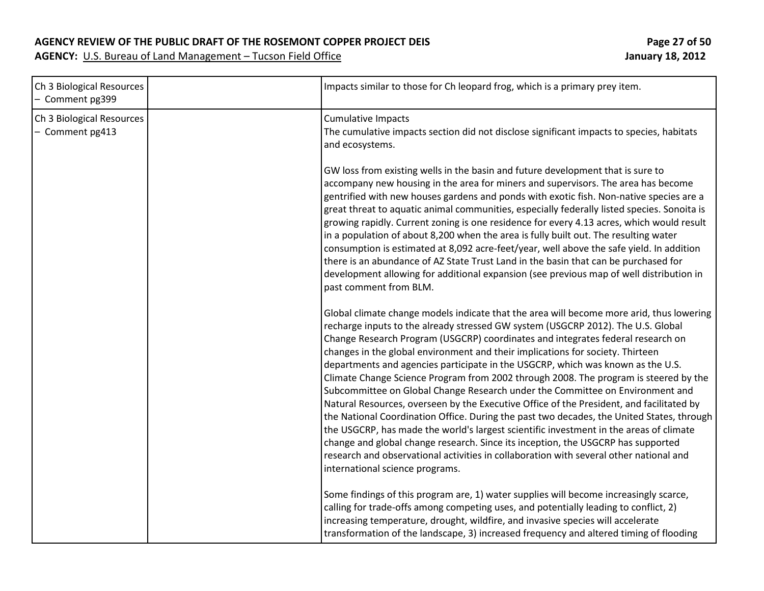| | | |
|---|---|---|
| Ch 3 Biological Resources – Comment pg399 | | Impacts similar to those for Ch leopard frog, which is a primary prey item. |
| Ch 3 Biological Resources – Comment pg413 | | Cumulative Impacts<br>The cumulative impacts section did not disclose significant impacts to species, habitats and ecosystems.<br><br>GW loss from existing wells in the basin and future development that is sure to accompany new housing in the area for miners and supervisors. The area has become gentrified with new houses gardens and ponds with exotic fish. Non-native species are a great threat to aquatic animal communities, especially federally listed species. Sonoita is growing rapidly. Current zoning is one residence for every 4.13 acres, which would result in a population of about 8,200 when the area is fully built out. The resulting water consumption is estimated at 8,092 acre-feet/year, well above the safe yield. In addition there is an abundance of AZ State Trust Land in the basin that can be purchased for development allowing for additional expansion (see previous map of well distribution in past comment from BLM.<br><br>Global climate change models indicate that the area will become more arid, thus lowering recharge inputs to the already stressed GW system (USGCRP 2012). The U.S. Global Change Research Program (USGCRP) coordinates and integrates federal research on changes in the global environment and their implications for society. Thirteen departments and agencies participate in the USGCRP, which was known as the U.S. Climate Change Science Program from 2002 through 2008. The program is steered by the Subcommittee on Global Change Research under the Committee on Environment and Natural Resources, overseen by the Executive Office of the President, and facilitated by the National Coordination Office. During the past two decades, the United States, through the USGCRP, has made the world's largest scientific investment in the areas of climate change and global change research. Since its inception, the USGCRP has supported research and observational activities in collaboration with several other national and international science programs.<br><br>Some findings of this program are, 1) water supplies will become increasingly scarce, calling for trade-offs among competing uses, and potentially leading to conflict, 2) increasing temperature, drought, wildfire, and invasive species will accelerate transformation of the landscape, 3) increased frequency and altered timing of flooding |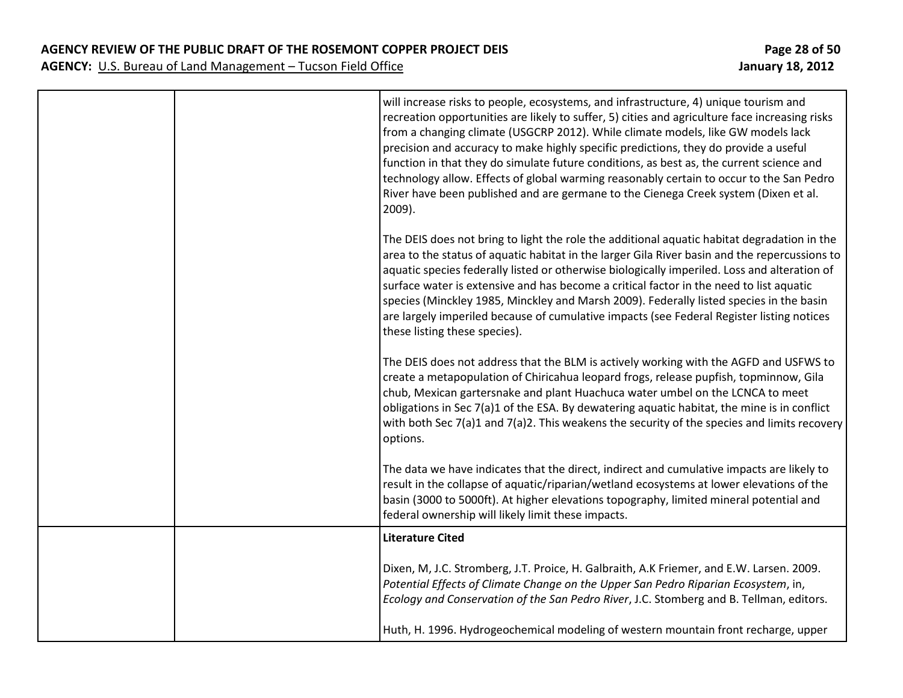| | | |
|---|---|---|
| | | will increase risks to people, ecosystems, and infrastructure, 4) unique tourism and recreation opportunities are likely to suffer, 5) cities and agriculture face increasing risks from a changing climate (USGCRP 2012). While climate models, like GW models lack precision and accuracy to make highly specific predictions, they do provide a useful function in that they do simulate future conditions, as best as, the current science and technology allow. Effects of global warming reasonably certain to occur to the San Pedro River have been published and are germane to the Cienega Creek system (Dixen et al. 2009).<br><br>The DEIS does not bring to light the role the additional aquatic habitat degradation in the area to the status of aquatic habitat in the larger Gila River basin and the repercussions to aquatic species federally listed or otherwise biologically imperiled. Loss and alteration of surface water is extensive and has become a critical factor in the need to list aquatic species (Minckley 1985, Minckley and Marsh 2009). Federally listed species in the basin are largely imperiled because of cumulative impacts (see Federal Register listing notices these listing these species).<br><br>The DEIS does not address that the BLM is actively working with the AGFD and USFWS to create a metapopulation of Chiricahua leopard frogs, release pupfish, topminnow, Gila chub, Mexican gartersnake and plant Huachuca water umbel on the LCNCA to meet obligations in Sec 7(a)1 of the ESA. By dewatering aquatic habitat, the mine is in conflict with both Sec 7(a)1 and 7(a)2. This weakens the security of the species and limits recovery options.<br><br>The data we have indicates that the direct, indirect and cumulative impacts are likely to result in the collapse of aquatic/riparian/wetland ecosystems at lower elevations of the basin (3000 to 5000ft). At higher elevations topography, limited mineral potential and federal ownership will likely limit these impacts. |
| | | **Literature Cited**<br><br>Dixen, M, J.C. Stromberg, J.T. Proice, H. Galbraith, A.K Friemer, and E.W. Larsen. 2009. *Potential Effects of Climate Change on the Upper San Pedro Riparian Ecosystem*, in, *Ecology and Conservation of the San Pedro River*, J.C. Stomberg and B. Tellman, editors.<br><br>Huth, H. 1996. Hydrogeochemical modeling of western mountain front recharge, upper |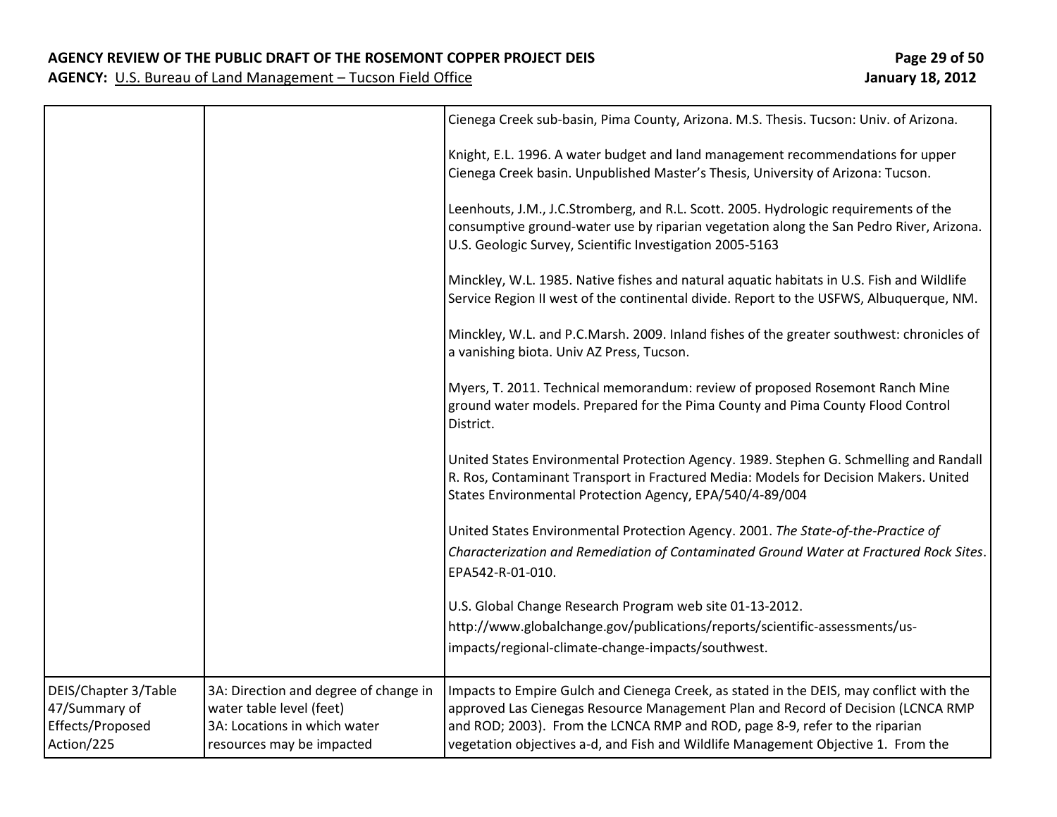| | | |
|---|---|---|
| | | Cienega Creek sub-basin, Pima County, Arizona. M.S. Thesis. Tucson: Univ. of Arizona.<br><br>Knight, E.L. 1996. A water budget and land management recommendations for upper Cienega Creek basin. Unpublished Master's Thesis, University of Arizona: Tucson.<br><br>Leenhouts, J.M., J.C.Stromberg, and R.L. Scott. 2005. Hydrologic requirements of the consumptive ground-water use by riparian vegetation along the San Pedro River, Arizona. U.S. Geologic Survey, Scientific Investigation 2005-5163<br><br>Minckley, W.L. 1985. Native fishes and natural aquatic habitats in U.S. Fish and Wildlife Service Region II west of the continental divide. Report to the USFWS, Albuquerque, NM.<br><br>Minckley, W.L. and P.C.Marsh. 2009. Inland fishes of the greater southwest: chronicles of a vanishing biota. Univ AZ Press, Tucson.<br><br>Myers, T. 2011. Technical memorandum: review of proposed Rosemont Ranch Mine ground water models. Prepared for the Pima County and Pima County Flood Control District.<br><br>United States Environmental Protection Agency. 1989. Stephen G. Schmelling and Randall R. Ros, Contaminant Transport in Fractured Media: Models for Decision Makers. United States Environmental Protection Agency, EPA/540/4-89/004<br><br>United States Environmental Protection Agency. 2001. *The State-of-the-Practice of Characterization and Remediation of Contaminated Ground Water at Fractured Rock Sites*. EPA542-R-01-010.<br><br>U.S. Global Change Research Program web site 01-13-2012. http://www.globalchange.gov/publications/reports/scientific-assessments/us-impacts/regional-climate-change-impacts/southwest. |
| DEIS/Chapter 3/Table 47/Summary of Effects/Proposed Action/225 | 3A: Direction and degree of change in water table level (feet)<br>3A: Locations in which water resources may be impacted | Impacts to Empire Gulch and Cienega Creek, as stated in the DEIS, may conflict with the approved Las Cienegas Resource Management Plan and Record of Decision (LCNCA RMP and ROD; 2003). From the LCNCA RMP and ROD, page 8-9, refer to the riparian vegetation objectives a-d, and Fish and Wildlife Management Objective 1. From the |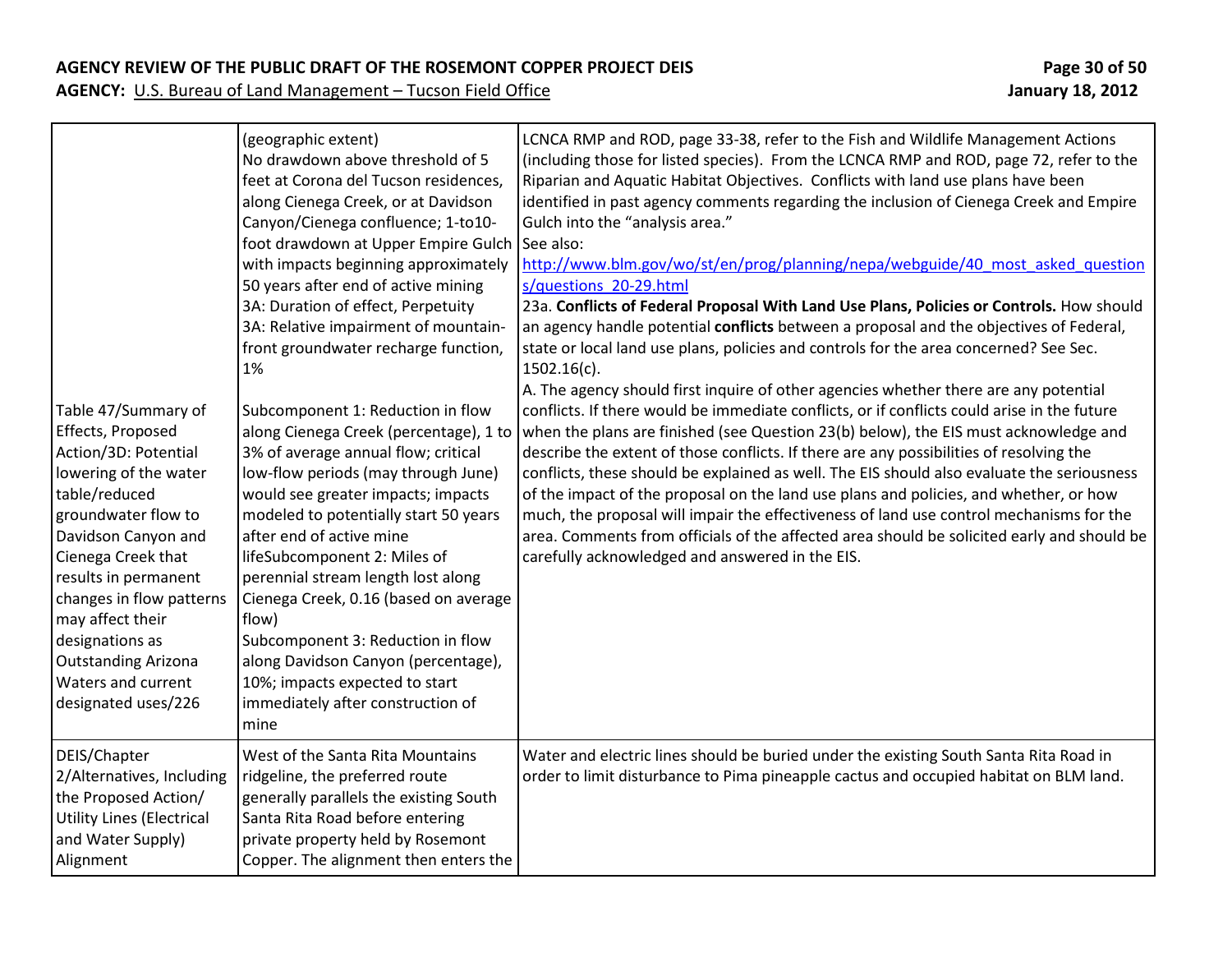| | | |
|---|---|---|
| Table 47/Summary of Effects, Proposed Action/3D: Potential lowering of the water table/reduced groundwater flow to Davidson Canyon and Cienega Creek that results in permanent changes in flow patterns may affect their designations as Outstanding Arizona Waters and current designated uses/226 | (geographic extent)<br>No drawdown above threshold of 5 feet at Corona del Tucson residences, along Cienega Creek, or at Davidson Canyon/Cienega confluence; 1-to10-foot drawdown at Upper Empire Gulch with impacts beginning approximately 50 years after end of active mining<br>3A: Duration of effect, Perpetuity<br>3A: Relative impairment of mountain-front groundwater recharge function, 1%<br><br>Subcomponent 1: Reduction in flow along Cienega Creek (percentage), 1 to 3% of average annual flow; critical low-flow periods (may through June) would see greater impacts; impacts modeled to potentially start 50 years after end of active mine lifeSubcomponent 2: Miles of perennial stream length lost along Cienega Creek, 0.16 (based on average flow)<br>Subcomponent 3: Reduction in flow along Davidson Canyon (percentage), 10%; impacts expected to start immediately after construction of mine | LCNCA RMP and ROD, page 33-38, refer to the Fish and Wildlife Management Actions (including those for listed species). From the LCNCA RMP and ROD, page 72, refer to the Riparian and Aquatic Habitat Objectives. Conflicts with land use plans have been identified in past agency comments regarding the inclusion of Cienega Creek and Empire Gulch into the "analysis area."<br>See also:<br>http://www.blm.gov/wo/st/en/prog/planning/nepa/webguide/40_most_asked_questions/questions_20-29.html<br>23a. **Conflicts of Federal Proposal With Land Use Plans, Policies or Controls.** How should an agency handle potential **conflicts** between a proposal and the objectives of Federal, state or local land use plans, policies and controls for the area concerned? See Sec. 1502.16(c).<br>A. The agency should first inquire of other agencies whether there are any potential conflicts. If there would be immediate conflicts, or if conflicts could arise in the future when the plans are finished (see Question 23(b) below), the EIS must acknowledge and describe the extent of those conflicts. If there are any possibilities of resolving the conflicts, these should be explained as well. The EIS should also evaluate the seriousness of the impact of the proposal on the land use plans and policies, and whether, or how much, the proposal will impair the effectiveness of land use control mechanisms for the area. Comments from officials of the affected area should be solicited early and should be carefully acknowledged and answered in the EIS. |
| DEIS/Chapter 2/Alternatives, Including the Proposed Action/ Utility Lines (Electrical and Water Supply) Alignment | West of the Santa Rita Mountains ridgeline, the preferred route generally parallels the existing South Santa Rita Road before entering private property held by Rosemont Copper. The alignment then enters the | Water and electric lines should be buried under the existing South Santa Rita Road in order to limit disturbance to Pima pineapple cactus and occupied habitat on BLM land. |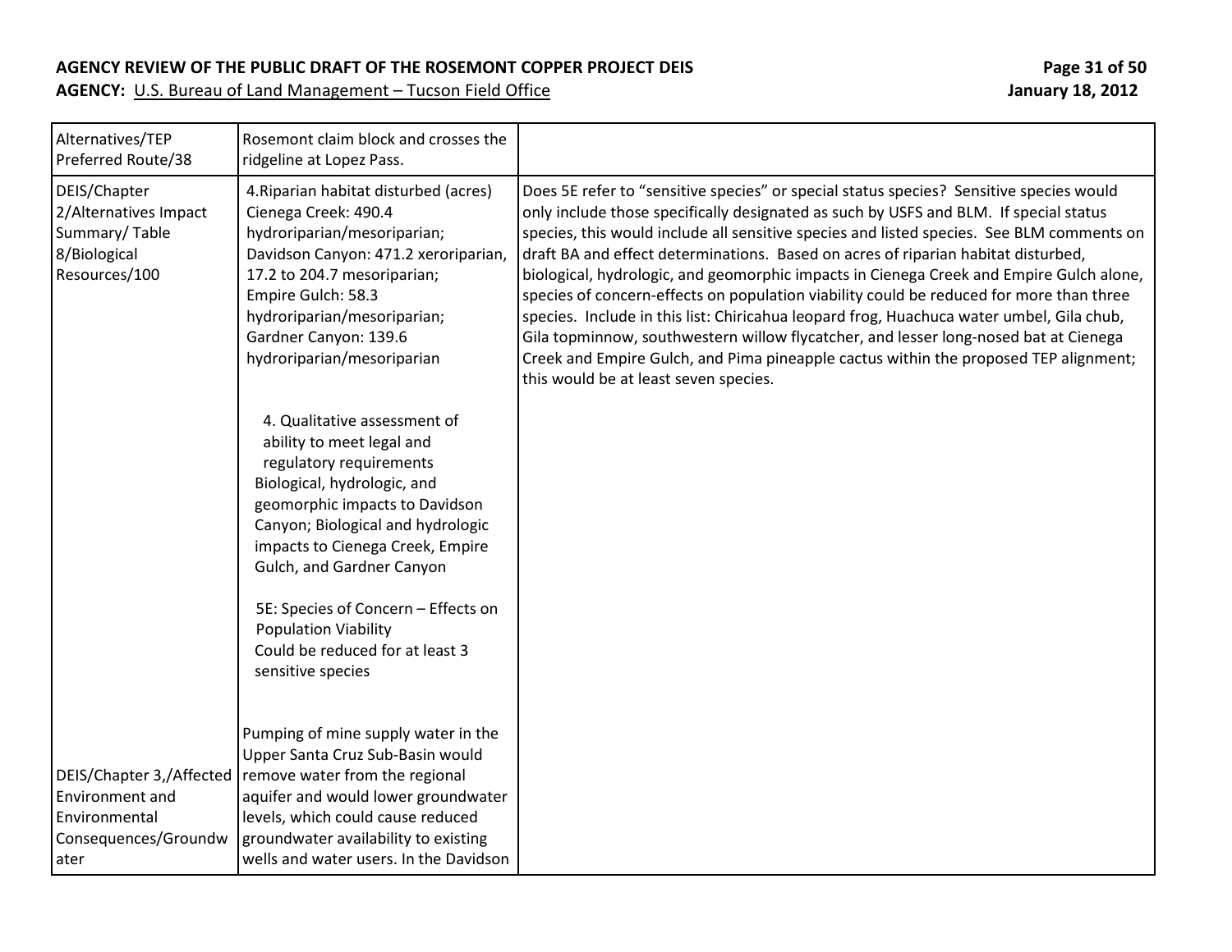| | | |
|---|---|---|
| Alternatives/TEP Preferred Route/38 | Rosemont claim block and crosses the ridgeline at Lopez Pass. | |
| DEIS/Chapter 2/Alternatives Impact Summary/ Table 8/Biological Resources/100 | 4.Riparian habitat disturbed (acres) Cienega Creek: 490.4 hydroriparian/mesoriparian; Davidson Canyon: 471.2 xeroriparian, 17.2 to 204.7 mesoriparian; Empire Gulch: 58.3 hydroriparian/mesoriparian; Gardner Canyon: 139.6 hydroriparian/mesoriparian<br><br>4. Qualitative assessment of ability to meet legal and regulatory requirements Biological, hydrologic, and geomorphic impacts to Davidson Canyon; Biological and hydrologic impacts to Cienega Creek, Empire Gulch, and Gardner Canyon<br><br>5E: Species of Concern – Effects on Population Viability Could be reduced for at least 3 sensitive species | Does 5E refer to "sensitive species" or special status species? Sensitive species would only include those specifically designated as such by USFS and BLM. If special status species, this would include all sensitive species and listed species. See BLM comments on draft BA and effect determinations. Based on acres of riparian habitat disturbed, biological, hydrologic, and geomorphic impacts in Cienega Creek and Empire Gulch alone, species of concern-effects on population viability could be reduced for more than three species. Include in this list: Chiricahua leopard frog, Huachuca water umbel, Gila chub, Gila topminnow, southwestern willow flycatcher, and lesser long-nosed bat at Cienega Creek and Empire Gulch, and Pima pineapple cactus within the proposed TEP alignment; this would be at least seven species. |
| DEIS/Chapter 3,/Affected Environment and Environmental Consequences/Groundwater | Pumping of mine supply water in the Upper Santa Cruz Sub-Basin would remove water from the regional aquifer and would lower groundwater levels, which could cause reduced groundwater availability to existing wells and water users. In the Davidson | |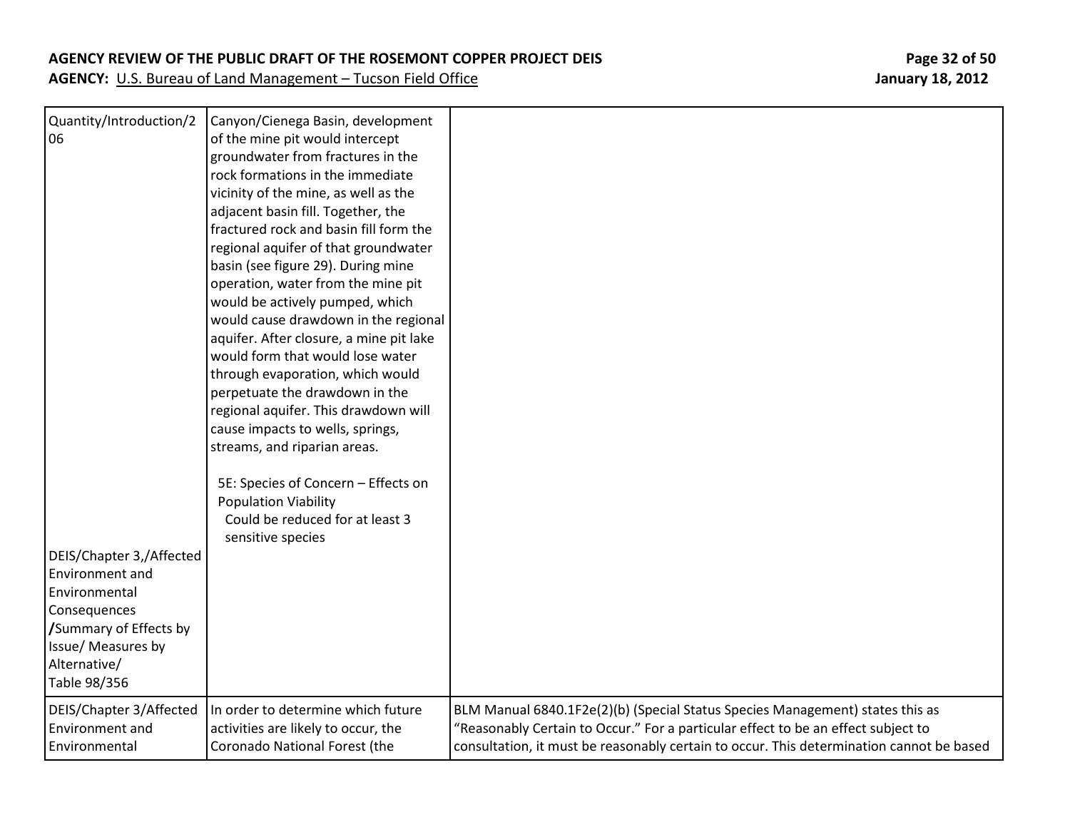| | | |
|---|---|---|
| Quantity/Introduction/206<br><br>DEIS/Chapter 3,/Affected Environment and Environmental Consequences /Summary of Effects by Issue/ Measures by Alternative/ Table 98/356 | Canyon/Cienega Basin, development of the mine pit would intercept groundwater from fractures in the rock formations in the immediate vicinity of the mine, as well as the adjacent basin fill. Together, the fractured rock and basin fill form the regional aquifer of that groundwater basin (see figure 29). During mine operation, water from the mine pit would be actively pumped, which would cause drawdown in the regional aquifer. After closure, a mine pit lake would form that would lose water through evaporation, which would perpetuate the drawdown in the regional aquifer. This drawdown will cause impacts to wells, springs, streams, and riparian areas.<br><br>5E: Species of Concern – Effects on Population Viability Could be reduced for at least 3 sensitive species | |
| DEIS/Chapter 3/Affected Environment and Environmental | In order to determine which future activities are likely to occur, the Coronado National Forest (the | BLM Manual 6840.1F2e(2)(b) (Special Status Species Management) states this as "Reasonably Certain to Occur." For a particular effect to be an effect subject to consultation, it must be reasonably certain to occur. This determination cannot be based |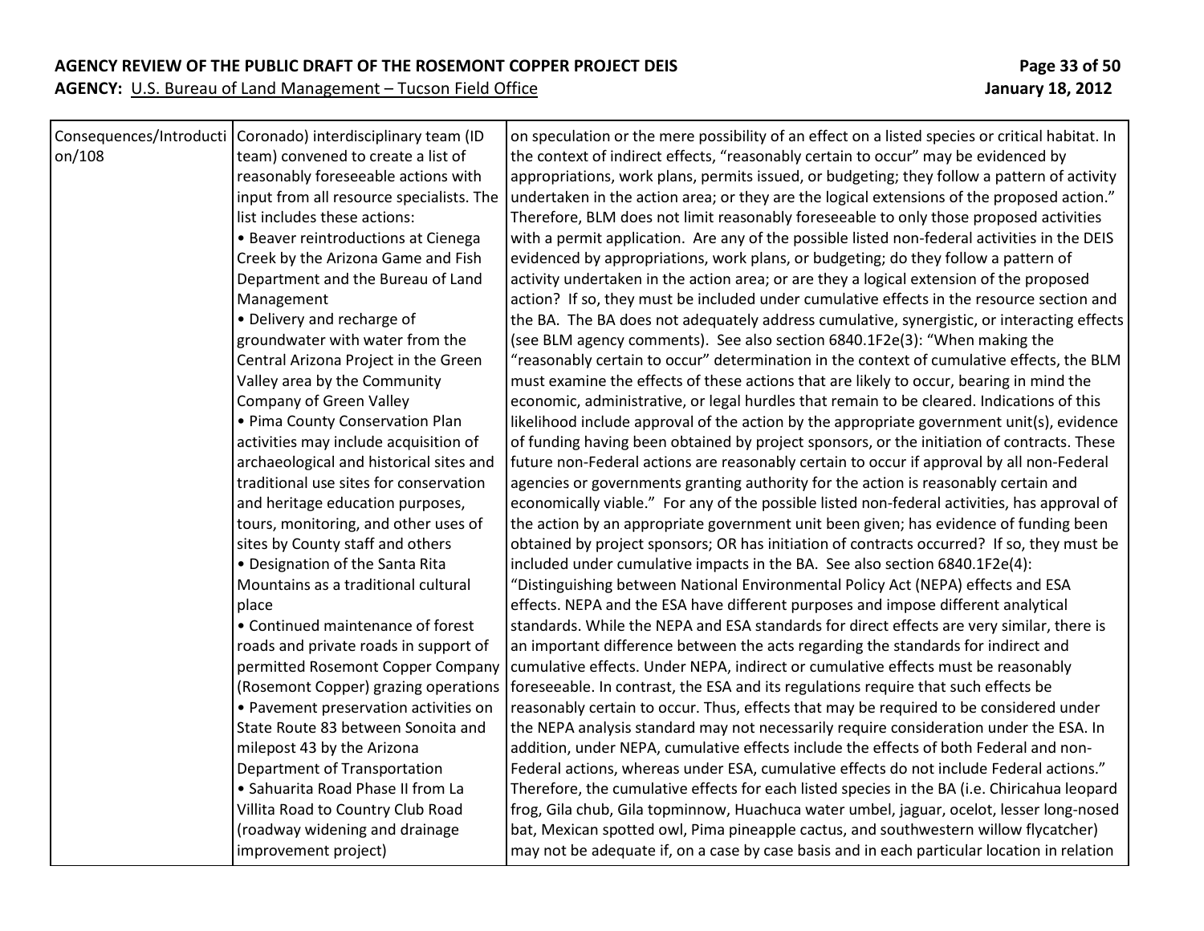| | | |
|---|---|---|
| Consequences/Introduction/108 | Coronado) interdisciplinary team (ID team) convened to create a list of reasonably foreseeable actions with input from all resource specialists. The list includes these actions:<br>• Beaver reintroductions at Cienega Creek by the Arizona Game and Fish Department and the Bureau of Land Management<br>• Delivery and recharge of groundwater with water from the Central Arizona Project in the Green Valley area by the Community Company of Green Valley<br>• Pima County Conservation Plan activities may include acquisition of archaeological and historical sites and traditional use sites for conservation and heritage education purposes, tours, monitoring, and other uses of sites by County staff and others<br>• Designation of the Santa Rita Mountains as a traditional cultural place<br>• Continued maintenance of forest roads and private roads in support of permitted Rosemont Copper Company (Rosemont Copper) grazing operations<br>• Pavement preservation activities on State Route 83 between Sonoita and milepost 43 by the Arizona Department of Transportation<br>• Sahuarita Road Phase II from La Villita Road to Country Club Road (roadway widening and drainage improvement project) | on speculation or the mere possibility of an effect on a listed species or critical habitat. In the context of indirect effects, "reasonably certain to occur" may be evidenced by appropriations, work plans, permits issued, or budgeting; they follow a pattern of activity undertaken in the action area; or they are the logical extensions of the proposed action." Therefore, BLM does not limit reasonably foreseeable to only those proposed activities with a permit application. Are any of the possible listed non-federal activities in the DEIS evidenced by appropriations, work plans, or budgeting; do they follow a pattern of activity undertaken in the action area; or are they a logical extension of the proposed action? If so, they must be included under cumulative effects in the resource section and the BA. The BA does not adequately address cumulative, synergistic, or interacting effects (see BLM agency comments). See also section 6840.1F2e(3): "When making the "reasonably certain to occur" determination in the context of cumulative effects, the BLM must examine the effects of these actions that are likely to occur, bearing in mind the economic, administrative, or legal hurdles that remain to be cleared. Indications of this likelihood include approval of the action by the appropriate government unit(s), evidence of funding having been obtained by project sponsors, or the initiation of contracts. These future non-Federal actions are reasonably certain to occur if approval by all non-Federal agencies or governments granting authority for the action is reasonably certain and economically viable." For any of the possible listed non-federal activities, has approval of the action by an appropriate government unit been given; has evidence of funding been obtained by project sponsors; OR has initiation of contracts occurred? If so, they must be included under cumulative impacts in the BA. See also section 6840.1F2e(4): "Distinguishing between National Environmental Policy Act (NEPA) effects and ESA effects. NEPA and the ESA have different purposes and impose different analytical standards. While the NEPA and ESA standards for direct effects are very similar, there is an important difference between the acts regarding the standards for indirect and cumulative effects. Under NEPA, indirect or cumulative effects must be reasonably foreseeable. In contrast, the ESA and its regulations require that such effects be reasonably certain to occur. Thus, effects that may be required to be considered under the NEPA analysis standard may not necessarily require consideration under the ESA. In addition, under NEPA, cumulative effects include the effects of both Federal and non-Federal actions, whereas under ESA, cumulative effects do not include Federal actions." Therefore, the cumulative effects for each listed species in the BA (i.e. Chiricahua leopard frog, Gila chub, Gila topminnow, Huachuca water umbel, jaguar, ocelot, lesser long-nosed bat, Mexican spotted owl, Pima pineapple cactus, and southwestern willow flycatcher) may not be adequate if, on a case by case basis and in each particular location in relation |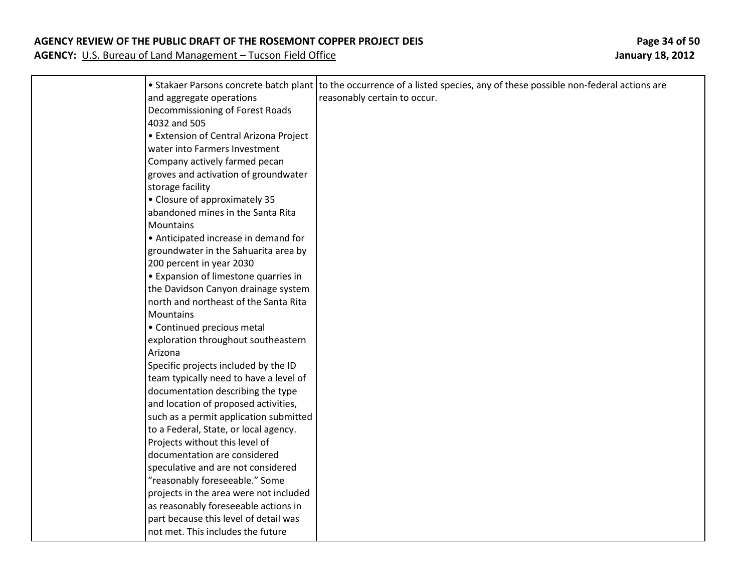| | | |
|---|---|---|
| | • Stakaer Parsons concrete batch plant and aggregate operations<br>Decommissioning of Forest Roads 4032 and 505<br>• Extension of Central Arizona Project water into Farmers Investment Company actively farmed pecan groves and activation of groundwater storage facility<br>• Closure of approximately 35 abandoned mines in the Santa Rita Mountains<br>• Anticipated increase in demand for groundwater in the Sahuarita area by 200 percent in year 2030<br>• Expansion of limestone quarries in the Davidson Canyon drainage system north and northeast of the Santa Rita Mountains<br>• Continued precious metal exploration throughout southeastern Arizona<br>Specific projects included by the ID team typically need to have a level of documentation describing the type and location of proposed activities, such as a permit application submitted to a Federal, State, or local agency. Projects without this level of documentation are considered speculative and are not considered "reasonably foreseeable." Some projects in the area were not included as reasonably foreseeable actions in part because this level of detail was not met. This includes the future | to the occurrence of a listed species, any of these possible non-federal actions are reasonably certain to occur. |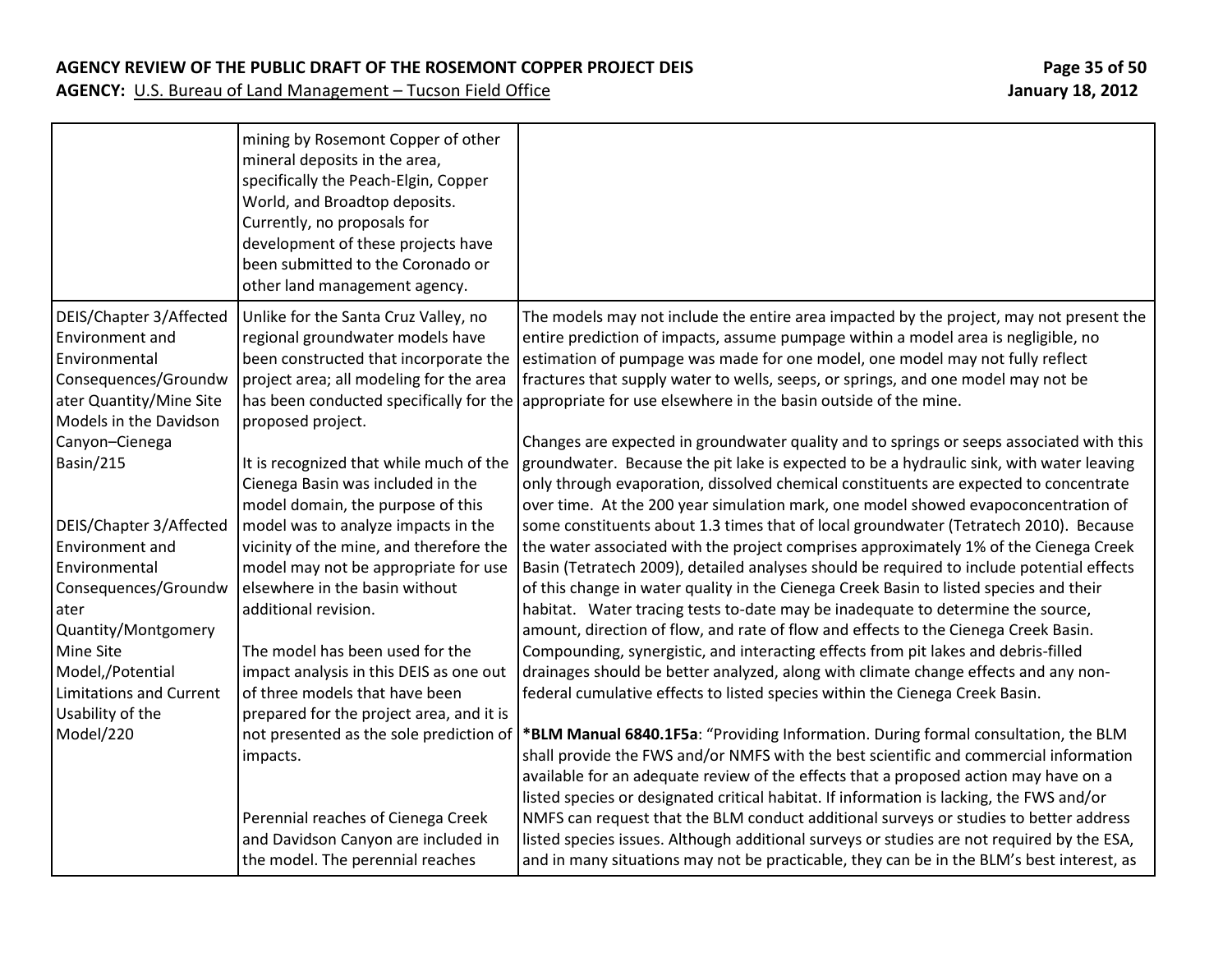| | | |
|---|---|---|
| | mining by Rosemont Copper of other mineral deposits in the area, specifically the Peach-Elgin, Copper World, and Broadtop deposits. Currently, no proposals for development of these projects have been submitted to the Coronado or other land management agency. | |
| DEIS/Chapter 3/Affected Environment and Environmental Consequences/Groundwater Quantity/Mine Site Models in the Davidson Canyon–Cienega Basin/215<br><br>DEIS/Chapter 3/Affected Environment and Environmental Consequences/Groundwater Quantity/Montgomery Mine Site Model,/Potential Limitations and Current Usability of the Model/220 | Unlike for the Santa Cruz Valley, no regional groundwater models have been constructed that incorporate the project area; all modeling for the area has been conducted specifically for the proposed project.<br><br>It is recognized that while much of the Cienega Basin was included in the model domain, the purpose of this model was to analyze impacts in the vicinity of the mine, and therefore the model may not be appropriate for use elsewhere in the basin without additional revision.<br><br>The model has been used for the impact analysis in this DEIS as one out of three models that have been prepared for the project area, and it is not presented as the sole prediction of impacts.<br><br>Perennial reaches of Cienega Creek and Davidson Canyon are included in the model. The perennial reaches | The models may not include the entire area impacted by the project, may not present the entire prediction of impacts, assume pumpage within a model area is negligible, no estimation of pumpage was made for one model, one model may not fully reflect fractures that supply water to wells, seeps, or springs, and one model may not be appropriate for use elsewhere in the basin outside of the mine.<br><br>Changes are expected in groundwater quality and to springs or seeps associated with this groundwater. Because the pit lake is expected to be a hydraulic sink, with water leaving only through evaporation, dissolved chemical constituents are expected to concentrate over time. At the 200 year simulation mark, one model showed evapoconcentration of some constituents about 1.3 times that of local groundwater (Tetratech 2010). Because the water associated with the project comprises approximately 1% of the Cienega Creek Basin (Tetratech 2009), detailed analyses should be required to include potential effects of this change in water quality in the Cienega Creek Basin to listed species and their habitat. Water tracing tests to-date may be inadequate to determine the source, amount, direction of flow, and rate of flow and effects to the Cienega Creek Basin. Compounding, synergistic, and interacting effects from pit lakes and debris-filled drainages should be better analyzed, along with climate change effects and any non-federal cumulative effects to listed species within the Cienega Creek Basin.<br><br>**\*BLM Manual 6840.1F5a**: "Providing Information. During formal consultation, the BLM shall provide the FWS and/or NMFS with the best scientific and commercial information available for an adequate review of the effects that a proposed action may have on a listed species or designated critical habitat. If information is lacking, the FWS and/or NMFS can request that the BLM conduct additional surveys or studies to better address listed species issues. Although additional surveys or studies are not required by the ESA, and in many situations may not be practicable, they can be in the BLM's best interest, as |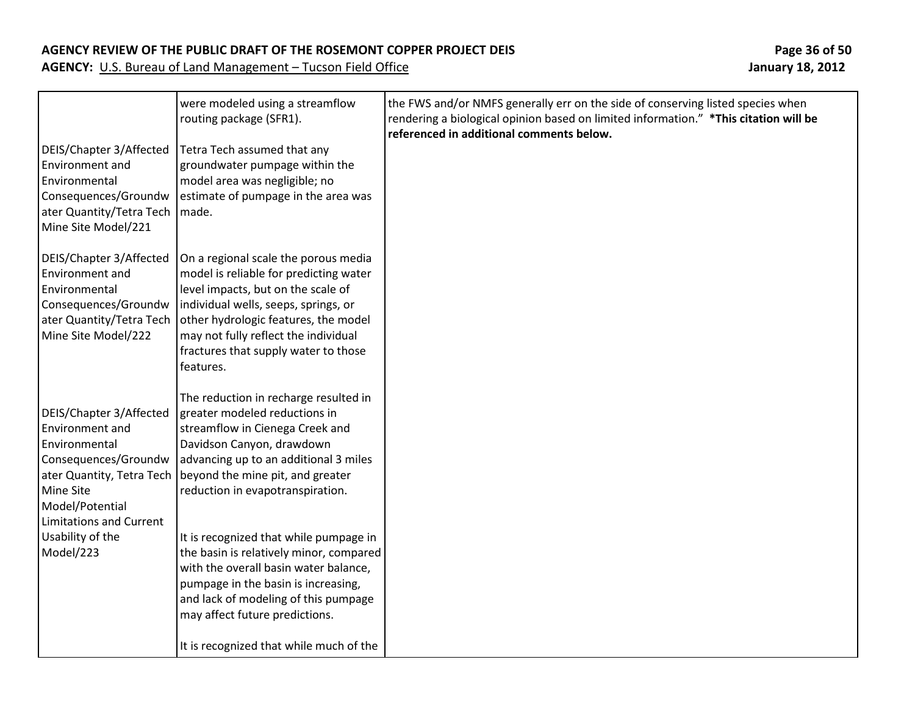| | | |
|---|---|---|
| | were modeled using a streamflow routing package (SFR1). | the FWS and/or NMFS generally err on the side of conserving listed species when rendering a biological opinion based on limited information." **\*This citation will be referenced in additional comments below.** |
| DEIS/Chapter 3/Affected Environment and Environmental Consequences/Groundwater Quantity/Tetra Tech Mine Site Model/221 | Tetra Tech assumed that any groundwater pumpage within the model area was negligible; no estimate of pumpage in the area was made. | |
| DEIS/Chapter 3/Affected Environment and Environmental Consequences/Groundwater Quantity/Tetra Tech Mine Site Model/222 | On a regional scale the porous media model is reliable for predicting water level impacts, but on the scale of individual wells, seeps, springs, or other hydrologic features, the model may not fully reflect the individual fractures that supply water to those features. | |
| DEIS/Chapter 3/Affected Environment and Environmental Consequences/Groundwater Quantity, Tetra Tech Mine Site Model/Potential Limitations and Current Usability of the Model/223 | The reduction in recharge resulted in greater modeled reductions in streamflow in Cienega Creek and Davidson Canyon, drawdown advancing up to an additional 3 miles beyond the mine pit, and greater reduction in evapotranspiration.<br><br>It is recognized that while pumpage in the basin is relatively minor, compared with the overall basin water balance, pumpage in the basin is increasing, and lack of modeling of this pumpage may affect future predictions.<br><br>It is recognized that while much of the | |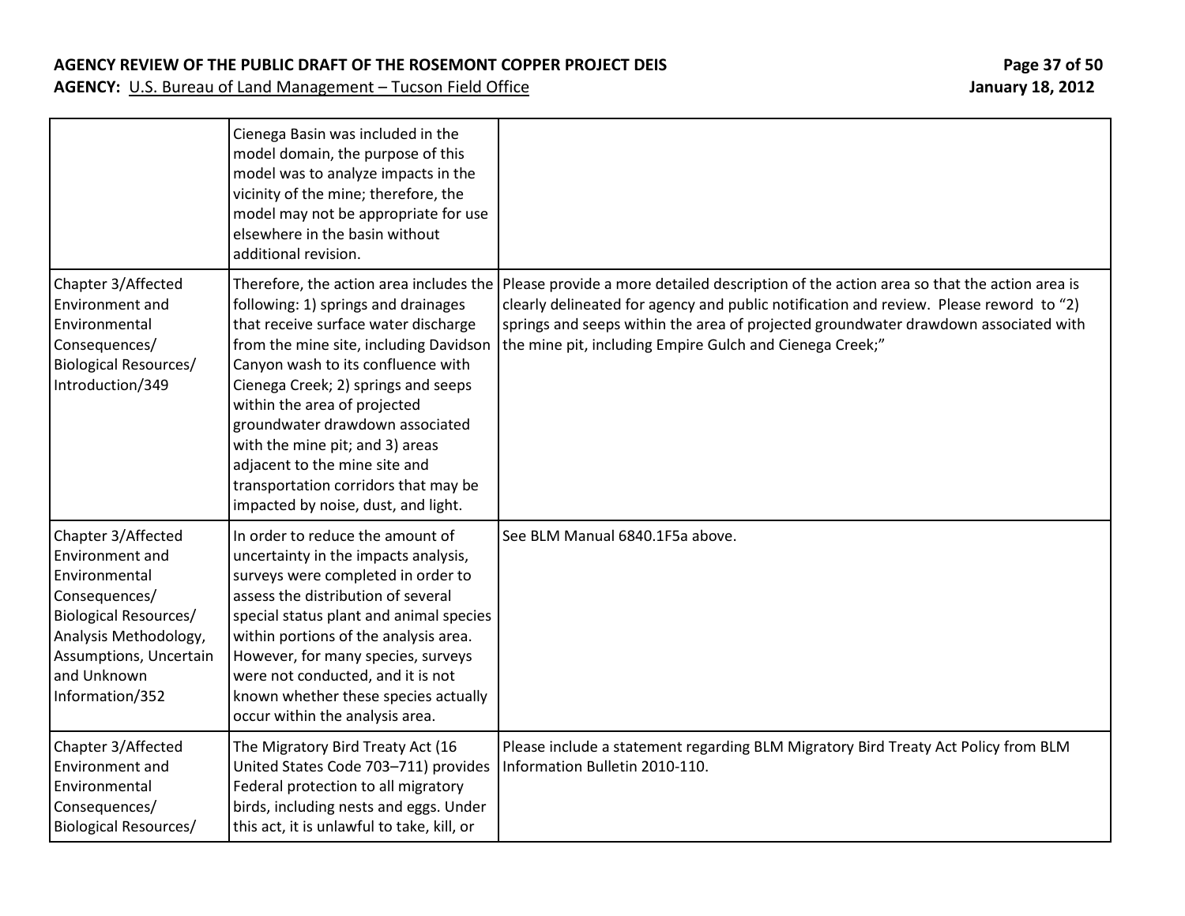| | Cienega Basin was included in the model domain, the purpose of this model was to analyze impacts in the vicinity of the mine; therefore, the model may not be appropriate for use elsewhere in the basin without additional revision. | |
|---|---|---|
| Chapter 3/Affected Environment and Environmental Consequences/ Biological Resources/ Introduction/349 | Therefore, the action area includes the following: 1) springs and drainages that receive surface water discharge from the mine site, including Davidson Canyon wash to its confluence with Cienega Creek; 2) springs and seeps within the area of projected groundwater drawdown associated with the mine pit; and 3) areas adjacent to the mine site and transportation corridors that may be impacted by noise, dust, and light. | Please provide a more detailed description of the action area so that the action area is clearly delineated for agency and public notification and review. Please reword to "2) springs and seeps within the area of projected groundwater drawdown associated with the mine pit, including Empire Gulch and Cienega Creek;" |
| Chapter 3/Affected Environment and Environmental Consequences/ Biological Resources/ Analysis Methodology, Assumptions, Uncertain and Unknown Information/352 | In order to reduce the amount of uncertainty in the impacts analysis, surveys were completed in order to assess the distribution of several special status plant and animal species within portions of the analysis area. However, for many species, surveys were not conducted, and it is not known whether these species actually occur within the analysis area. | See BLM Manual 6840.1F5a above. |
| Chapter 3/Affected Environment and Environmental Consequences/ Biological Resources/ | The Migratory Bird Treaty Act (16 United States Code 703–711) provides Federal protection to all migratory birds, including nests and eggs. Under this act, it is unlawful to take, kill, or | Please include a statement regarding BLM Migratory Bird Treaty Act Policy from BLM Information Bulletin 2010-110. |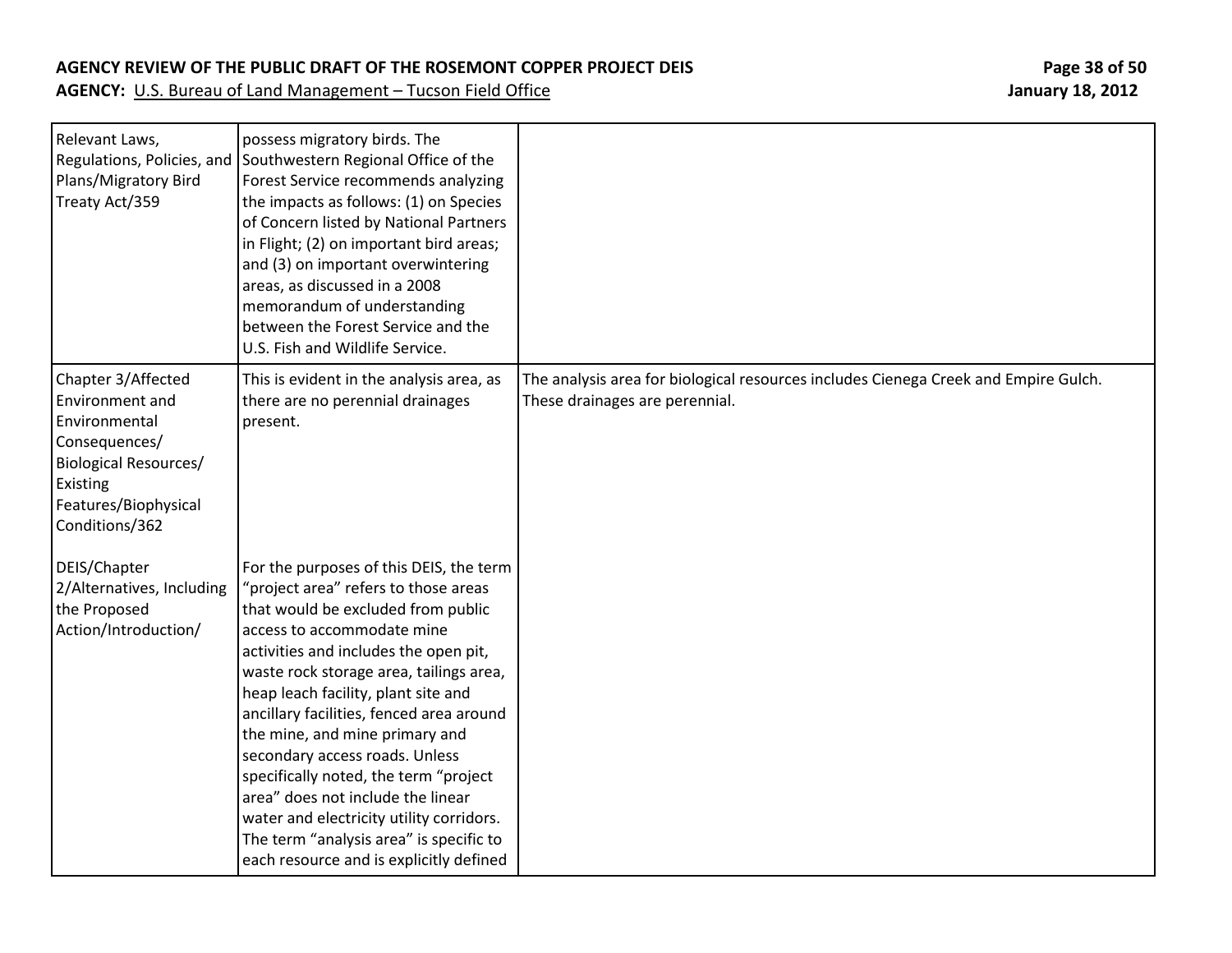| | | |
|---|---|---|
| Relevant Laws, Regulations, Policies, and Plans/Migratory Bird Treaty Act/359 | possess migratory birds. The Southwestern Regional Office of the Forest Service recommends analyzing the impacts as follows: (1) on Species of Concern listed by National Partners in Flight; (2) on important bird areas; and (3) on important overwintering areas, as discussed in a 2008 memorandum of understanding between the Forest Service and the U.S. Fish and Wildlife Service. | |
| Chapter 3/Affected Environment and Environmental Consequences/ Biological Resources/ Existing Features/Biophysical Conditions/362<br><br>DEIS/Chapter 2/Alternatives, Including the Proposed Action/Introduction/ | This is evident in the analysis area, as there are no perennial drainages present.<br><br>For the purposes of this DEIS, the term "project area" refers to those areas that would be excluded from public access to accommodate mine activities and includes the open pit, waste rock storage area, tailings area, heap leach facility, plant site and ancillary facilities, fenced area around the mine, and mine primary and secondary access roads. Unless specifically noted, the term "project area" does not include the linear water and electricity utility corridors. The term "analysis area" is specific to each resource and is explicitly defined | The analysis area for biological resources includes Cienega Creek and Empire Gulch. These drainages are perennial. |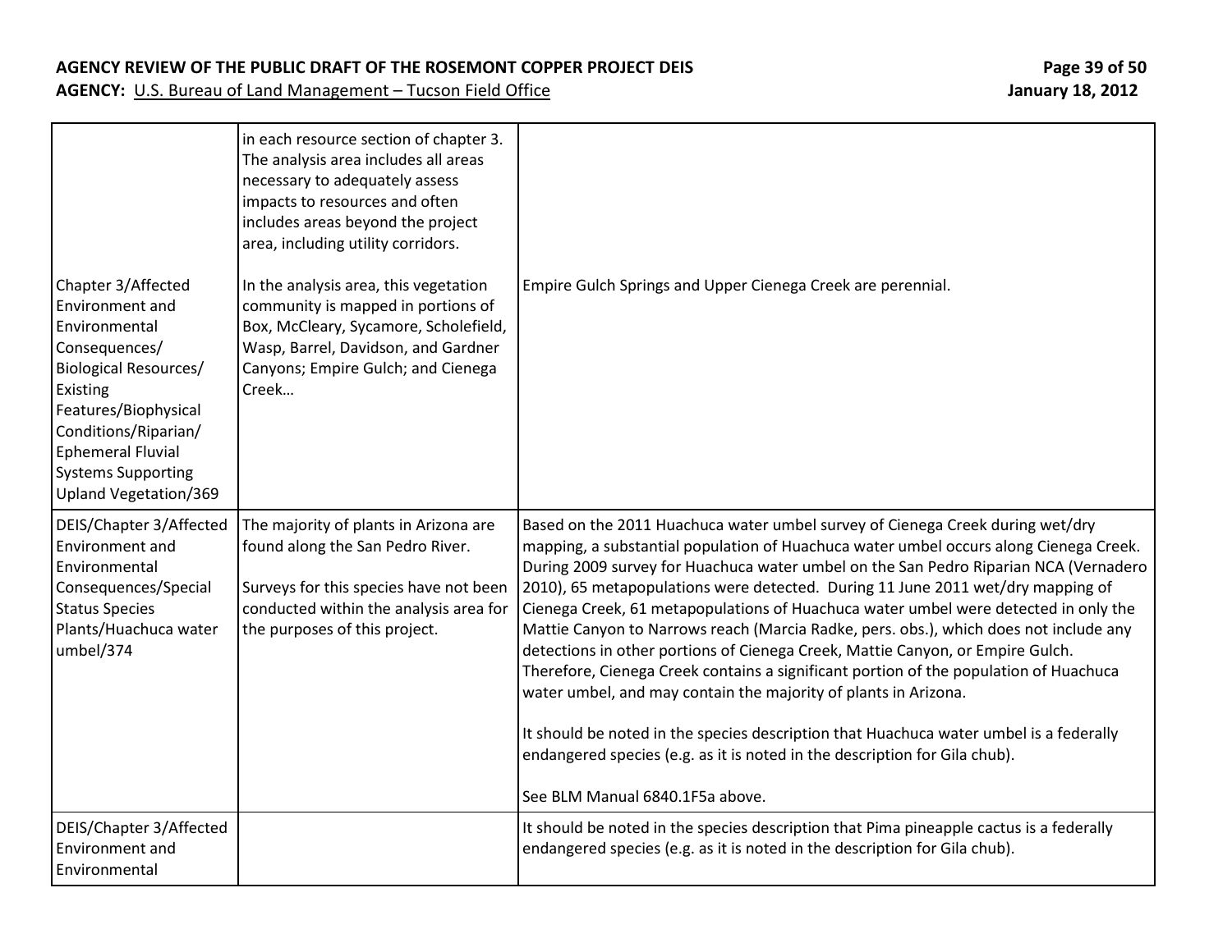| | | |
|---|---|---|
| Chapter 3/Affected Environment and Environmental Consequences/ Biological Resources/ Existing Features/Biophysical Conditions/Riparian/ Ephemeral Fluvial Systems Supporting Upland Vegetation/369 | in each resource section of chapter 3. The analysis area includes all areas necessary to adequately assess impacts to resources and often includes areas beyond the project area, including utility corridors.<br><br>In the analysis area, this vegetation community is mapped in portions of Box, McCleary, Sycamore, Scholefield, Wasp, Barrel, Davidson, and Gardner Canyons; Empire Gulch; and Cienega Creek… | Empire Gulch Springs and Upper Cienega Creek are perennial. |
| DEIS/Chapter 3/Affected Environment and Environmental Consequences/Special Status Species Plants/Huachuca water umbel/374 | The majority of plants in Arizona are found along the San Pedro River.<br><br>Surveys for this species have not been conducted within the analysis area for the purposes of this project. | Based on the 2011 Huachuca water umbel survey of Cienega Creek during wet/dry mapping, a substantial population of Huachuca water umbel occurs along Cienega Creek. During 2009 survey for Huachuca water umbel on the San Pedro Riparian NCA (Vernadero 2010), 65 metapopulations were detected. During 11 June 2011 wet/dry mapping of Cienega Creek, 61 metapopulations of Huachuca water umbel were detected in only the Mattie Canyon to Narrows reach (Marcia Radke, pers. obs.), which does not include any detections in other portions of Cienega Creek, Mattie Canyon, or Empire Gulch. Therefore, Cienega Creek contains a significant portion of the population of Huachuca water umbel, and may contain the majority of plants in Arizona.<br><br>It should be noted in the species description that Huachuca water umbel is a federally endangered species (e.g. as it is noted in the description for Gila chub).<br><br>See BLM Manual 6840.1F5a above. |
| DEIS/Chapter 3/Affected Environment and Environmental | | It should be noted in the species description that Pima pineapple cactus is a federally endangered species (e.g. as it is noted in the description for Gila chub). |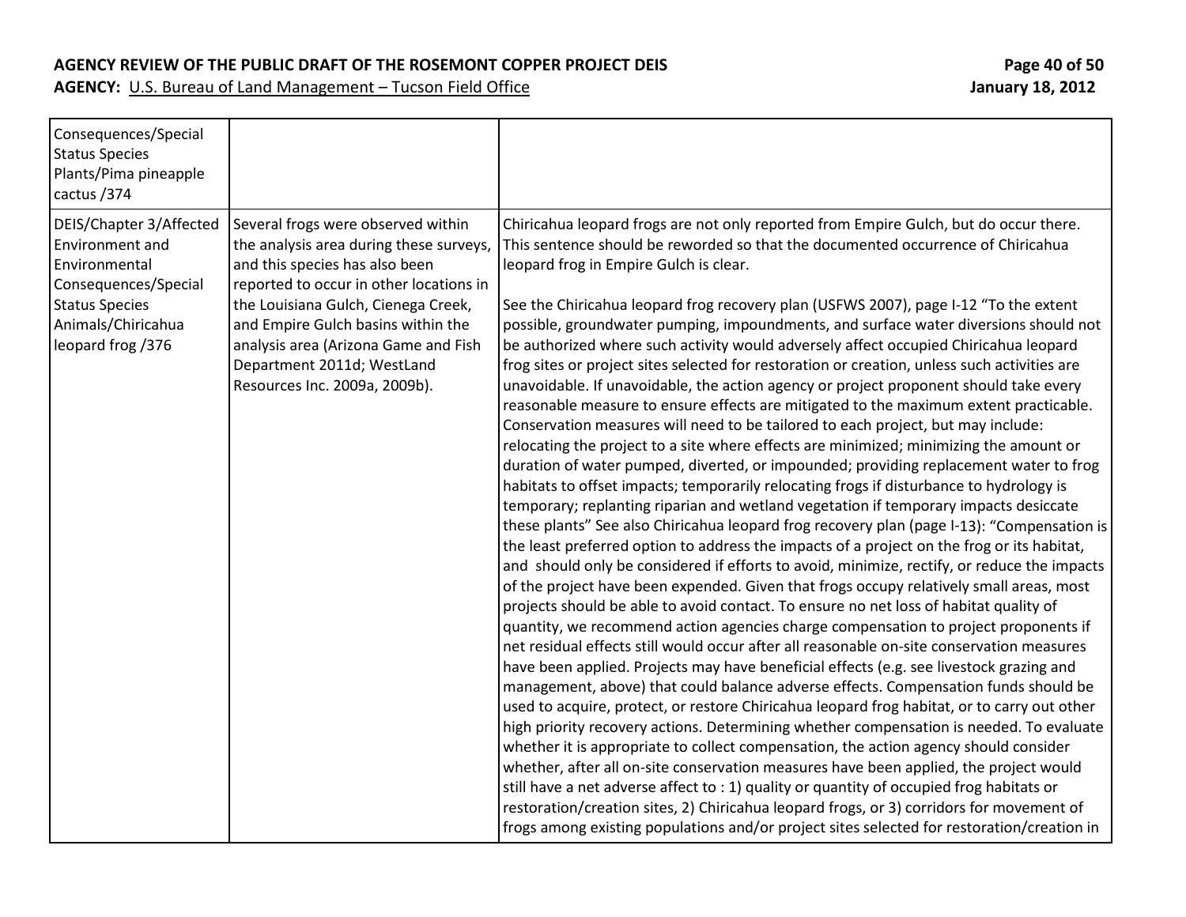**AGENCY REVIEW OF THE PUBLIC DRAFT OF THE ROSEMONT COPPER PROJECT DEIS**
**AGENCY:** U.S. Bureau of Land Management – Tucson Field Office

**January 18, 2012**

| | | |
|---|---|---|
| Consequences/Special Status Species Plants/Pima pineapple cactus /374 | | |
| DEIS/Chapter 3/Affected Environment and Environmental Consequences/Special Status Species Animals/Chiricahua leopard frog /376 | Several frogs were observed within the analysis area during these surveys, and this species has also been reported to occur in other locations in the Louisiana Gulch, Cienega Creek, and Empire Gulch basins within the analysis area (Arizona Game and Fish Department 2011d; WestLand Resources Inc. 2009a, 2009b). | Chiricahua leopard frogs are not only reported from Empire Gulch, but do occur there. This sentence should be reworded so that the documented occurrence of Chiricahua leopard frog in Empire Gulch is clear.<br><br>See the Chiricahua leopard frog recovery plan (USFWS 2007), page I-12 "To the extent possible, groundwater pumping, impoundments, and surface water diversions should not be authorized where such activity would adversely affect occupied Chiricahua leopard frog sites or project sites selected for restoration or creation, unless such activities are unavoidable. If unavoidable, the action agency or project proponent should take every reasonable measure to ensure effects are mitigated to the maximum extent practicable. Conservation measures will need to be tailored to each project, but may include: relocating the project to a site where effects are minimized; minimizing the amount or duration of water pumped, diverted, or impounded; providing replacement water to frog habitats to offset impacts; temporarily relocating frogs if disturbance to hydrology is temporary; replanting riparian and wetland vegetation if temporary impacts desiccate these plants" See also Chiricahua leopard frog recovery plan (page I-13): "Compensation is the least preferred option to address the impacts of a project on the frog or its habitat, and should only be considered if efforts to avoid, minimize, rectify, or reduce the impacts of the project have been expended. Given that frogs occupy relatively small areas, most projects should be able to avoid contact. To ensure no net loss of habitat quality of quantity, we recommend action agencies charge compensation to project proponents if net residual effects still would occur after all reasonable on-site conservation measures have been applied. Projects may have beneficial effects (e.g. see livestock grazing and management, above) that could balance adverse effects. Compensation funds should be used to acquire, protect, or restore Chiricahua leopard frog habitat, or to carry out other high priority recovery actions. Determining whether compensation is needed. To evaluate whether it is appropriate to collect compensation, the action agency should consider whether, after all on-site conservation measures have been applied, the project would still have a net adverse affect to : 1) quality or quantity of occupied frog habitats or restoration/creation sites, 2) Chiricahua leopard frogs, or 3) corridors for movement of frogs among existing populations and/or project sites selected for restoration/creation in |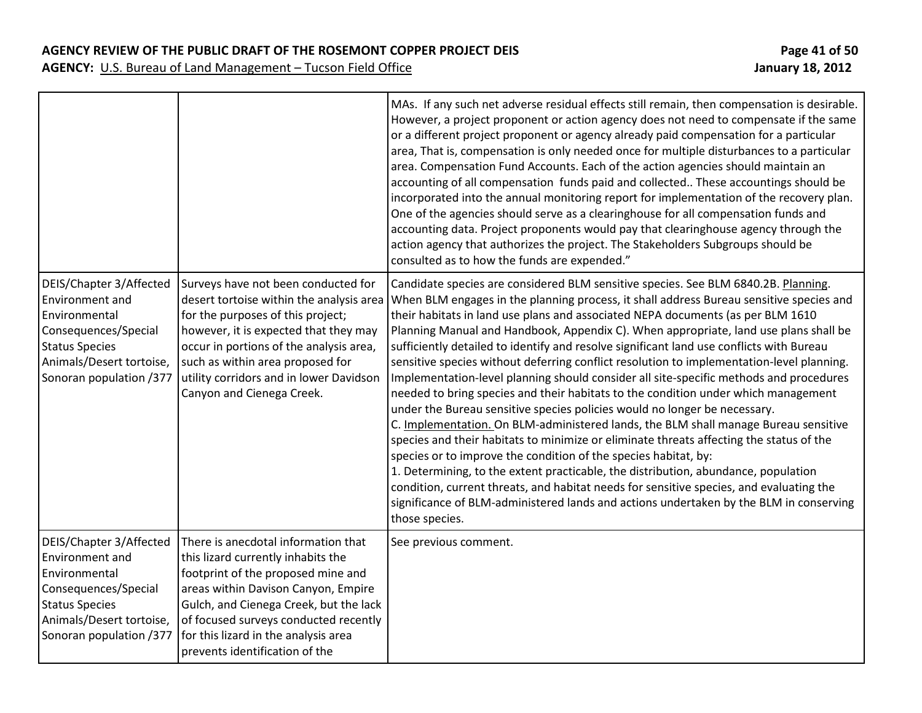| | | |
|---|---|---|
| | | MAs. If any such net adverse residual effects still remain, then compensation is desirable. However, a project proponent or action agency does not need to compensate if the same or a different project proponent or agency already paid compensation for a particular area, That is, compensation is only needed once for multiple disturbances to a particular area. Compensation Fund Accounts. Each of the action agencies should maintain an accounting of all compensation funds paid and collected.. These accountings should be incorporated into the annual monitoring report for implementation of the recovery plan. One of the agencies should serve as a clearinghouse for all compensation funds and accounting data. Project proponents would pay that clearinghouse agency through the action agency that authorizes the project. The Stakeholders Subgroups should be consulted as to how the funds are expended." |
| DEIS/Chapter 3/Affected Environment and Environmental Consequences/Special Status Species Animals/Desert tortoise, Sonoran population /377 | Surveys have not been conducted for desert tortoise within the analysis area for the purposes of this project; however, it is expected that they may occur in portions of the analysis area, such as within area proposed for utility corridors and in lower Davidson Canyon and Cienega Creek. | Candidate species are considered BLM sensitive species. See BLM 6840.2B. Planning. When BLM engages in the planning process, it shall address Bureau sensitive species and their habitats in land use plans and associated NEPA documents (as per BLM 1610 Planning Manual and Handbook, Appendix C). When appropriate, land use plans shall be sufficiently detailed to identify and resolve significant land use conflicts with Bureau sensitive species without deferring conflict resolution to implementation-level planning. Implementation-level planning should consider all site-specific methods and procedures needed to bring species and their habitats to the condition under which management under the Bureau sensitive species policies would no longer be necessary.<br>C. Implementation. On BLM-administered lands, the BLM shall manage Bureau sensitive species and their habitats to minimize or eliminate threats affecting the status of the species or to improve the condition of the species habitat, by:<br>1. Determining, to the extent practicable, the distribution, abundance, population condition, current threats, and habitat needs for sensitive species, and evaluating the significance of BLM-administered lands and actions undertaken by the BLM in conserving those species. |
| DEIS/Chapter 3/Affected Environment and Environmental Consequences/Special Status Species Animals/Desert tortoise, Sonoran population /377 | There is anecdotal information that this lizard currently inhabits the footprint of the proposed mine and areas within Davison Canyon, Empire Gulch, and Cienega Creek, but the lack of focused surveys conducted recently for this lizard in the analysis area prevents identification of the | See previous comment. |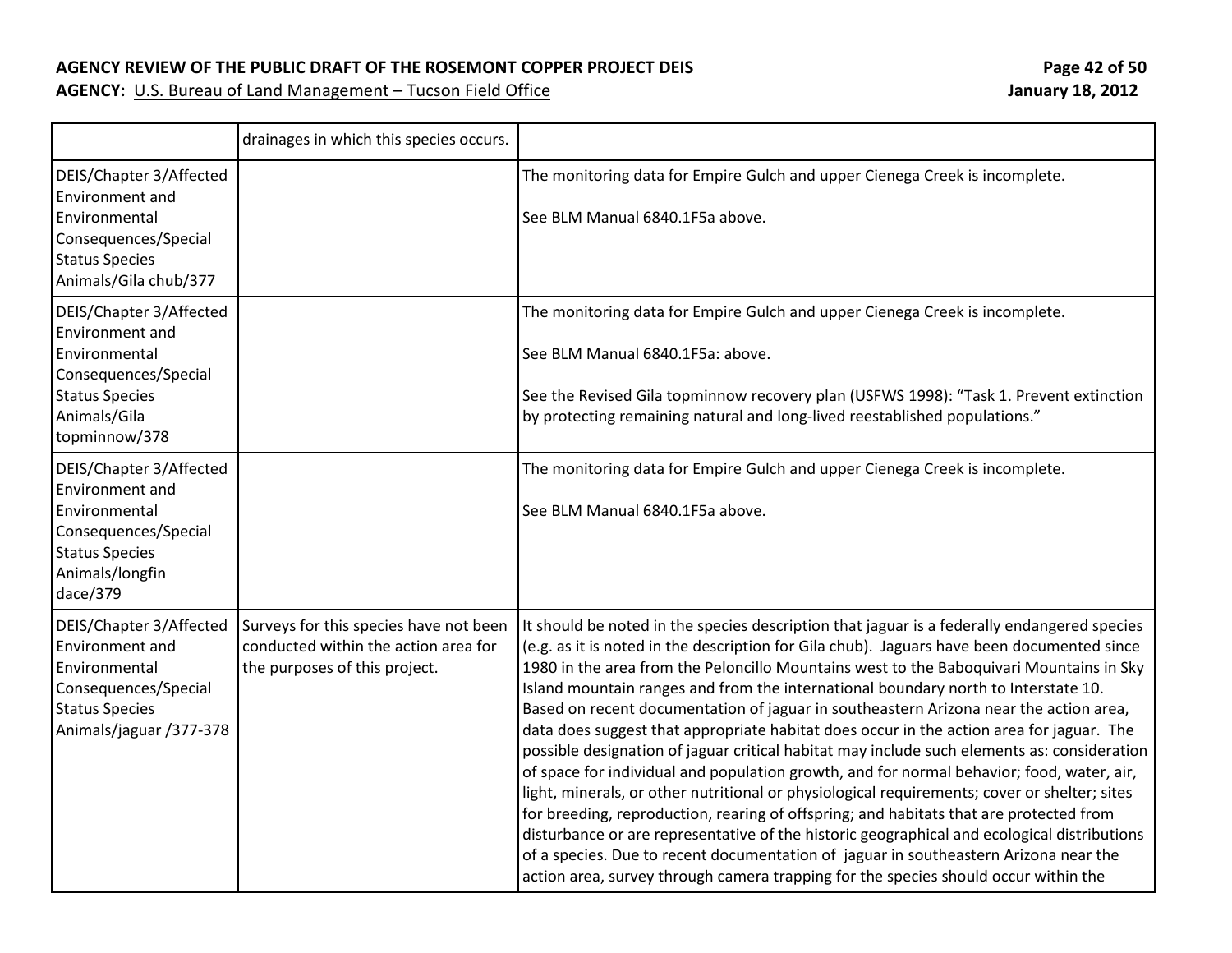| | | |
|---|---|---|
| | drainages in which this species occurs. | |
| DEIS/Chapter 3/Affected Environment and Environmental Consequences/Special Status Species Animals/Gila chub/377 | | The monitoring data for Empire Gulch and upper Cienega Creek is incomplete.<br><br>See BLM Manual 6840.1F5a above. |
| DEIS/Chapter 3/Affected Environment and Environmental Consequences/Special Status Species Animals/Gila topminnow/378 | | The monitoring data for Empire Gulch and upper Cienega Creek is incomplete.<br><br>See BLM Manual 6840.1F5a: above.<br><br>See the Revised Gila topminnow recovery plan (USFWS 1998): "Task 1. Prevent extinction by protecting remaining natural and long-lived reestablished populations." |
| DEIS/Chapter 3/Affected Environment and Environmental Consequences/Special Status Species Animals/longfin dace/379 | | The monitoring data for Empire Gulch and upper Cienega Creek is incomplete.<br><br>See BLM Manual 6840.1F5a above. |
| DEIS/Chapter 3/Affected Environment and Environmental Consequences/Special Status Species Animals/jaguar /377-378 | Surveys for this species have not been conducted within the action area for the purposes of this project. | It should be noted in the species description that jaguar is a federally endangered species (e.g. as it is noted in the description for Gila chub). Jaguars have been documented since 1980 in the area from the Peloncillo Mountains west to the Baboquivari Mountains in Sky Island mountain ranges and from the international boundary north to Interstate 10. Based on recent documentation of jaguar in southeastern Arizona near the action area, data does suggest that appropriate habitat does occur in the action area for jaguar. The possible designation of jaguar critical habitat may include such elements as: consideration of space for individual and population growth, and for normal behavior; food, water, air, light, minerals, or other nutritional or physiological requirements; cover or shelter; sites for breeding, reproduction, rearing of offspring; and habitats that are protected from disturbance or are representative of the historic geographical and ecological distributions of a species. Due to recent documentation of jaguar in southeastern Arizona near the action area, survey through camera trapping for the species should occur within the |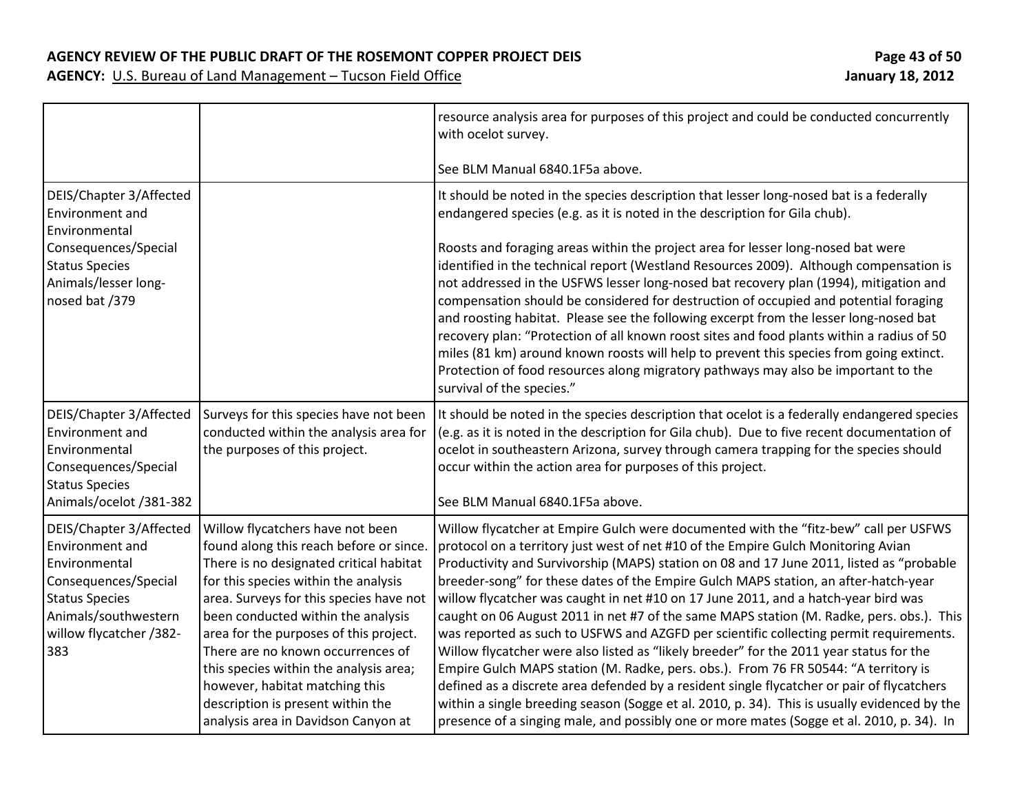| | | |
|---|---|---|
| | | resource analysis area for purposes of this project and could be conducted concurrently with ocelot survey.<br><br>See BLM Manual 6840.1F5a above. |
| DEIS/Chapter 3/Affected Environment and Environmental Consequences/Special Status Species Animals/lesser long-nosed bat /379 | | It should be noted in the species description that lesser long-nosed bat is a federally endangered species (e.g. as it is noted in the description for Gila chub).<br><br>Roosts and foraging areas within the project area for lesser long-nosed bat were identified in the technical report (Westland Resources 2009). Although compensation is not addressed in the USFWS lesser long-nosed bat recovery plan (1994), mitigation and compensation should be considered for destruction of occupied and potential foraging and roosting habitat. Please see the following excerpt from the lesser long-nosed bat recovery plan: "Protection of all known roost sites and food plants within a radius of 50 miles (81 km) around known roosts will help to prevent this species from going extinct. Protection of food resources along migratory pathways may also be important to the survival of the species." |
| DEIS/Chapter 3/Affected Environment and Environmental Consequences/Special Status Species Animals/ocelot /381-382 | Surveys for this species have not been conducted within the analysis area for the purposes of this project. | It should be noted in the species description that ocelot is a federally endangered species (e.g. as it is noted in the description for Gila chub). Due to five recent documentation of ocelot in southeastern Arizona, survey through camera trapping for the species should occur within the action area for purposes of this project.<br><br>See BLM Manual 6840.1F5a above. |
| DEIS/Chapter 3/Affected Environment and Environmental Consequences/Special Status Species Animals/southwestern willow flycatcher /382-383 | Willow flycatchers have not been found along this reach before or since. There is no designated critical habitat for this species within the analysis area. Surveys for this species have not been conducted within the analysis area for the purposes of this project. There are no known occurrences of this species within the analysis area; however, habitat matching this description is present within the analysis area in Davidson Canyon at | Willow flycatcher at Empire Gulch were documented with the "fitz-bew" call per USFWS protocol on a territory just west of net #10 of the Empire Gulch Monitoring Avian Productivity and Survivorship (MAPS) station on 08 and 17 June 2011, listed as "probable breeder-song" for these dates of the Empire Gulch MAPS station, an after-hatch-year willow flycatcher was caught in net #10 on 17 June 2011, and a hatch-year bird was caught on 06 August 2011 in net #7 of the same MAPS station (M. Radke, pers. obs.). This was reported as such to USFWS and AZGFD per scientific collecting permit requirements. Willow flycatcher were also listed as "likely breeder" for the 2011 year status for the Empire Gulch MAPS station (M. Radke, pers. obs.). From 76 FR 50544: "A territory is defined as a discrete area defended by a resident single flycatcher or pair of flycatchers within a single breeding season (Sogge et al. 2010, p. 34). This is usually evidenced by the presence of a singing male, and possibly one or more mates (Sogge et al. 2010, p. 34). In |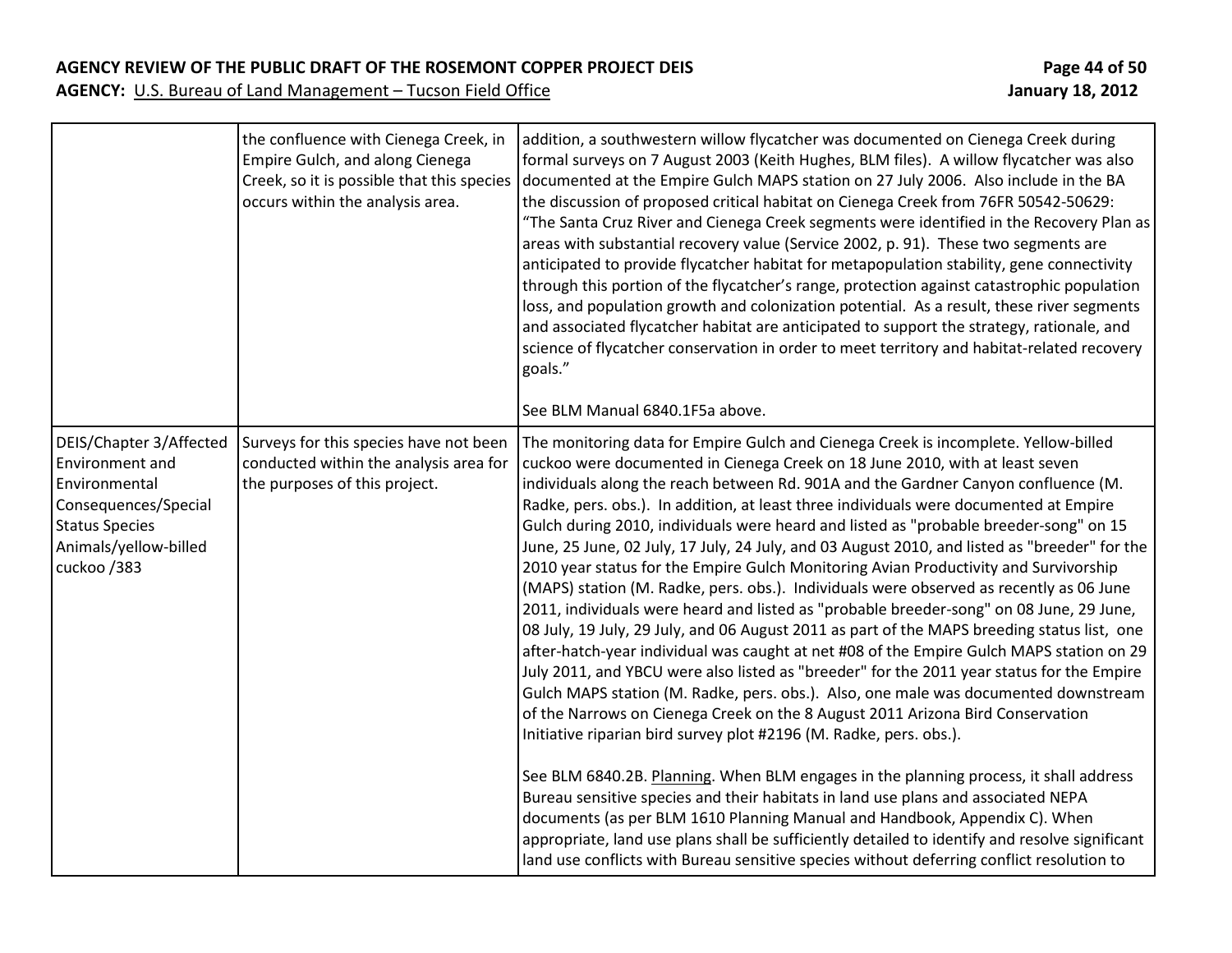| | | |
|---|---|---|
| | the confluence with Cienega Creek, in Empire Gulch, and along Cienega Creek, so it is possible that this species occurs within the analysis area. | addition, a southwestern willow flycatcher was documented on Cienega Creek during formal surveys on 7 August 2003 (Keith Hughes, BLM files). A willow flycatcher was also documented at the Empire Gulch MAPS station on 27 July 2006. Also include in the BA the discussion of proposed critical habitat on Cienega Creek from 76FR 50542-50629: "The Santa Cruz River and Cienega Creek segments were identified in the Recovery Plan as areas with substantial recovery value (Service 2002, p. 91). These two segments are anticipated to provide flycatcher habitat for metapopulation stability, gene connectivity through this portion of the flycatcher's range, protection against catastrophic population loss, and population growth and colonization potential. As a result, these river segments and associated flycatcher habitat are anticipated to support the strategy, rationale, and science of flycatcher conservation in order to meet territory and habitat-related recovery goals."<br><br>See BLM Manual 6840.1F5a above. |
| DEIS/Chapter 3/Affected Environment and Environmental Consequences/Special Status Species Animals/yellow-billed cuckoo /383 | Surveys for this species have not been conducted within the analysis area for the purposes of this project. | The monitoring data for Empire Gulch and Cienega Creek is incomplete. Yellow-billed cuckoo were documented in Cienega Creek on 18 June 2010, with at least seven individuals along the reach between Rd. 901A and the Gardner Canyon confluence (M. Radke, pers. obs.). In addition, at least three individuals were documented at Empire Gulch during 2010, individuals were heard and listed as "probable breeder-song" on 15 June, 25 June, 02 July, 17 July, 24 July, and 03 August 2010, and listed as "breeder" for the 2010 year status for the Empire Gulch Monitoring Avian Productivity and Survivorship (MAPS) station (M. Radke, pers. obs.). Individuals were observed as recently as 06 June 2011, individuals were heard and listed as "probable breeder-song" on 08 June, 29 June, 08 July, 19 July, 29 July, and 06 August 2011 as part of the MAPS breeding status list, one after-hatch-year individual was caught at net #08 of the Empire Gulch MAPS station on 29 July 2011, and YBCU were also listed as "breeder" for the 2011 year status for the Empire Gulch MAPS station (M. Radke, pers. obs.). Also, one male was documented downstream of the Narrows on Cienega Creek on the 8 August 2011 Arizona Bird Conservation Initiative riparian bird survey plot #2196 (M. Radke, pers. obs.).<br><br>See BLM 6840.2B. Planning. When BLM engages in the planning process, it shall address Bureau sensitive species and their habitats in land use plans and associated NEPA documents (as per BLM 1610 Planning Manual and Handbook, Appendix C). When appropriate, land use plans shall be sufficiently detailed to identify and resolve significant land use conflicts with Bureau sensitive species without deferring conflict resolution to |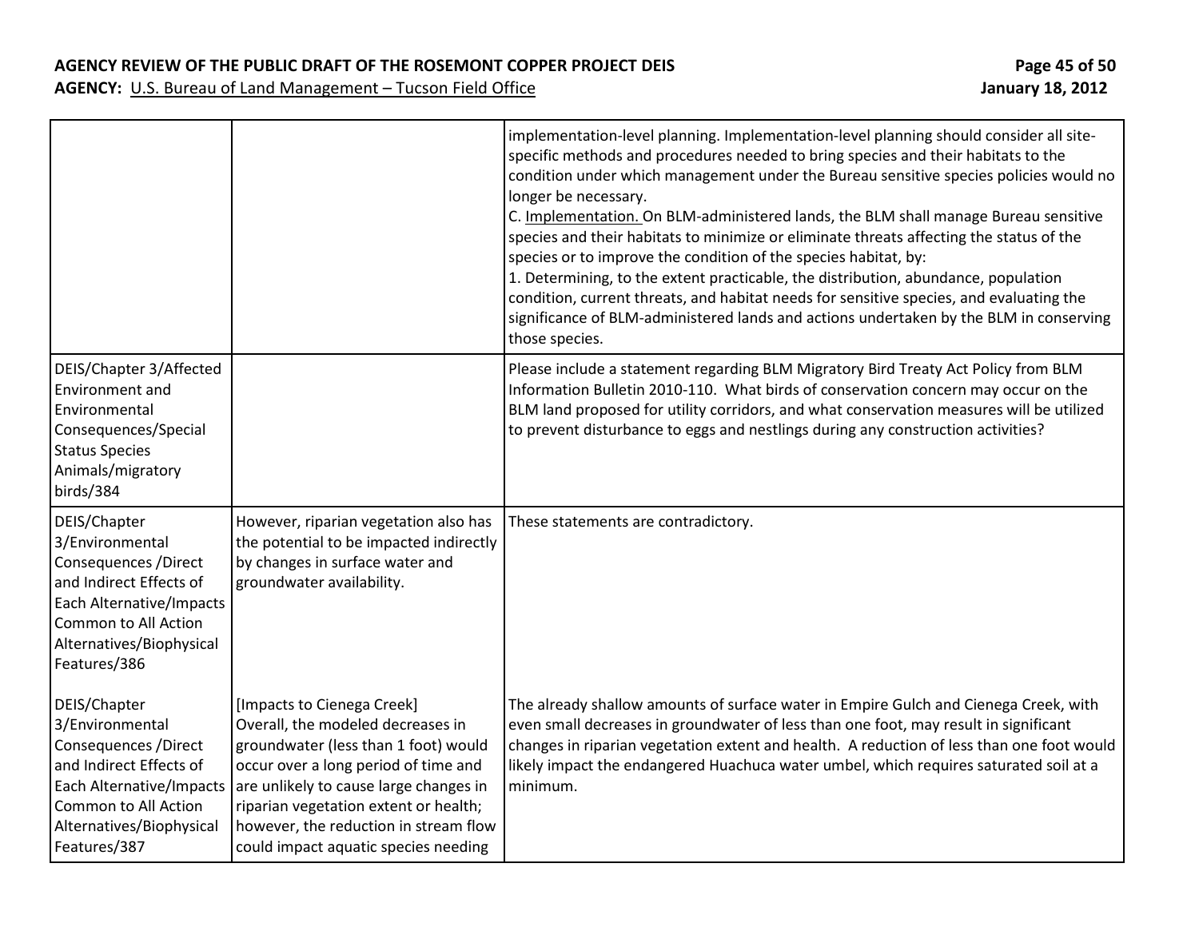| | | |
|---|---|---|
| | | implementation-level planning. Implementation-level planning should consider all site-specific methods and procedures needed to bring species and their habitats to the condition under which management under the Bureau sensitive species policies would no longer be necessary.<br>C. Implementation. On BLM-administered lands, the BLM shall manage Bureau sensitive species and their habitats to minimize or eliminate threats affecting the status of the species or to improve the condition of the species habitat, by:<br>1. Determining, to the extent practicable, the distribution, abundance, population condition, current threats, and habitat needs for sensitive species, and evaluating the significance of BLM-administered lands and actions undertaken by the BLM in conserving those species. |
| DEIS/Chapter 3/Affected Environment and Environmental Consequences/Special Status Species Animals/migratory birds/384 | | Please include a statement regarding BLM Migratory Bird Treaty Act Policy from BLM Information Bulletin 2010-110. What birds of conservation concern may occur on the BLM land proposed for utility corridors, and what conservation measures will be utilized to prevent disturbance to eggs and nestlings during any construction activities? |
| DEIS/Chapter 3/Environmental Consequences /Direct and Indirect Effects of Each Alternative/Impacts Common to All Action Alternatives/Biophysical Features/386<br><br>DEIS/Chapter 3/Environmental Consequences /Direct and Indirect Effects of Each Alternative/Impacts Common to All Action Alternatives/Biophysical Features/387 | However, riparian vegetation also has the potential to be impacted indirectly by changes in surface water and groundwater availability.<br><br>[Impacts to Cienega Creek]<br>Overall, the modeled decreases in groundwater (less than 1 foot) would occur over a long period of time and are unlikely to cause large changes in riparian vegetation extent or health; however, the reduction in stream flow could impact aquatic species needing | These statements are contradictory.<br><br>The already shallow amounts of surface water in Empire Gulch and Cienega Creek, with even small decreases in groundwater of less than one foot, may result in significant changes in riparian vegetation extent and health. A reduction of less than one foot would likely impact the endangered Huachuca water umbel, which requires saturated soil at a minimum. |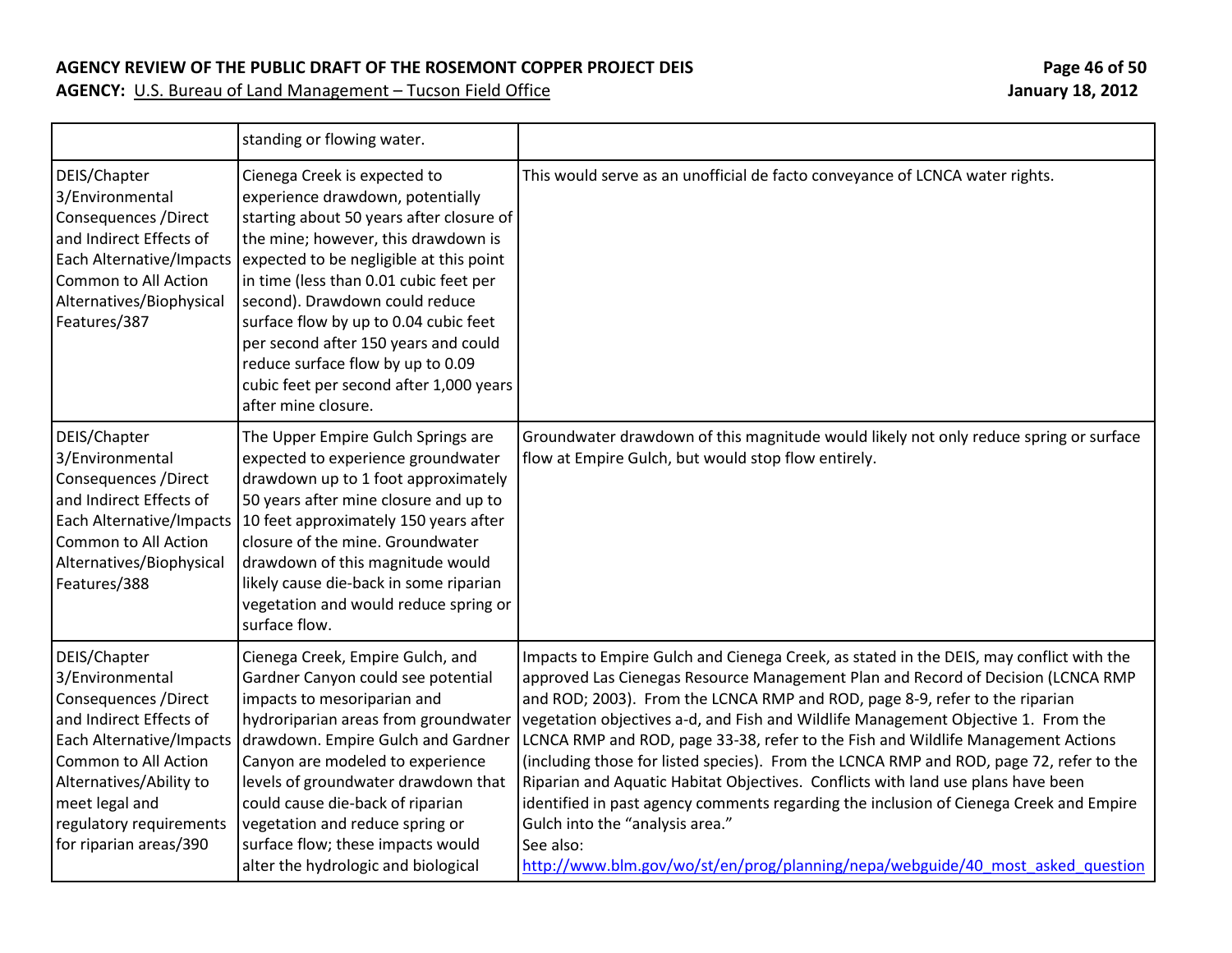| | | |
|---|---|---|
| | standing or flowing water. | |
| DEIS/Chapter 3/Environmental Consequences /Direct and Indirect Effects of Each Alternative/Impacts Common to All Action Alternatives/Biophysical Features/387 | Cienega Creek is expected to experience drawdown, potentially starting about 50 years after closure of the mine; however, this drawdown is expected to be negligible at this point in time (less than 0.01 cubic feet per second). Drawdown could reduce surface flow by up to 0.04 cubic feet per second after 150 years and could reduce surface flow by up to 0.09 cubic feet per second after 1,000 years after mine closure. | This would serve as an unofficial de facto conveyance of LCNCA water rights. |
| DEIS/Chapter 3/Environmental Consequences /Direct and Indirect Effects of Each Alternative/Impacts Common to All Action Alternatives/Biophysical Features/388 | The Upper Empire Gulch Springs are expected to experience groundwater drawdown up to 1 foot approximately 50 years after mine closure and up to 10 feet approximately 150 years after closure of the mine. Groundwater drawdown of this magnitude would likely cause die-back in some riparian vegetation and would reduce spring or surface flow. | Groundwater drawdown of this magnitude would likely not only reduce spring or surface flow at Empire Gulch, but would stop flow entirely. |
| DEIS/Chapter 3/Environmental Consequences /Direct and Indirect Effects of Each Alternative/Impacts Common to All Action Alternatives/Ability to meet legal and regulatory requirements for riparian areas/390 | Cienega Creek, Empire Gulch, and Gardner Canyon could see potential impacts to mesoriparian and hydroriparian areas from groundwater drawdown. Empire Gulch and Gardner Canyon are modeled to experience levels of groundwater drawdown that could cause die-back of riparian vegetation and reduce spring or surface flow; these impacts would alter the hydrologic and biological | Impacts to Empire Gulch and Cienega Creek, as stated in the DEIS, may conflict with the approved Las Cienegas Resource Management Plan and Record of Decision (LCNCA RMP and ROD; 2003). From the LCNCA RMP and ROD, page 8-9, refer to the riparian vegetation objectives a-d, and Fish and Wildlife Management Objective 1. From the LCNCA RMP and ROD, page 33-38, refer to the Fish and Wildlife Management Actions (including those for listed species). From the LCNCA RMP and ROD, page 72, refer to the Riparian and Aquatic Habitat Objectives. Conflicts with land use plans have been identified in past agency comments regarding the inclusion of Cienega Creek and Empire Gulch into the "analysis area."<br>See also:<br>http://www.blm.gov/wo/st/en/prog/planning/nepa/webguide/40_most_asked_question |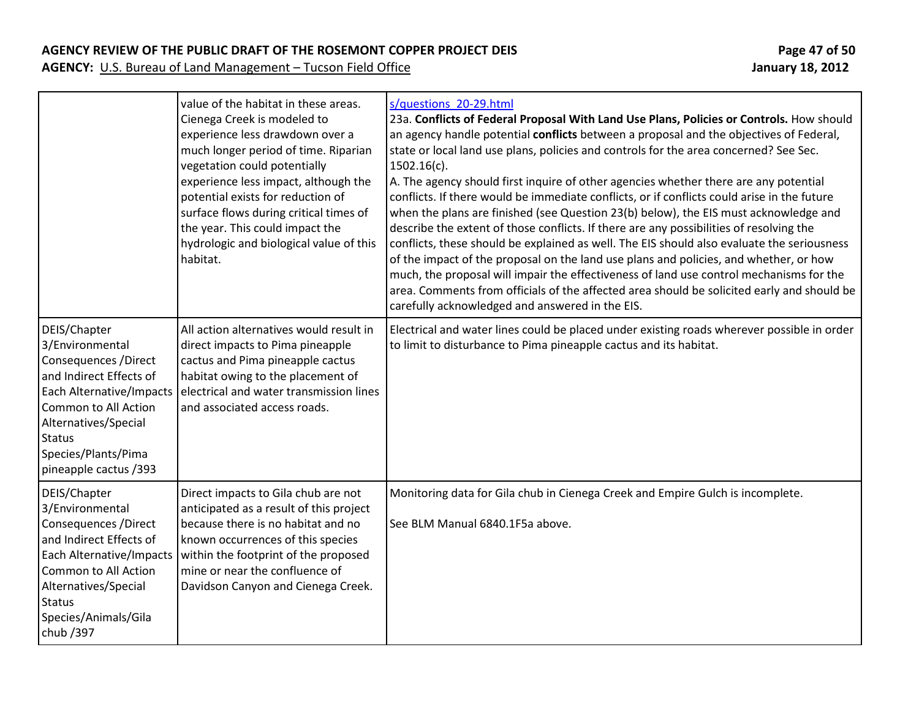| | | |
|---|---|---|
| | value of the habitat in these areas. Cienega Creek is modeled to experience less drawdown over a much longer period of time. Riparian vegetation could potentially experience less impact, although the potential exists for reduction of surface flows during critical times of the year. This could impact the hydrologic and biological value of this habitat. | s/questions_20-29.html<br>23a. **Conflicts of Federal Proposal With Land Use Plans, Policies or Controls.** How should an agency handle potential **conflicts** between a proposal and the objectives of Federal, state or local land use plans, policies and controls for the area concerned? See Sec. 1502.16(c).<br>A. The agency should first inquire of other agencies whether there are any potential conflicts. If there would be immediate conflicts, or if conflicts could arise in the future when the plans are finished (see Question 23(b) below), the EIS must acknowledge and describe the extent of those conflicts. If there are any possibilities of resolving the conflicts, these should be explained as well. The EIS should also evaluate the seriousness of the impact of the proposal on the land use plans and policies, and whether, or how much, the proposal will impair the effectiveness of land use control mechanisms for the area. Comments from officials of the affected area should be solicited early and should be carefully acknowledged and answered in the EIS. |
| DEIS/Chapter 3/Environmental Consequences /Direct and Indirect Effects of Each Alternative/Impacts Common to All Action Alternatives/Special Status Species/Plants/Pima pineapple cactus /393 | All action alternatives would result in direct impacts to Pima pineapple cactus and Pima pineapple cactus habitat owing to the placement of electrical and water transmission lines and associated access roads. | Electrical and water lines could be placed under existing roads wherever possible in order to limit to disturbance to Pima pineapple cactus and its habitat. |
| DEIS/Chapter 3/Environmental Consequences /Direct and Indirect Effects of Each Alternative/Impacts Common to All Action Alternatives/Special Status Species/Animals/Gila chub /397 | Direct impacts to Gila chub are not anticipated as a result of this project because there is no habitat and no known occurrences of this species within the footprint of the proposed mine or near the confluence of Davidson Canyon and Cienega Creek. | Monitoring data for Gila chub in Cienega Creek and Empire Gulch is incomplete.<br><br>See BLM Manual 6840.1F5a above. |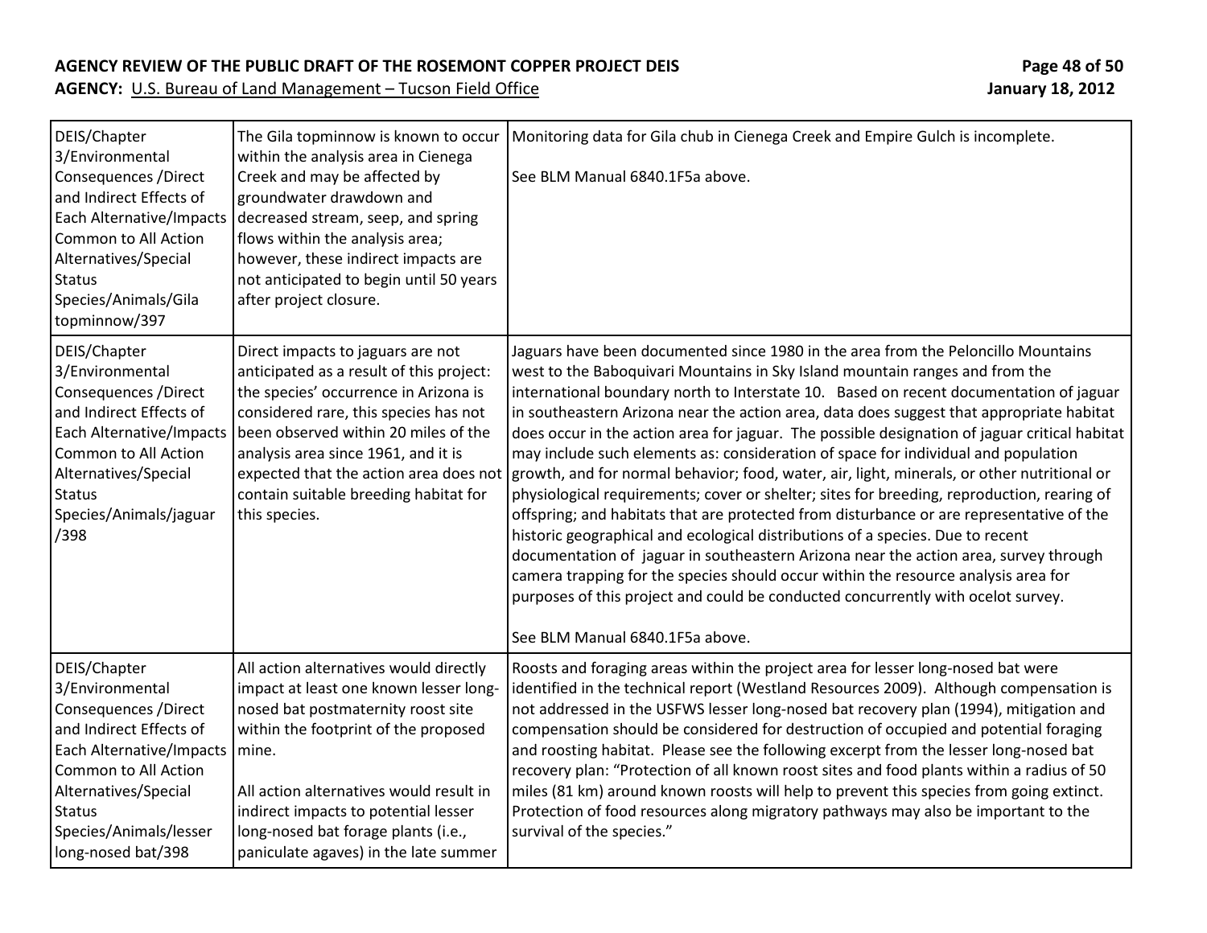**AGENCY REVIEW OF THE PUBLIC DRAFT OF THE ROSEMONT COPPER PROJECT DEIS**
**AGENCY:** U.S. Bureau of Land Management – Tucson Field Office
**January 18, 2012**

| | | |
|---|---|---|
| DEIS/Chapter 3/Environmental Consequences /Direct and Indirect Effects of Each Alternative/Impacts Common to All Action Alternatives/Special Status Species/Animals/Gila topminnow/397 | The Gila topminnow is known to occur within the analysis area in Cienega Creek and may be affected by groundwater drawdown and decreased stream, seep, and spring flows within the analysis area; however, these indirect impacts are not anticipated to begin until 50 years after project closure. | Monitoring data for Gila chub in Cienega Creek and Empire Gulch is incomplete.<br><br>See BLM Manual 6840.1F5a above. |
| DEIS/Chapter 3/Environmental Consequences /Direct and Indirect Effects of Each Alternative/Impacts Common to All Action Alternatives/Special Status Species/Animals/jaguar /398 | Direct impacts to jaguars are not anticipated as a result of this project: the species' occurrence in Arizona is considered rare, this species has not been observed within 20 miles of the analysis area since 1961, and it is expected that the action area does not contain suitable breeding habitat for this species. | Jaguars have been documented since 1980 in the area from the Peloncillo Mountains west to the Baboquivari Mountains in Sky Island mountain ranges and from the international boundary north to Interstate 10. Based on recent documentation of jaguar in southeastern Arizona near the action area, data does suggest that appropriate habitat does occur in the action area for jaguar. The possible designation of jaguar critical habitat may include such elements as: consideration of space for individual and population growth, and for normal behavior; food, water, air, light, minerals, or other nutritional or physiological requirements; cover or shelter; sites for breeding, reproduction, rearing of offspring; and habitats that are protected from disturbance or are representative of the historic geographical and ecological distributions of a species. Due to recent documentation of jaguar in southeastern Arizona near the action area, survey through camera trapping for the species should occur within the resource analysis area for purposes of this project and could be conducted concurrently with ocelot survey.<br><br>See BLM Manual 6840.1F5a above. |
| DEIS/Chapter 3/Environmental Consequences /Direct and Indirect Effects of Each Alternative/Impacts Common to All Action Alternatives/Special Status Species/Animals/lesser long-nosed bat/398 | All action alternatives would directly impact at least one known lesser long-nosed bat postmaternity roost site within the footprint of the proposed mine.<br><br>All action alternatives would result in indirect impacts to potential lesser long-nosed bat forage plants (i.e., paniculate agaves) in the late summer | Roosts and foraging areas within the project area for lesser long-nosed bat were identified in the technical report (Westland Resources 2009). Although compensation is not addressed in the USFWS lesser long-nosed bat recovery plan (1994), mitigation and compensation should be considered for destruction of occupied and potential foraging and roosting habitat. Please see the following excerpt from the lesser long-nosed bat recovery plan: "Protection of all known roost sites and food plants within a radius of 50 miles (81 km) around known roosts will help to prevent this species from going extinct. Protection of food resources along migratory pathways may also be important to the survival of the species." |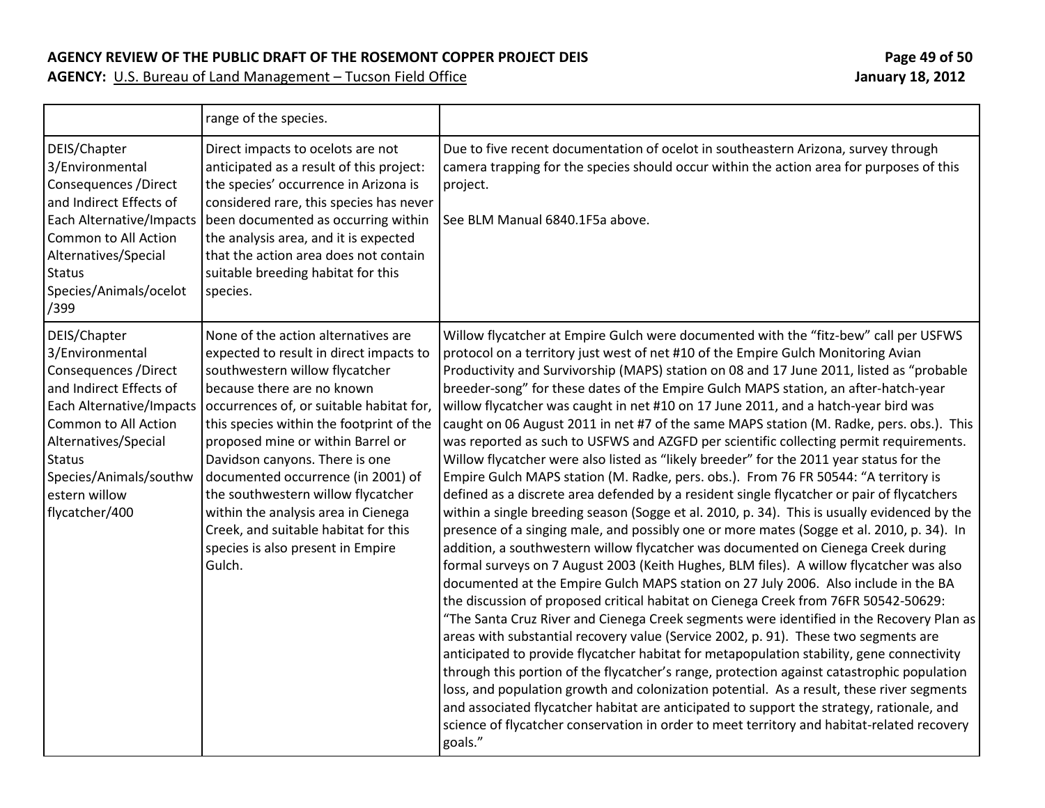|  |  |  |
|---|---|---|
|  | range of the species. |  |
| DEIS/Chapter 3/Environmental Consequences /Direct and Indirect Effects of Each Alternative/Impacts Common to All Action Alternatives/Special Status Species/Animals/ocelot /399 | Direct impacts to ocelots are not anticipated as a result of this project: the species' occurrence in Arizona is considered rare, this species has never been documented as occurring within the analysis area, and it is expected that the action area does not contain suitable breeding habitat for this species. | Due to five recent documentation of ocelot in southeastern Arizona, survey through camera trapping for the species should occur within the action area for purposes of this project.<br><br>See BLM Manual 6840.1F5a above. |
| DEIS/Chapter 3/Environmental Consequences /Direct and Indirect Effects of Each Alternative/Impacts Common to All Action Alternatives/Special Status Species/Animals/southwestern willow flycatcher/400 | None of the action alternatives are expected to result in direct impacts to southwestern willow flycatcher because there are no known occurrences of, or suitable habitat for, this species within the footprint of the proposed mine or within Barrel or Davidson canyons. There is one documented occurrence (in 2001) of the southwestern willow flycatcher within the analysis area in Cienega Creek, and suitable habitat for this species is also present in Empire Gulch. | Willow flycatcher at Empire Gulch were documented with the "fitz-bew" call per USFWS protocol on a territory just west of net #10 of the Empire Gulch Monitoring Avian Productivity and Survivorship (MAPS) station on 08 and 17 June 2011, listed as "probable breeder-song" for these dates of the Empire Gulch MAPS station, an after-hatch-year willow flycatcher was caught in net #10 on 17 June 2011, and a hatch-year bird was caught on 06 August 2011 in net #7 of the same MAPS station (M. Radke, pers. obs.). This was reported as such to USFWS and AZGFD per scientific collecting permit requirements. Willow flycatcher were also listed as "likely breeder" for the 2011 year status for the Empire Gulch MAPS station (M. Radke, pers. obs.). From 76 FR 50544: "A territory is defined as a discrete area defended by a resident single flycatcher or pair of flycatchers within a single breeding season (Sogge et al. 2010, p. 34). This is usually evidenced by the presence of a singing male, and possibly one or more mates (Sogge et al. 2010, p. 34). In addition, a southwestern willow flycatcher was documented on Cienega Creek during formal surveys on 7 August 2003 (Keith Hughes, BLM files). A willow flycatcher was also documented at the Empire Gulch MAPS station on 27 July 2006. Also include in the BA the discussion of proposed critical habitat on Cienega Creek from 76FR 50542-50629: "The Santa Cruz River and Cienega Creek segments were identified in the Recovery Plan as areas with substantial recovery value (Service 2002, p. 91). These two segments are anticipated to provide flycatcher habitat for metapopulation stability, gene connectivity through this portion of the flycatcher's range, protection against catastrophic population loss, and population growth and colonization potential. As a result, these river segments and associated flycatcher habitat are anticipated to support the strategy, rationale, and science of flycatcher conservation in order to meet territory and habitat-related recovery goals." |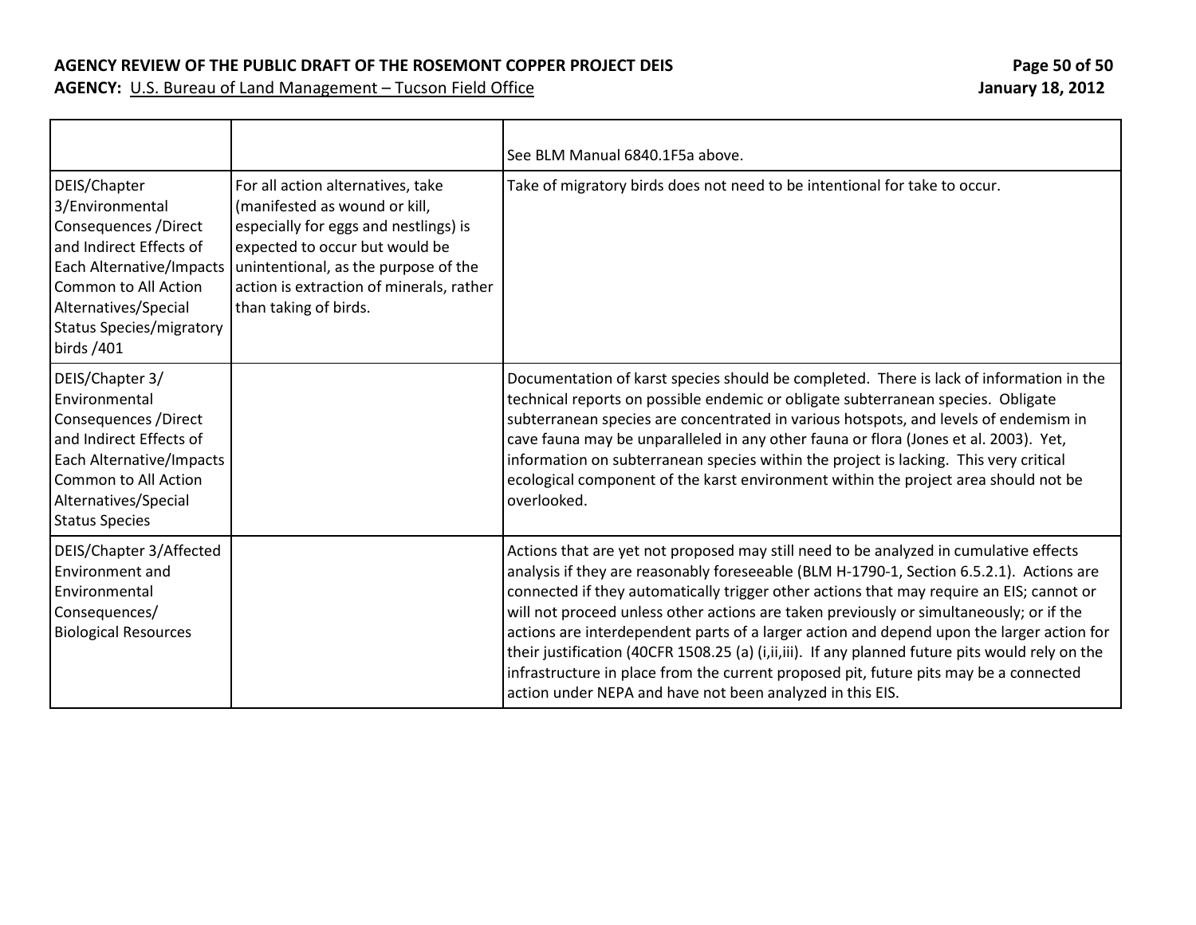| | | |
|---|---|---|
| | | See BLM Manual 6840.1F5a above. |
| DEIS/Chapter 3/Environmental Consequences /Direct and Indirect Effects of Each Alternative/Impacts Common to All Action Alternatives/Special Status Species/migratory birds /401 | For all action alternatives, take (manifested as wound or kill, especially for eggs and nestlings) is expected to occur but would be unintentional, as the purpose of the action is extraction of minerals, rather than taking of birds. | Take of migratory birds does not need to be intentional for take to occur. |
| DEIS/Chapter 3/ Environmental Consequences /Direct and Indirect Effects of Each Alternative/Impacts Common to All Action Alternatives/Special Status Species | | Documentation of karst species should be completed. There is lack of information in the technical reports on possible endemic or obligate subterranean species. Obligate subterranean species are concentrated in various hotspots, and levels of endemism in cave fauna may be unparalleled in any other fauna or flora (Jones et al. 2003). Yet, information on subterranean species within the project is lacking. This very critical ecological component of the karst environment within the project area should not be overlooked. |
| DEIS/Chapter 3/Affected Environment and Environmental Consequences/ Biological Resources | | Actions that are yet not proposed may still need to be analyzed in cumulative effects analysis if they are reasonably foreseeable (BLM H-1790-1, Section 6.5.2.1). Actions are connected if they automatically trigger other actions that may require an EIS; cannot or will not proceed unless other actions are taken previously or simultaneously; or if the actions are interdependent parts of a larger action and depend upon the larger action for their justification (40CFR 1508.25 (a) (i,ii,iii). If any planned future pits would rely on the infrastructure in place from the current proposed pit, future pits may be a connected action under NEPA and have not been analyzed in this EIS. |